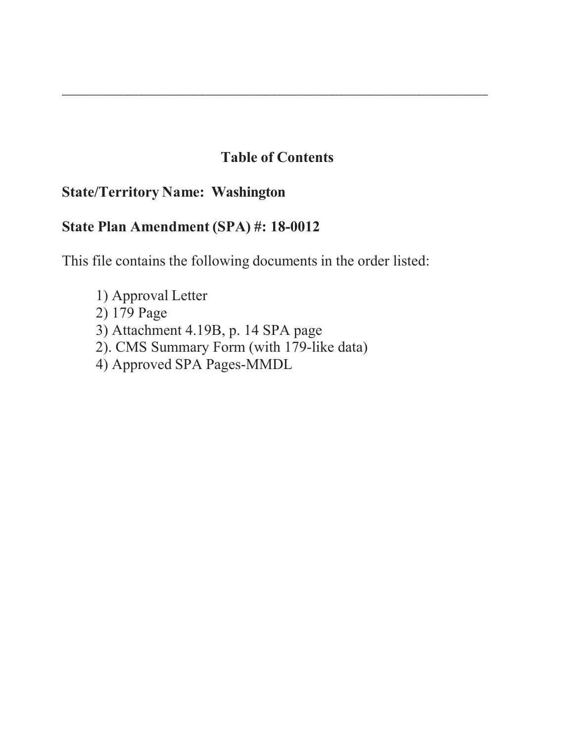---

## Table of Contents

**State/Territory Name: Washington**

**State Plan Amendment (SPA) #: 18-0012**

This file contains the following documents in the order listed:

1) Approval Letter
2) 179 Page
3) Attachment 4.19B, p. 14 SPA page
2). CMS Summary Form (with 179-like data)
4) Approved SPA Pages-MMDL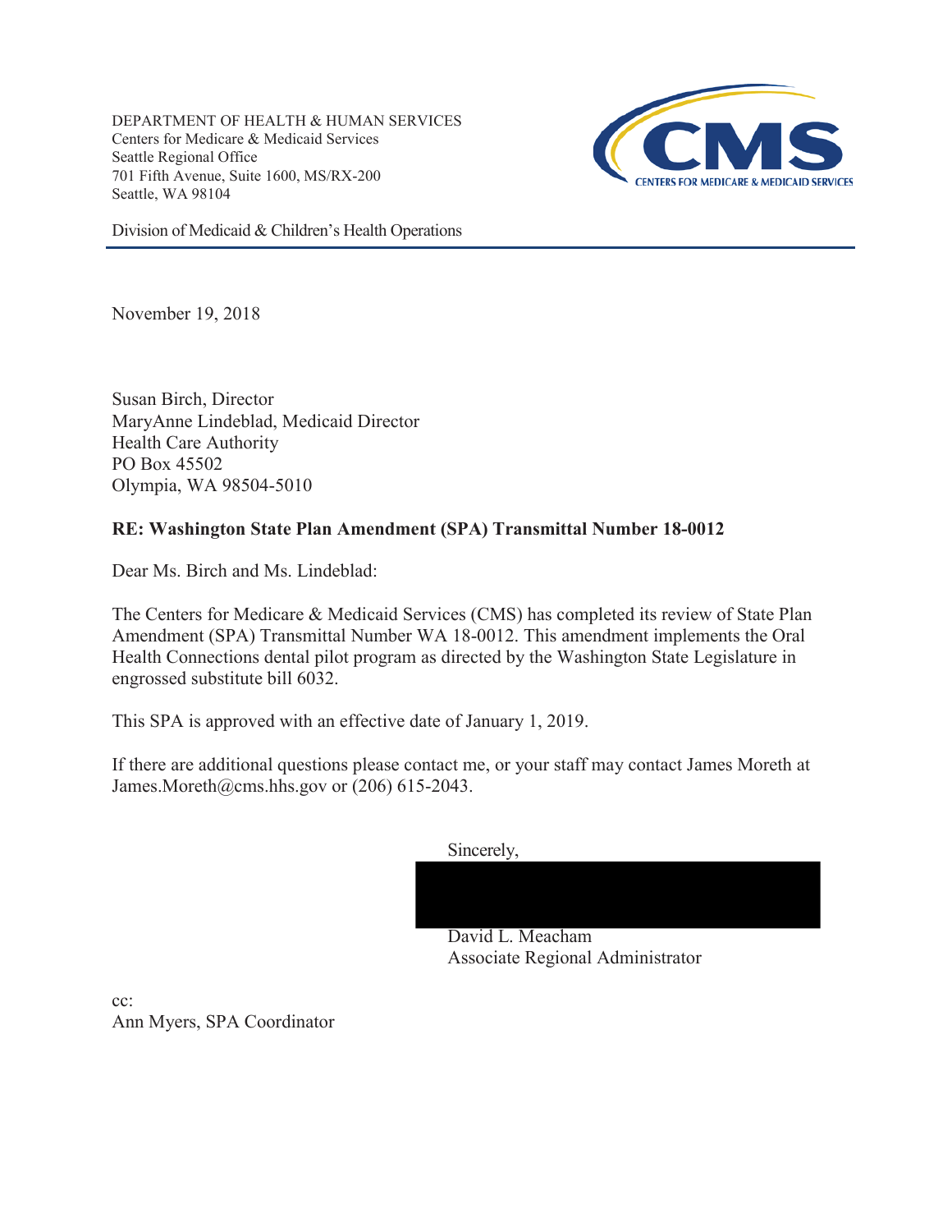DEPARTMENT OF HEALTH & HUMAN SERVICES
Centers for Medicare & Medicaid Services
Seattle Regional Office
701 Fifth Avenue, Suite 1600, MS/RX-200
Seattle, WA 98104

Division of Medicaid & Children's Health Operations

November 19, 2018

Susan Birch, Director
MaryAnne Lindeblad, Medicaid Director
Health Care Authority
PO Box 45502
Olympia, WA 98504-5010

**RE: Washington State Plan Amendment (SPA) Transmittal Number 18-0012**

Dear Ms. Birch and Ms. Lindeblad:

The Centers for Medicare & Medicaid Services (CMS) has completed its review of State Plan Amendment (SPA) Transmittal Number WA 18-0012. This amendment implements the Oral Health Connections dental pilot program as directed by the Washington State Legislature in engrossed substitute bill 6032.

This SPA is approved with an effective date of January 1, 2019.

If there are additional questions please contact me, or your staff may contact James Moreth at James.Moreth@cms.hhs.gov or (206) 615-2043.

Sincerely,

David L. Meacham
Associate Regional Administrator

cc:
Ann Myers, SPA Coordinator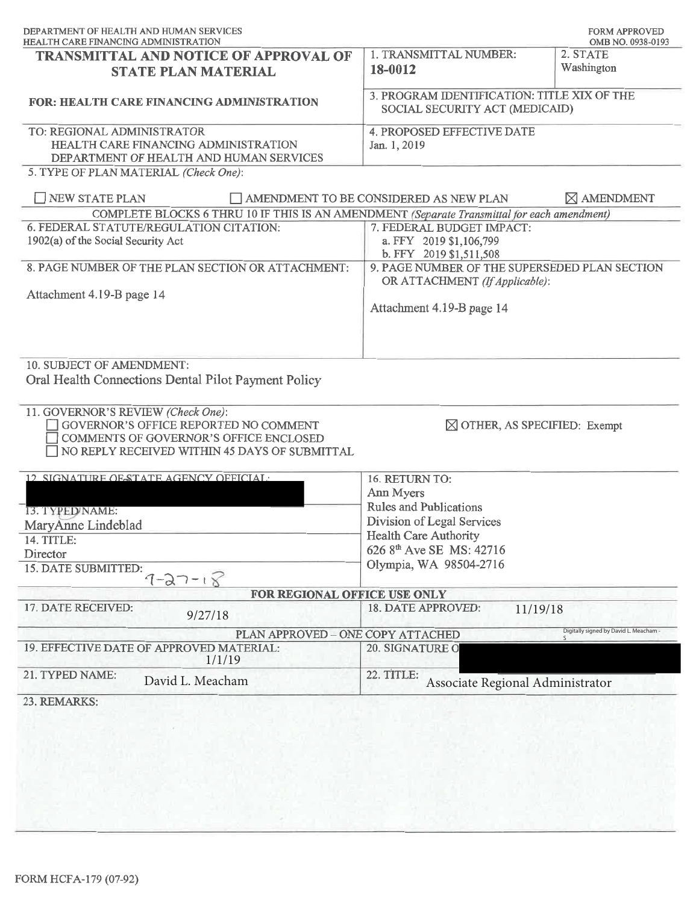DEPARTMENT OF HEALTH AND HUMAN SERVICES
HEALTH CARE FINANCING ADMINISTRATION

FORM APPROVED
OMB NO. 0938-0193

# TRANSMITTAL AND NOTICE OF APPROVAL OF STATE PLAN MATERIAL

**FOR: HEALTH CARE FINANCING ADMINISTRATION**

1. TRANSMITTAL NUMBER: **18-0012**

2. STATE: Washington

3. PROGRAM IDENTIFICATION: TITLE XIX OF THE SOCIAL SECURITY ACT (MEDICAID)

TO: REGIONAL ADMINISTRATOR
HEALTH CARE FINANCING ADMINISTRATION
DEPARTMENT OF HEALTH AND HUMAN SERVICES

4. PROPOSED EFFECTIVE DATE: Jan. 1, 2019

5. TYPE OF PLAN MATERIAL *(Check One)*:

☐ NEW STATE PLAN ☐ AMENDMENT TO BE CONSIDERED AS NEW PLAN ☒ AMENDMENT

COMPLETE BLOCKS 6 THRU 10 IF THIS IS AN AMENDMENT *(Separate Transmittal for each amendment)*

6. FEDERAL STATUTE/REGULATION CITATION:
1902(a) of the Social Security Act

7. FEDERAL BUDGET IMPACT:
a. FFY 2019 $1,106,799
b. FFY 2019 $1,511,508

8. PAGE NUMBER OF THE PLAN SECTION OR ATTACHMENT:
Attachment 4.19-B page 14

9. PAGE NUMBER OF THE SUPERSEDED PLAN SECTION OR ATTACHMENT *(If Applicable)*:
Attachment 4.19-B page 14

10. SUBJECT OF AMENDMENT:
Oral Health Connections Dental Pilot Payment Policy

11. GOVERNOR'S REVIEW *(Check One)*:
☐ GOVERNOR'S OFFICE REPORTED NO COMMENT
☐ COMMENTS OF GOVERNOR'S OFFICE ENCLOSED
☐ NO REPLY RECEIVED WITHIN 45 DAYS OF SUBMITTAL
☒ OTHER, AS SPECIFIED: Exempt

12. SIGNATURE OF STATE AGENCY OFFICIAL:

13. TYPED NAME:
MaryAnne Lindeblad

14. TITLE:
Director

15. DATE SUBMITTED:
9-27-18

16. RETURN TO:
Ann Myers
Rules and Publications
Division of Legal Services
Health Care Authority
626 8th Ave SE MS: 42716
Olympia, WA 98504-2716

**FOR REGIONAL OFFICE USE ONLY**

17. DATE RECEIVED: 9/27/18

18. DATE APPROVED: 11/19/18

PLAN APPROVED – ONE COPY ATTACHED

19. EFFECTIVE DATE OF APPROVED MATERIAL: 1/1/19

20. SIGNATURE OF

Digitally signed by David L. Meacham -S

21. TYPED NAME: David L. Meacham

22. TITLE: Associate Regional Administrator

23. REMARKS:

FORM HCFA-179 (07-92)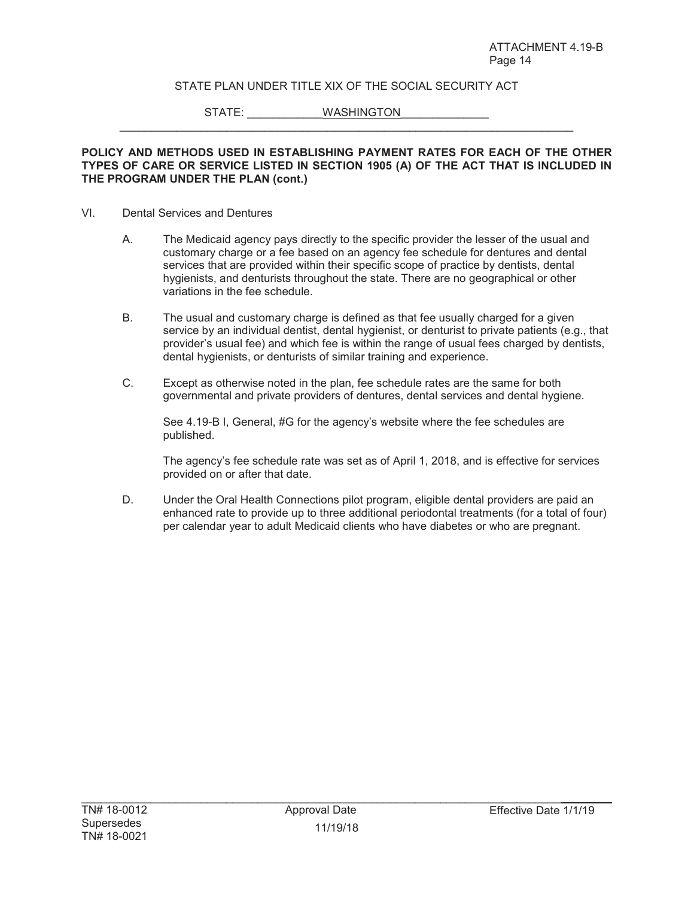STATE PLAN UNDER TITLE XIX OF THE SOCIAL SECURITY ACT

STATE: WASHINGTON

**POLICY AND METHODS USED IN ESTABLISHING PAYMENT RATES FOR EACH OF THE OTHER TYPES OF CARE OR SERVICE LISTED IN SECTION 1905 (A) OF THE ACT THAT IS INCLUDED IN THE PROGRAM UNDER THE PLAN (cont.)**

VI. Dental Services and Dentures

A. The Medicaid agency pays directly to the specific provider the lesser of the usual and customary charge or a fee based on an agency fee schedule for dentures and dental services that are provided within their specific scope of practice by dentists, dental hygienists, and denturists throughout the state. There are no geographical or other variations in the fee schedule.

B. The usual and customary charge is defined as that fee usually charged for a given service by an individual dentist, dental hygienist, or denturist to private patients (e.g., that provider's usual fee) and which fee is within the range of usual fees charged by dentists, dental hygienists, or denturists of similar training and experience.

C. Except as otherwise noted in the plan, fee schedule rates are the same for both governmental and private providers of dentures, dental services and dental hygiene.

See 4.19-B I, General, #G for the agency's website where the fee schedules are published.

The agency's fee schedule rate was set as of April 1, 2018, and is effective for services provided on or after that date.

D. Under the Oral Health Connections pilot program, eligible dental providers are paid an enhanced rate to provide up to three additional periodontal treatments (for a total of four) per calendar year to adult Medicaid clients who have diabetes or who are pregnant.

TN# 18-0012 Supersedes TN# 18-0021 | Approval Date 11/19/18 | Effective Date 1/1/19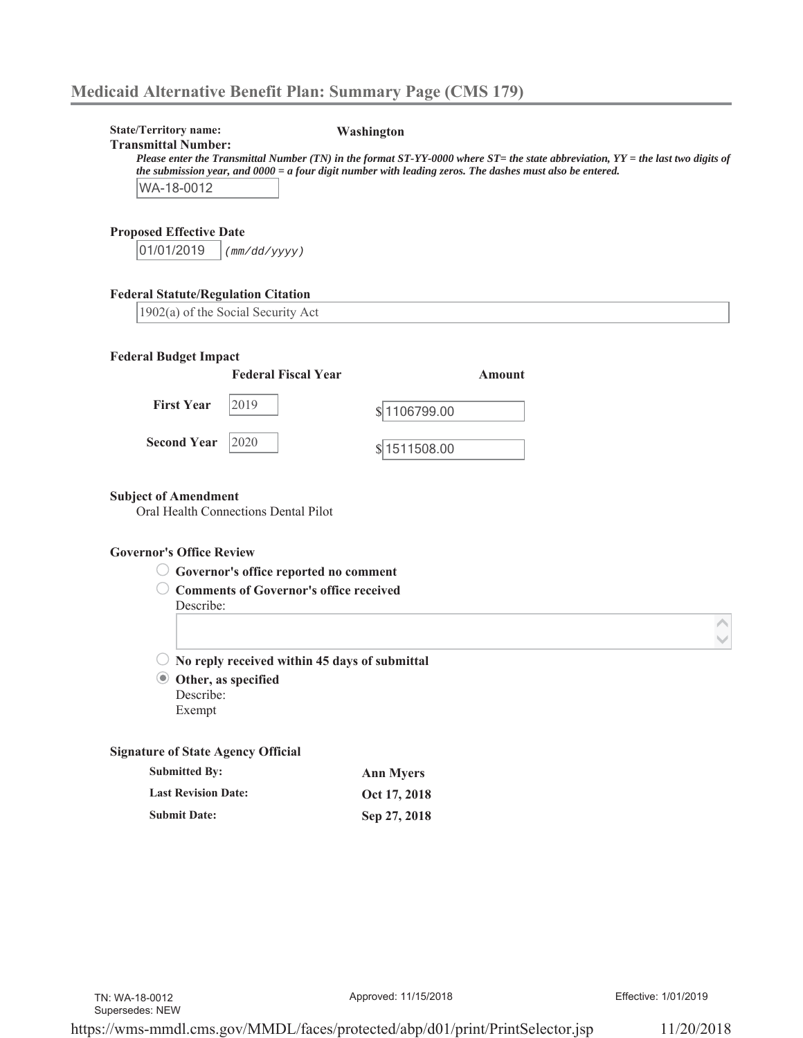## Medicaid Alternative Benefit Plan: Summary Page (CMS 179)

**State/Territory name:** **Washington**

**Transmittal Number:**

*Please enter the Transmittal Number (TN) in the format ST-YY-0000 where ST= the state abbreviation, YY = the last two digits of the submission year, and 0000 = a four digit number with leading zeros. The dashes must also be entered.*

WA-18-0012

**Proposed Effective Date**

01/01/2019 *(mm/dd/yyyy)*

**Federal Statute/Regulation Citation**

1902(a) of the Social Security Act

**Federal Budget Impact**

| | Federal Fiscal Year | Amount |
|---|---|---|
| **First Year** | 2019 | $1106799.00 |
| **Second Year** | 2020 | $1511508.00 |

**Subject of Amendment**

Oral Health Connections Dental Pilot

**Governor's Office Review**

- ○ **Governor's office reported no comment**
- ○ **Comments of Governor's office received**
  Describe:
- ○ **No reply received within 45 days of submittal**
- ◉ **Other, as specified**
  Describe:
  Exempt

**Signature of State Agency Official**

| | |
|---|---|
| **Submitted By:** | **Ann Myers** |
| **Last Revision Date:** | **Oct 17, 2018** |
| **Submit Date:** | **Sep 27, 2018** |

TN: WA-18-0012
Supersedes: NEW

Approved: 11/15/2018

Effective: 1/01/2019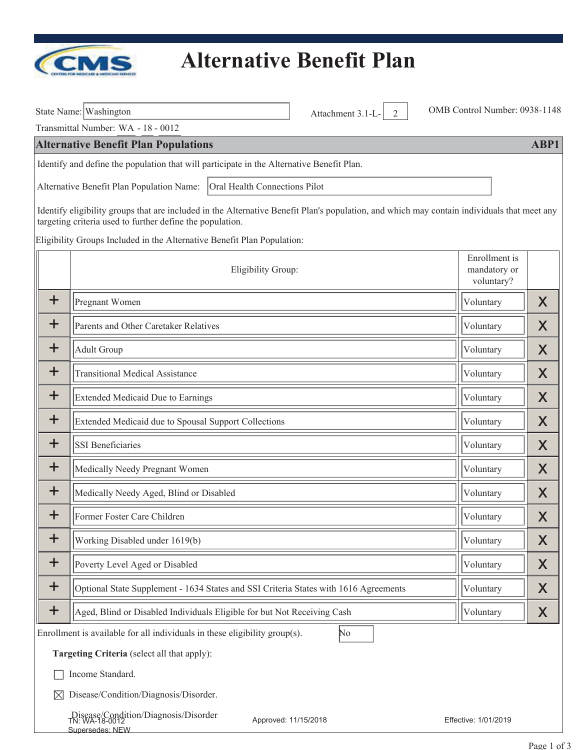# Alternative Benefit Plan

State Name: Washington

Attachment 3.1-L- 2

OMB Control Number: 0938-1148

Transmittal Number: WA - 18 - 0012

## Alternative Benefit Plan Populations — ABP1

Identify and define the population that will participate in the Alternative Benefit Plan.

Alternative Benefit Plan Population Name: Oral Health Connections Pilot

Identify eligibility groups that are included in the Alternative Benefit Plan's population, and which may contain individuals that meet any targeting criteria used to further define the population.

Eligibility Groups Included in the Alternative Benefit Plan Population:

| Eligibility Group: | Enrollment is mandatory or voluntary? |
|---|---|
| Pregnant Women | Voluntary |
| Parents and Other Caretaker Relatives | Voluntary |
| Adult Group | Voluntary |
| Transitional Medical Assistance | Voluntary |
| Extended Medicaid Due to Earnings | Voluntary |
| Extended Medicaid due to Spousal Support Collections | Voluntary |
| SSI Beneficiaries | Voluntary |
| Medically Needy Pregnant Women | Voluntary |
| Medically Needy Aged, Blind or Disabled | Voluntary |
| Former Foster Care Children | Voluntary |
| Working Disabled under 1619(b) | Voluntary |
| Poverty Level Aged or Disabled | Voluntary |
| Optional State Supplement - 1634 States and SSI Criteria States with 1616 Agreements | Voluntary |
| Aged, Blind or Disabled Individuals Eligible for but Not Receiving Cash | Voluntary |

Enrollment is available for all individuals in these eligibility group(s). No

**Targeting Criteria** (select all that apply):

☐ Income Standard.

☒ Disease/Condition/Diagnosis/Disorder.

Disease/Condition/Diagnosis/Disorder

TN: WA-18-0012 Approved: 11/15/2018 Effective: 1/01/2019
Supersedes: NEW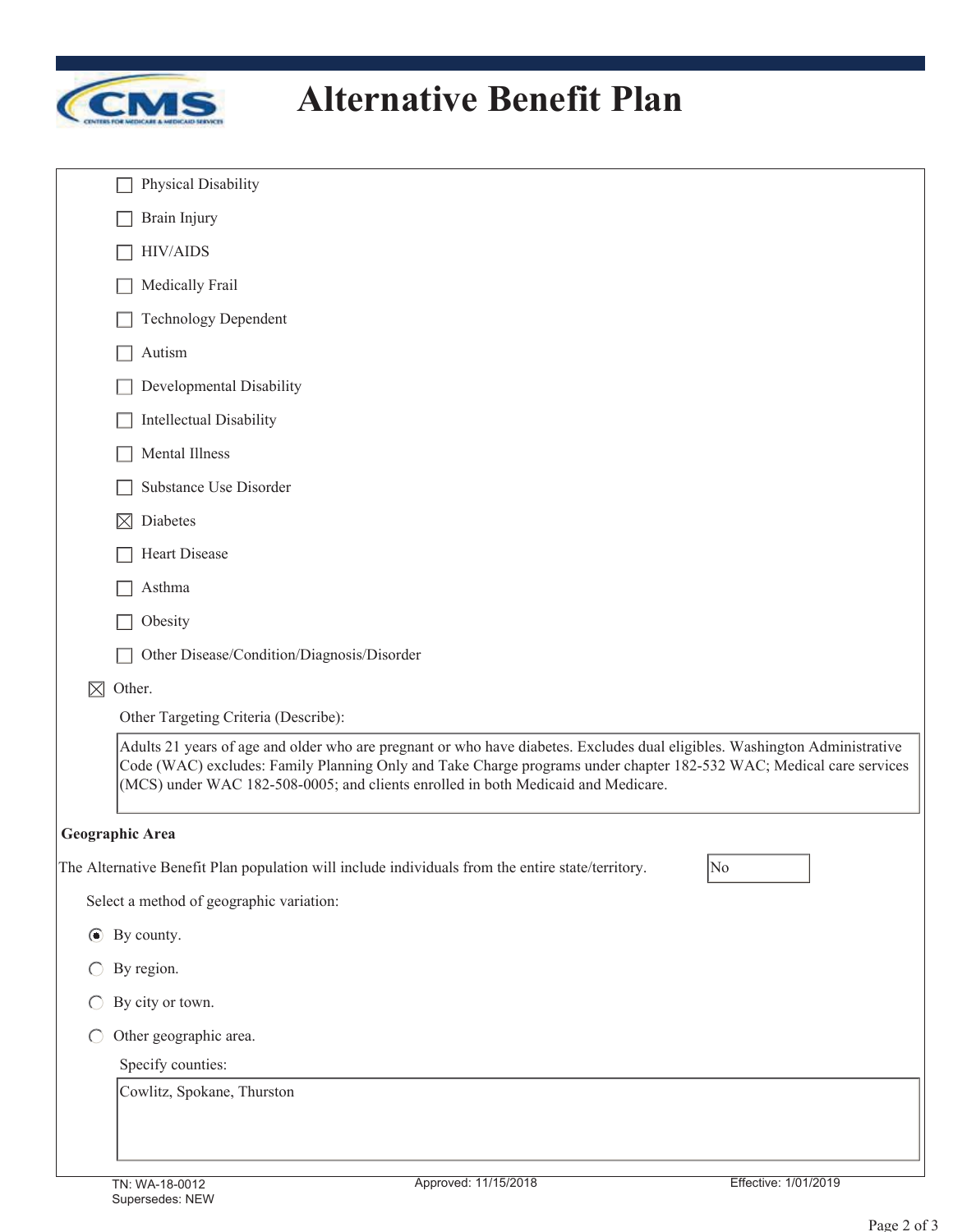# Alternative Benefit Plan

- ☐ Physical Disability
- ☐ Brain Injury
- ☐ HIV/AIDS
- ☐ Medically Frail
- ☐ Technology Dependent
- ☐ Autism
- ☐ Developmental Disability
- ☐ Intellectual Disability
- ☐ Mental Illness
- ☐ Substance Use Disorder
- ☒ Diabetes
- ☐ Heart Disease
- ☐ Asthma
- ☐ Obesity
- ☐ Other Disease/Condition/Diagnosis/Disorder

☒ Other.

Other Targeting Criteria (Describe):

Adults 21 years of age and older who are pregnant or who have diabetes. Excludes dual eligibles. Washington Administrative Code (WAC) excludes: Family Planning Only and Take Charge programs under chapter 182-532 WAC; Medical care services (MCS) under WAC 182-508-0005; and clients enrolled in both Medicaid and Medicare.

**Geographic Area**

The Alternative Benefit Plan population will include individuals from the entire state/territory. No

Select a method of geographic variation:

- ◉ By county.
- ○ By region.
- ○ By city or town.
- ○ Other geographic area.

Specify counties:

Cowlitz, Spokane, Thurston

TN: WA-18-0012
Supersedes: NEW

Approved: 11/15/2018

Effective: 1/01/2019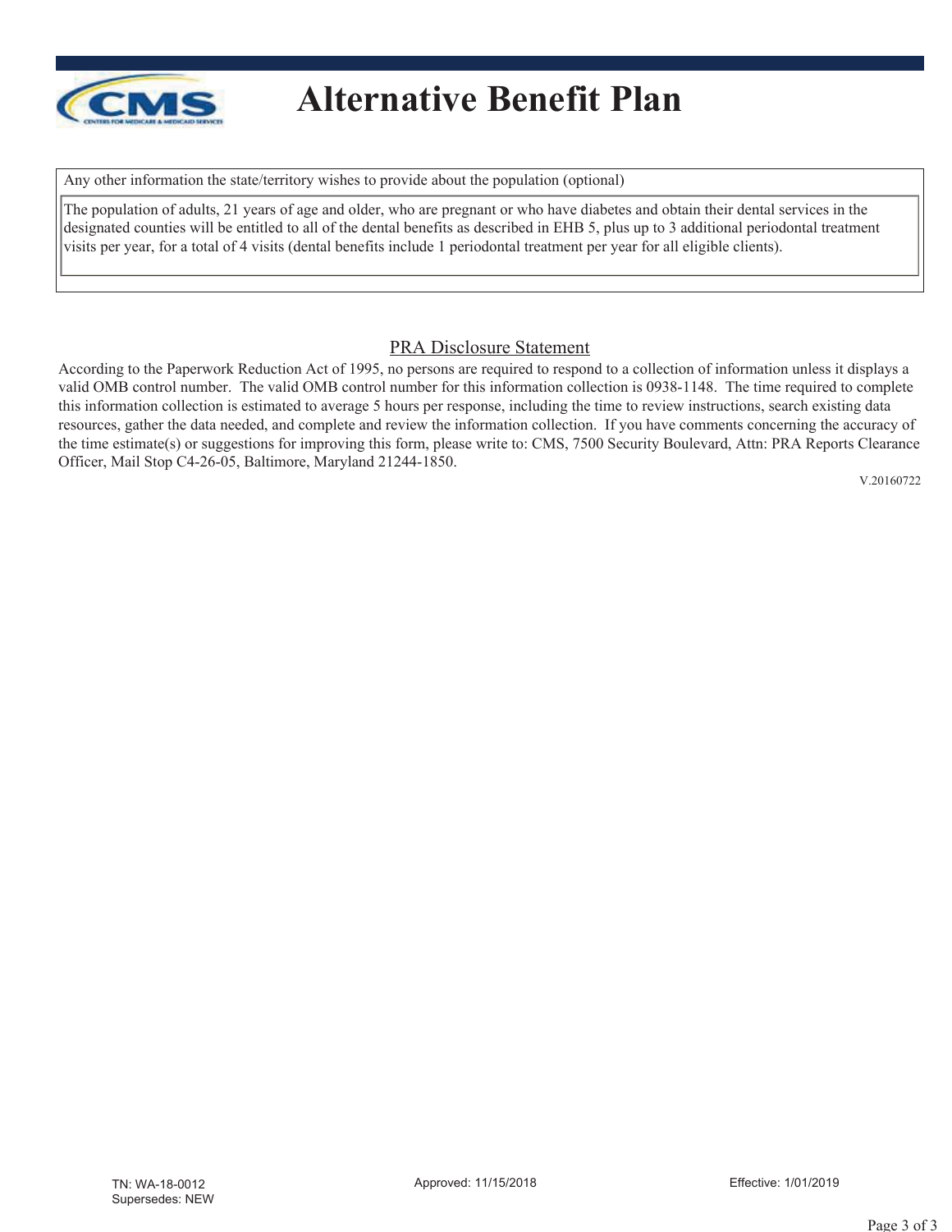# Alternative Benefit Plan

Any other information the state/territory wishes to provide about the population (optional)

The population of adults, 21 years of age and older, who are pregnant or who have diabetes and obtain their dental services in the designated counties will be entitled to all of the dental benefits as described in EHB 5, plus up to 3 additional periodontal treatment visits per year, for a total of 4 visits (dental benefits include 1 periodontal treatment per year for all eligible clients).

## PRA Disclosure Statement

According to the Paperwork Reduction Act of 1995, no persons are required to respond to a collection of information unless it displays a valid OMB control number. The valid OMB control number for this information collection is 0938-1148. The time required to complete this information collection is estimated to average 5 hours per response, including the time to review instructions, search existing data resources, gather the data needed, and complete and review the information collection. If you have comments concerning the accuracy of the time estimate(s) or suggestions for improving this form, please write to: CMS, 7500 Security Boulevard, Attn: PRA Reports Clearance Officer, Mail Stop C4-26-05, Baltimore, Maryland 21244-1850.

V.20160722

TN: WA-18-0012
Supersedes: NEW

Approved: 11/15/2018

Effective: 1/01/2019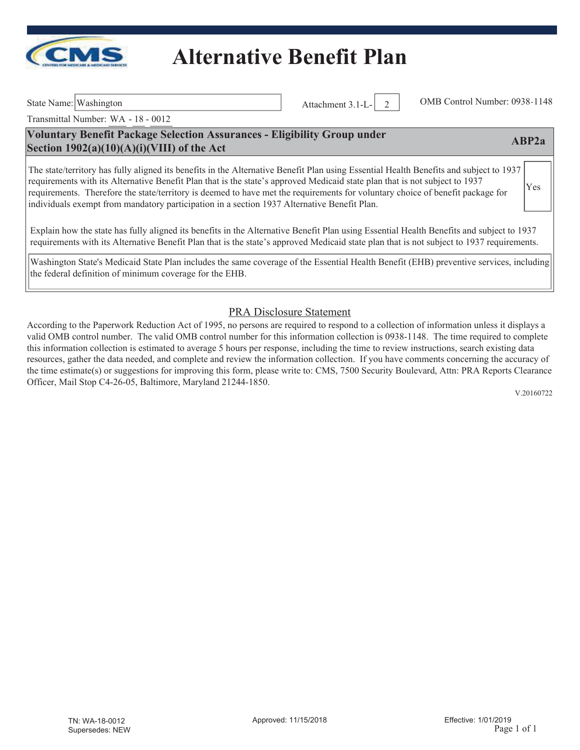# Alternative Benefit Plan

State Name: Washington

Attachment 3.1-L- 2

OMB Control Number: 0938-1148

Transmittal Number: WA - 18 - 0012

## Voluntary Benefit Package Selection Assurances - Eligibility Group under Section 1902(a)(10)(A)(i)(VIII) of the Act — ABP2a

The state/territory has fully aligned its benefits in the Alternative Benefit Plan using Essential Health Benefits and subject to 1937 requirements with its Alternative Benefit Plan that is the state's approved Medicaid state plan that is not subject to 1937 requirements. Therefore the state/territory is deemed to have met the requirements for voluntary choice of benefit package for individuals exempt from mandatory participation in a section 1937 Alternative Benefit Plan.

Yes

Explain how the state has fully aligned its benefits in the Alternative Benefit Plan using Essential Health Benefits and subject to 1937 requirements with its Alternative Benefit Plan that is the state's approved Medicaid state plan that is not subject to 1937 requirements.

Washington State's Medicaid State Plan includes the same coverage of the Essential Health Benefit (EHB) preventive services, including the federal definition of minimum coverage for the EHB.

### PRA Disclosure Statement

According to the Paperwork Reduction Act of 1995, no persons are required to respond to a collection of information unless it displays a valid OMB control number. The valid OMB control number for this information collection is 0938-1148. The time required to complete this information collection is estimated to average 5 hours per response, including the time to review instructions, search existing data resources, gather the data needed, and complete and review the information collection. If you have comments concerning the accuracy of the time estimate(s) or suggestions for improving this form, please write to: CMS, 7500 Security Boulevard, Attn: PRA Reports Clearance Officer, Mail Stop C4-26-05, Baltimore, Maryland 21244-1850.

V.20160722

TN: WA-18-0012
Supersedes: NEW

Approved: 11/15/2018

Effective: 1/01/2019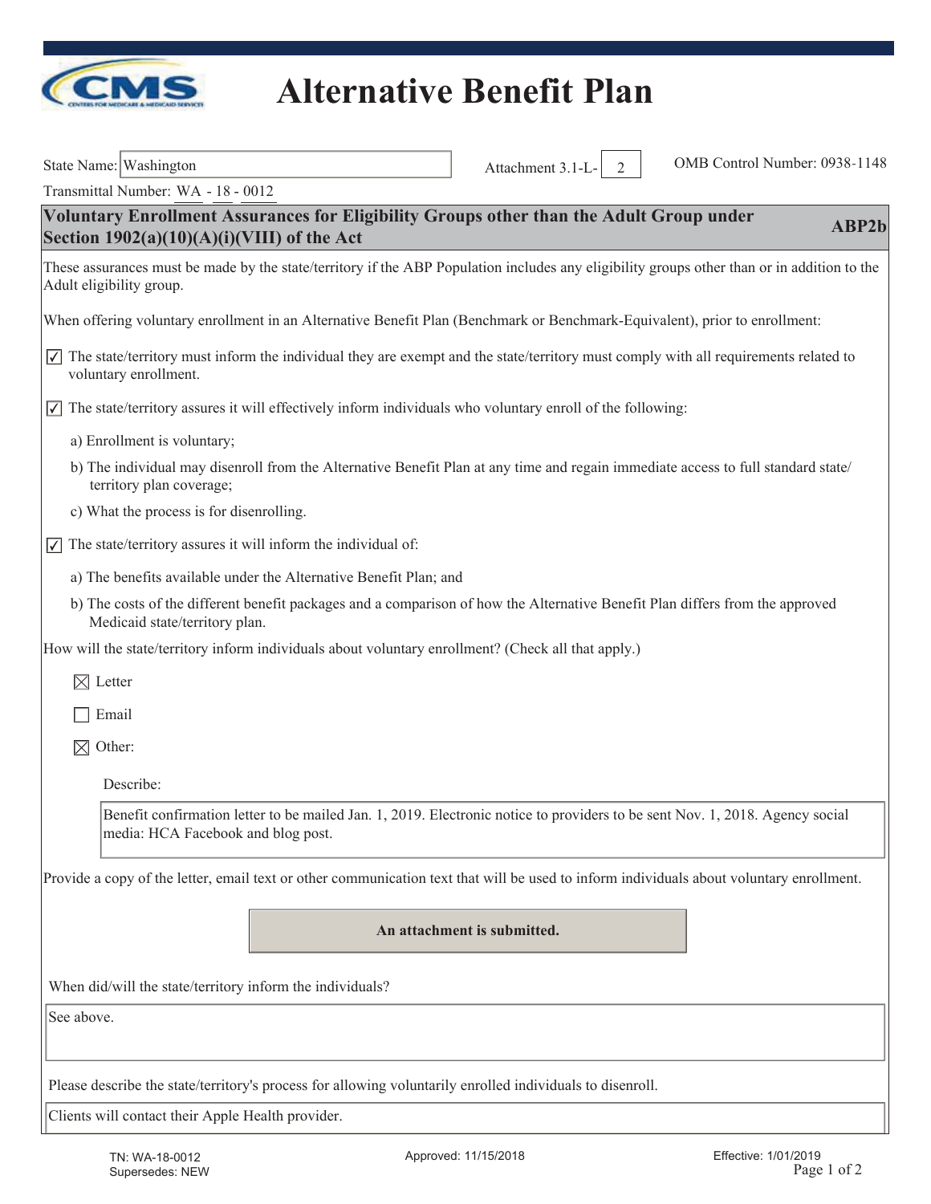# Alternative Benefit Plan

State Name: Washington

Attachment 3.1-L- 2

OMB Control Number: 0938-1148

Transmittal Number: WA - 18 - 0012

## Voluntary Enrollment Assurances for Eligibility Groups other than the Adult Group under Section 1902(a)(10)(A)(i)(VIII) of the Act — ABP2b

These assurances must be made by the state/territory if the ABP Population includes any eligibility groups other than or in addition to the Adult eligibility group.

When offering voluntary enrollment in an Alternative Benefit Plan (Benchmark or Benchmark-Equivalent), prior to enrollment:

☑ The state/territory must inform the individual they are exempt and the state/territory must comply with all requirements related to voluntary enrollment.

☑ The state/territory assures it will effectively inform individuals who voluntary enroll of the following:

- a) Enrollment is voluntary;
- b) The individual may disenroll from the Alternative Benefit Plan at any time and regain immediate access to full standard state/ territory plan coverage;
- c) What the process is for disenrolling.

☑ The state/territory assures it will inform the individual of:

- a) The benefits available under the Alternative Benefit Plan; and
- b) The costs of the different benefit packages and a comparison of how the Alternative Benefit Plan differs from the approved Medicaid state/territory plan.

How will the state/territory inform individuals about voluntary enrollment? (Check all that apply.)

☒ Letter

☐ Email

☒ Other:

Describe:

Benefit confirmation letter to be mailed Jan. 1, 2019. Electronic notice to providers to be sent Nov. 1, 2018. Agency social media: HCA Facebook and blog post.

Provide a copy of the letter, email text or other communication text that will be used to inform individuals about voluntary enrollment.

**An attachment is submitted.**

When did/will the state/territory inform the individuals?

See above.

Please describe the state/territory's process for allowing voluntarily enrolled individuals to disenroll.

Clients will contact their Apple Health provider.

TN: WA-18-0012
Supersedes: NEW

Approved: 11/15/2018

Effective: 1/01/2019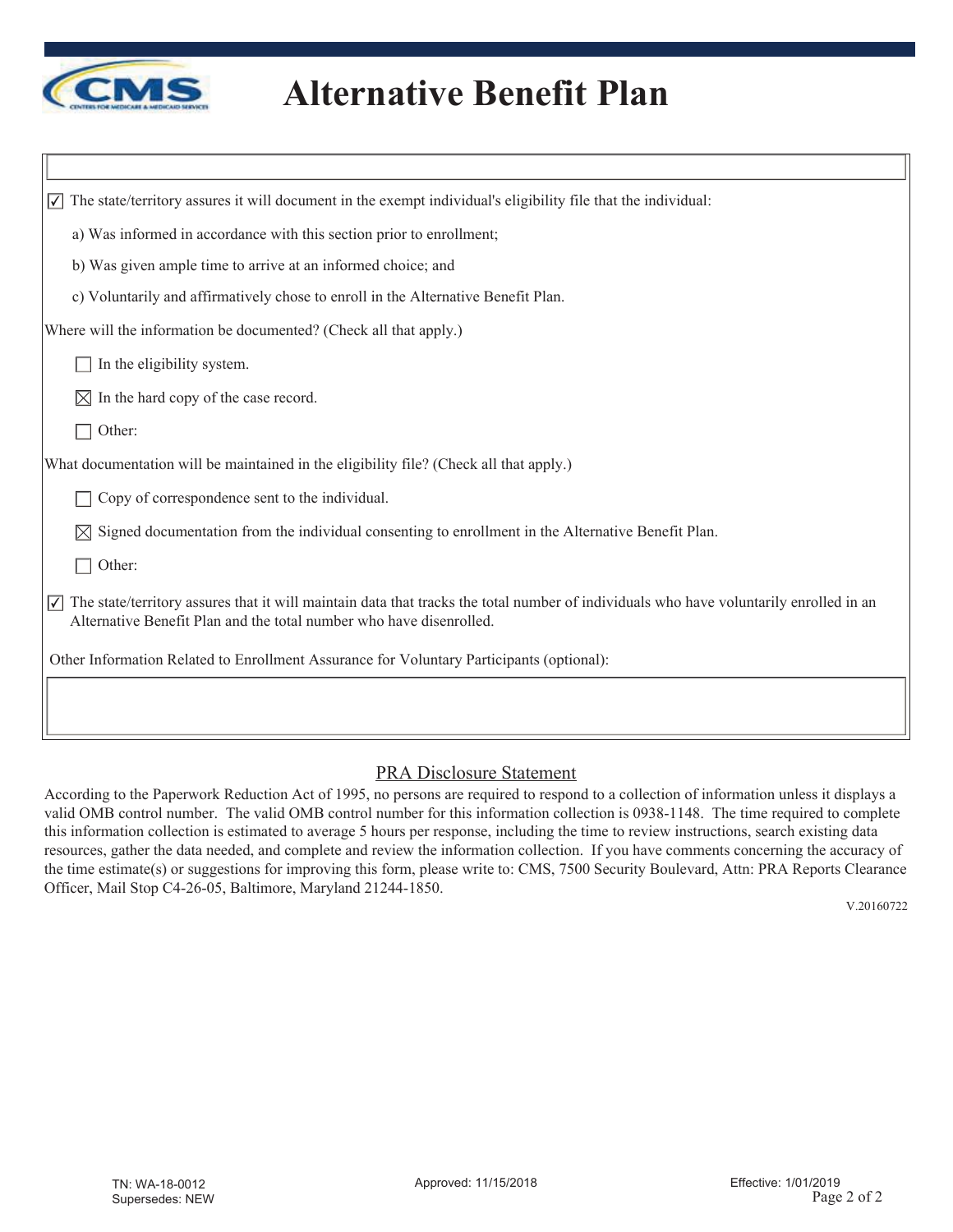# Alternative Benefit Plan

☑ The state/territory assures it will document in the exempt individual's eligibility file that the individual:

a) Was informed in accordance with this section prior to enrollment;

b) Was given ample time to arrive at an informed choice; and

c) Voluntarily and affirmatively chose to enroll in the Alternative Benefit Plan.

Where will the information be documented? (Check all that apply.)

☐ In the eligibility system.

☒ In the hard copy of the case record.

☐ Other:

What documentation will be maintained in the eligibility file? (Check all that apply.)

☐ Copy of correspondence sent to the individual.

☒ Signed documentation from the individual consenting to enrollment in the Alternative Benefit Plan.

☐ Other:

☑ The state/territory assures that it will maintain data that tracks the total number of individuals who have voluntarily enrolled in an Alternative Benefit Plan and the total number who have disenrolled.

Other Information Related to Enrollment Assurance for Voluntary Participants (optional):

## PRA Disclosure Statement

According to the Paperwork Reduction Act of 1995, no persons are required to respond to a collection of information unless it displays a valid OMB control number. The valid OMB control number for this information collection is 0938-1148. The time required to complete this information collection is estimated to average 5 hours per response, including the time to review instructions, search existing data resources, gather the data needed, and complete and review the information collection. If you have comments concerning the accuracy of the time estimate(s) or suggestions for improving this form, please write to: CMS, 7500 Security Boulevard, Attn: PRA Reports Clearance Officer, Mail Stop C4-26-05, Baltimore, Maryland 21244-1850.

V.20160722

TN: WA-18-0012
Supersedes: NEW

Approved: 11/15/2018

Effective: 1/01/2019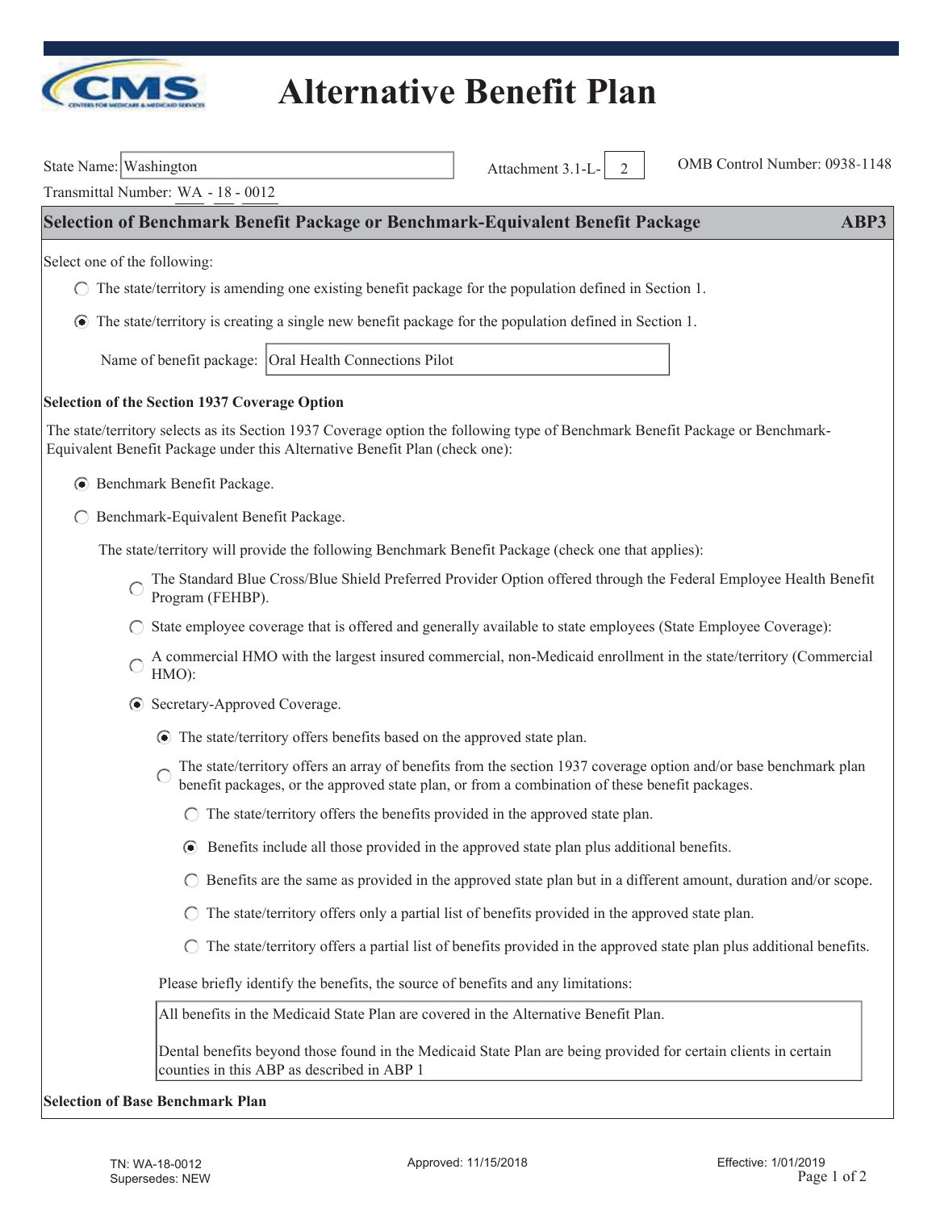# Alternative Benefit Plan

State Name: Washington

Attachment 3.1-L- 2

OMB Control Number: 0938-1148

Transmittal Number: WA - 18 - 0012

## Selection of Benchmark Benefit Package or Benchmark-Equivalent Benefit Package — ABP3

Select one of the following:

- ○ The state/territory is amending one existing benefit package for the population defined in Section 1.
- ◉ The state/territory is creating a single new benefit package for the population defined in Section 1.

  Name of benefit package: Oral Health Connections Pilot

**Selection of the Section 1937 Coverage Option**

The state/territory selects as its Section 1937 Coverage option the following type of Benchmark Benefit Package or Benchmark-Equivalent Benefit Package under this Alternative Benefit Plan (check one):

- ◉ Benchmark Benefit Package.
- ○ Benchmark-Equivalent Benefit Package.

The state/territory will provide the following Benchmark Benefit Package (check one that applies):

- ○ The Standard Blue Cross/Blue Shield Preferred Provider Option offered through the Federal Employee Health Benefit Program (FEHBP).
- ○ State employee coverage that is offered and generally available to state employees (State Employee Coverage):
- ○ A commercial HMO with the largest insured commercial, non-Medicaid enrollment in the state/territory (Commercial HMO):
- ◉ Secretary-Approved Coverage.
  - ◉ The state/territory offers benefits based on the approved state plan.
  - ○ The state/territory offers an array of benefits from the section 1937 coverage option and/or base benchmark plan benefit packages, or the approved state plan, or from a combination of these benefit packages.
    - ○ The state/territory offers the benefits provided in the approved state plan.
    - ◉ Benefits include all those provided in the approved state plan plus additional benefits.
    - ○ Benefits are the same as provided in the approved state plan but in a different amount, duration and/or scope.
    - ○ The state/territory offers only a partial list of benefits provided in the approved state plan.
    - ○ The state/territory offers a partial list of benefits provided in the approved state plan plus additional benefits.

Please briefly identify the benefits, the source of benefits and any limitations:

All benefits in the Medicaid State Plan are covered in the Alternative Benefit Plan.

Dental benefits beyond those found in the Medicaid State Plan are being provided for certain clients in certain counties in this ABP as described in ABP 1

**Selection of Base Benchmark Plan**

TN: WA-18-0012
Supersedes: NEW

Approved: 11/15/2018

Effective: 1/01/2019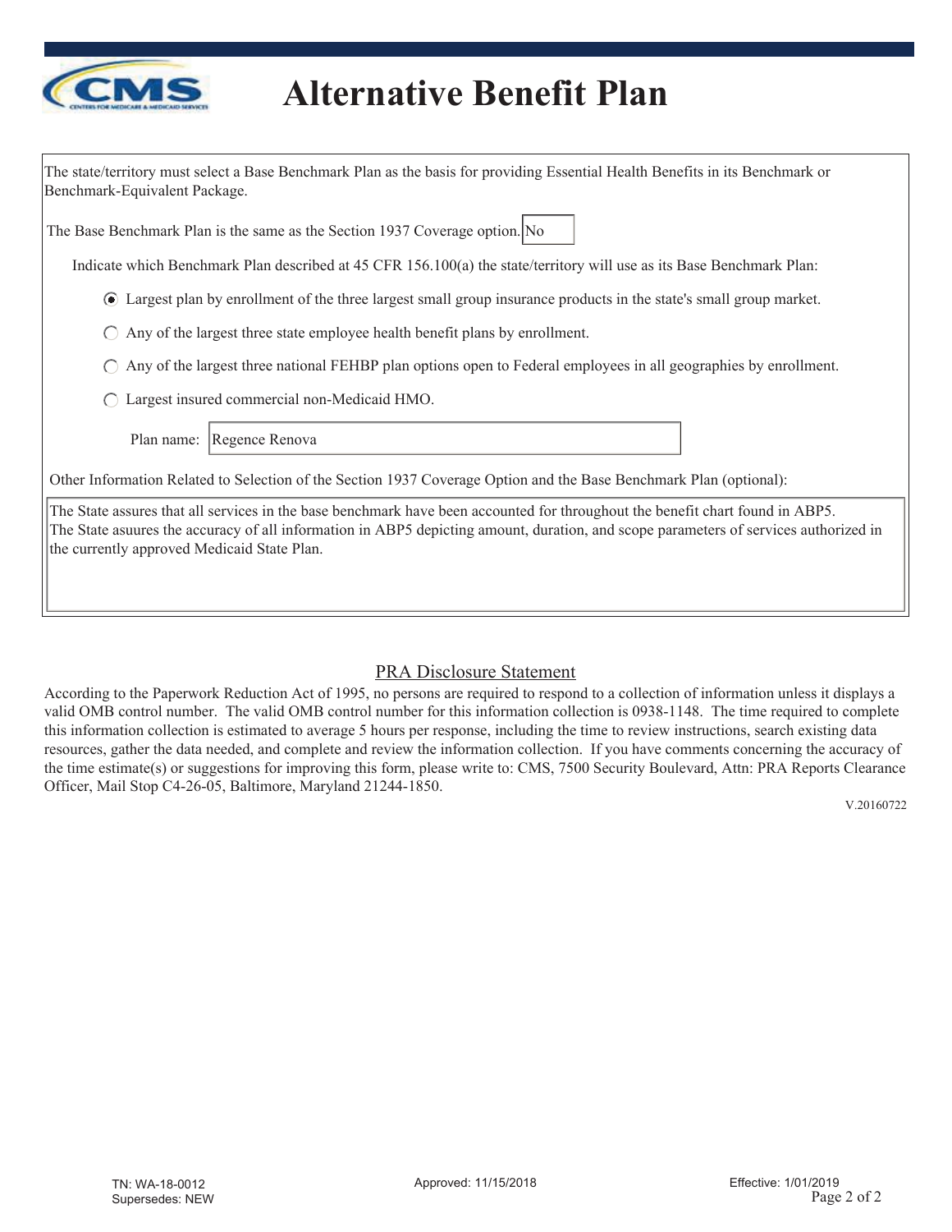# Alternative Benefit Plan

The state/territory must select a Base Benchmark Plan as the basis for providing Essential Health Benefits in its Benchmark or Benchmark-Equivalent Package.

The Base Benchmark Plan is the same as the Section 1937 Coverage option. No

Indicate which Benchmark Plan described at 45 CFR 156.100(a) the state/territory will use as its Base Benchmark Plan:

- (●) Largest plan by enrollment of the three largest small group insurance products in the state's small group market.
- ( ) Any of the largest three state employee health benefit plans by enrollment.
- ( ) Any of the largest three national FEHBP plan options open to Federal employees in all geographies by enrollment.
- ( ) Largest insured commercial non-Medicaid HMO.

Plan name: Regence Renova

Other Information Related to Selection of the Section 1937 Coverage Option and the Base Benchmark Plan (optional):

The State assures that all services in the base benchmark have been accounted for throughout the benefit chart found in ABP5.
The State asuures the accuracy of all information in ABP5 depicting amount, duration, and scope parameters of services authorized in the currently approved Medicaid State Plan.

## PRA Disclosure Statement

According to the Paperwork Reduction Act of 1995, no persons are required to respond to a collection of information unless it displays a valid OMB control number. The valid OMB control number for this information collection is 0938-1148. The time required to complete this information collection is estimated to average 5 hours per response, including the time to review instructions, search existing data resources, gather the data needed, and complete and review the information collection. If you have comments concerning the accuracy of the time estimate(s) or suggestions for improving this form, please write to: CMS, 7500 Security Boulevard, Attn: PRA Reports Clearance Officer, Mail Stop C4-26-05, Baltimore, Maryland 21244-1850.

V.20160722

TN: WA-18-0012
Supersedes: NEW

Approved: 11/15/2018

Effective: 1/01/2019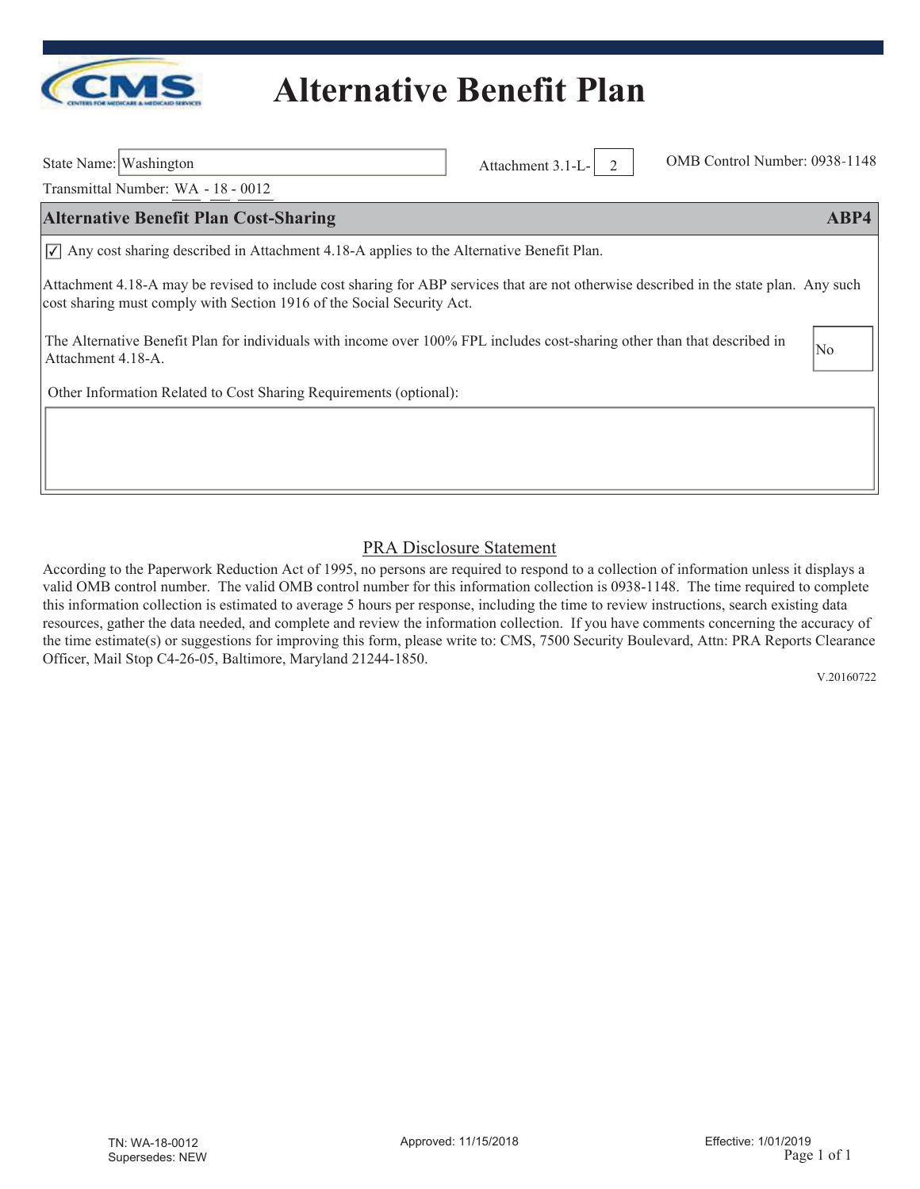# Alternative Benefit Plan

State Name: Washington

Attachment 3.1-L- 2

OMB Control Number: 0938-1148

Transmittal Number: WA - 18 - 0012

## Alternative Benefit Plan Cost-Sharing — ABP4

☑ Any cost sharing described in Attachment 4.18-A applies to the Alternative Benefit Plan.

Attachment 4.18-A may be revised to include cost sharing for ABP services that are not otherwise described in the state plan. Any such cost sharing must comply with Section 1916 of the Social Security Act.

| | |
|---|---|
| The Alternative Benefit Plan for individuals with income over 100% FPL includes cost-sharing other than that described in Attachment 4.18-A. | No |

Other Information Related to Cost Sharing Requirements (optional):

## PRA Disclosure Statement

According to the Paperwork Reduction Act of 1995, no persons are required to respond to a collection of information unless it displays a valid OMB control number. The valid OMB control number for this information collection is 0938-1148. The time required to complete this information collection is estimated to average 5 hours per response, including the time to review instructions, search existing data resources, gather the data needed, and complete and review the information collection. If you have comments concerning the accuracy of the time estimate(s) or suggestions for improving this form, please write to: CMS, 7500 Security Boulevard, Attn: PRA Reports Clearance Officer, Mail Stop C4-26-05, Baltimore, Maryland 21244-1850.

V.20160722

TN: WA-18-0012
Supersedes: NEW

Approved: 11/15/2018

Effective: 1/01/2019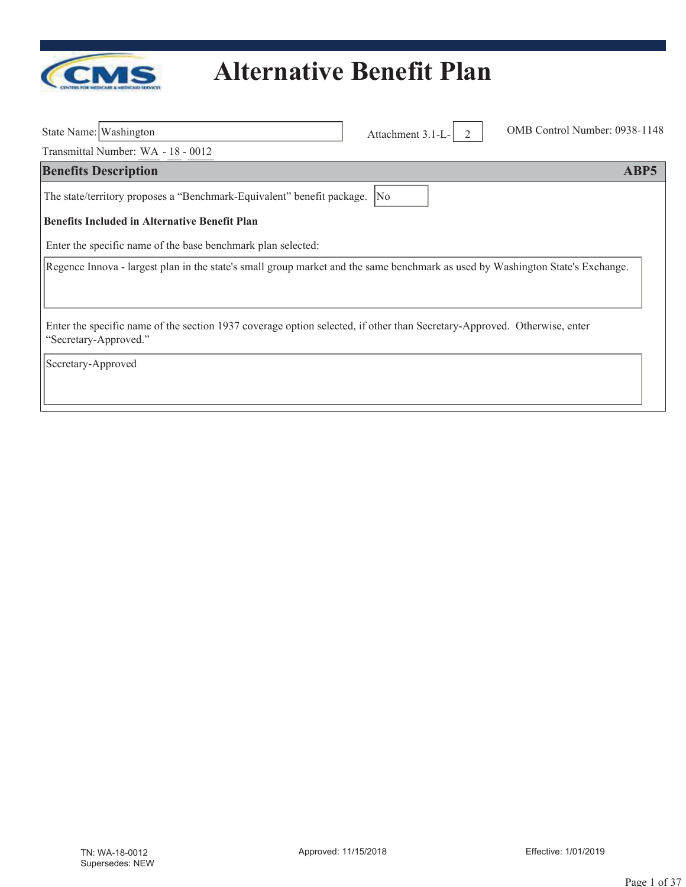# Alternative Benefit Plan

State Name: Washington

Attachment 3.1-L- 2

OMB Control Number: 0938-1148

Transmittal Number: WA - 18 - 0012

## Benefits Description **ABP5**

The state/territory proposes a "Benchmark-Equivalent" benefit package. No

**Benefits Included in Alternative Benefit Plan**

Enter the specific name of the base benchmark plan selected:

Regence Innova - largest plan in the state's small group market and the same benchmark as used by Washington State's Exchange.

Enter the specific name of the section 1937 coverage option selected, if other than Secretary-Approved. Otherwise, enter "Secretary-Approved."

Secretary-Approved

TN: WA-18-0012
Supersedes: NEW

Approved: 11/15/2018

Effective: 1/01/2019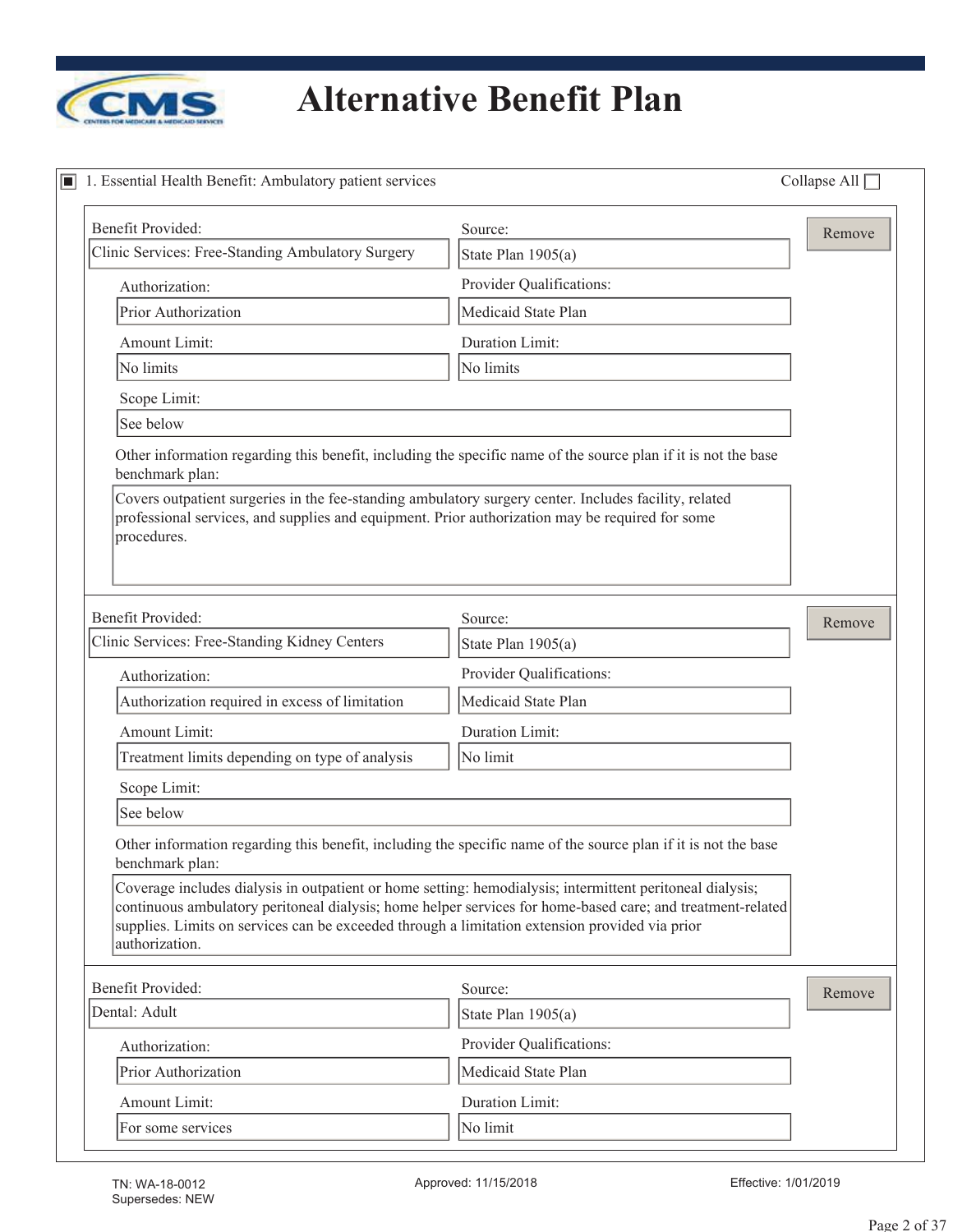# Alternative Benefit Plan

## 1. Essential Health Benefit: Ambulatory patient services

Collapse All ☐

**Benefit Provided:** Clinic Services: Free-Standing Ambulatory Surgery

**Source:** State Plan 1905(a)

**Authorization:** Prior Authorization

**Provider Qualifications:** Medicaid State Plan

**Amount Limit:** No limits

**Duration Limit:** No limits

**Scope Limit:** See below

Other information regarding this benefit, including the specific name of the source plan if it is not the base benchmark plan:

Covers outpatient surgeries in the fee-standing ambulatory surgery center. Includes facility, related professional services, and supplies and equipment. Prior authorization may be required for some procedures.

---

**Benefit Provided:** Clinic Services: Free-Standing Kidney Centers

**Source:** State Plan 1905(a)

**Authorization:** Authorization required in excess of limitation

**Provider Qualifications:** Medicaid State Plan

**Amount Limit:** Treatment limits depending on type of analysis

**Duration Limit:** No limit

**Scope Limit:** See below

Other information regarding this benefit, including the specific name of the source plan if it is not the base benchmark plan:

Coverage includes dialysis in outpatient or home setting: hemodialysis; intermittent peritoneal dialysis; continuous ambulatory peritoneal dialysis; home helper services for home-based care; and treatment-related supplies. Limits on services can be exceeded through a limitation extension provided via prior authorization.

---

**Benefit Provided:** Dental: Adult

**Source:** State Plan 1905(a)

**Authorization:** Prior Authorization

**Provider Qualifications:** Medicaid State Plan

**Amount Limit:** For some services

**Duration Limit:** No limit

TN: WA-18-0012
Supersedes: NEW

Approved: 11/15/2018

Effective: 1/01/2019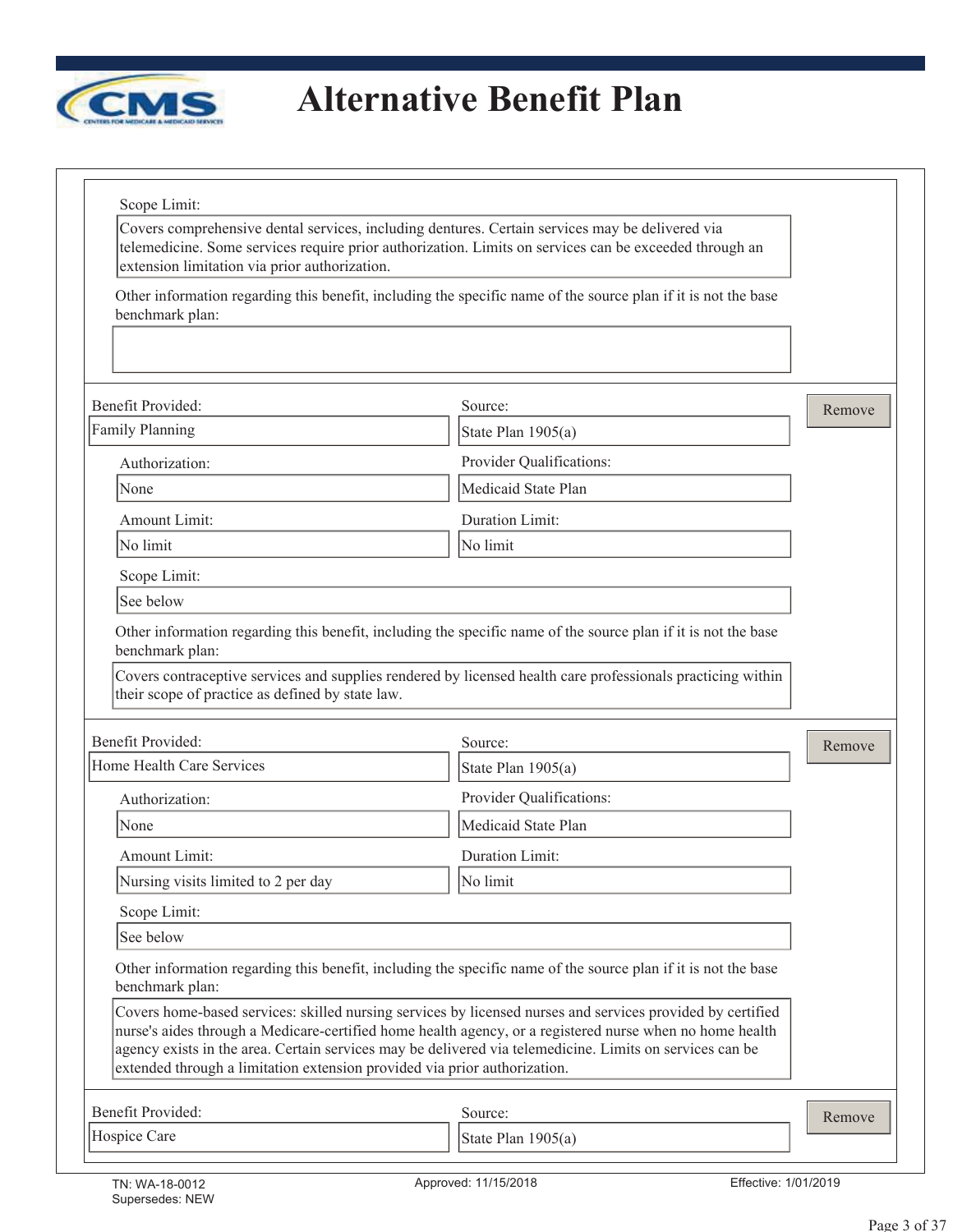# Alternative Benefit Plan

Scope Limit:

Covers comprehensive dental services, including dentures. Certain services may be delivered via telemedicine. Some services require prior authorization. Limits on services can be exceeded through an extension limitation via prior authorization.

Other information regarding this benefit, including the specific name of the source plan if it is not the base benchmark plan:

---

Benefit Provided: Family Planning

Source: State Plan 1905(a)

Authorization: None

Provider Qualifications: Medicaid State Plan

Amount Limit: No limit

Duration Limit: No limit

Scope Limit: See below

Other information regarding this benefit, including the specific name of the source plan if it is not the base benchmark plan:

Covers contraceptive services and supplies rendered by licensed health care professionals practicing within their scope of practice as defined by state law.

---

Benefit Provided: Home Health Care Services

Source: State Plan 1905(a)

Authorization: None

Provider Qualifications: Medicaid State Plan

Amount Limit: Nursing visits limited to 2 per day

Duration Limit: No limit

Scope Limit: See below

Other information regarding this benefit, including the specific name of the source plan if it is not the base benchmark plan:

Covers home-based services: skilled nursing services by licensed nurses and services provided by certified nurse's aides through a Medicare-certified home health agency, or a registered nurse when no home health agency exists in the area. Certain services may be delivered via telemedicine. Limits on services can be extended through a limitation extension provided via prior authorization.

---

Benefit Provided: Hospice Care

Source: State Plan 1905(a)

TN: WA-18-0012
Supersedes: NEW

Approved: 11/15/2018

Effective: 1/01/2019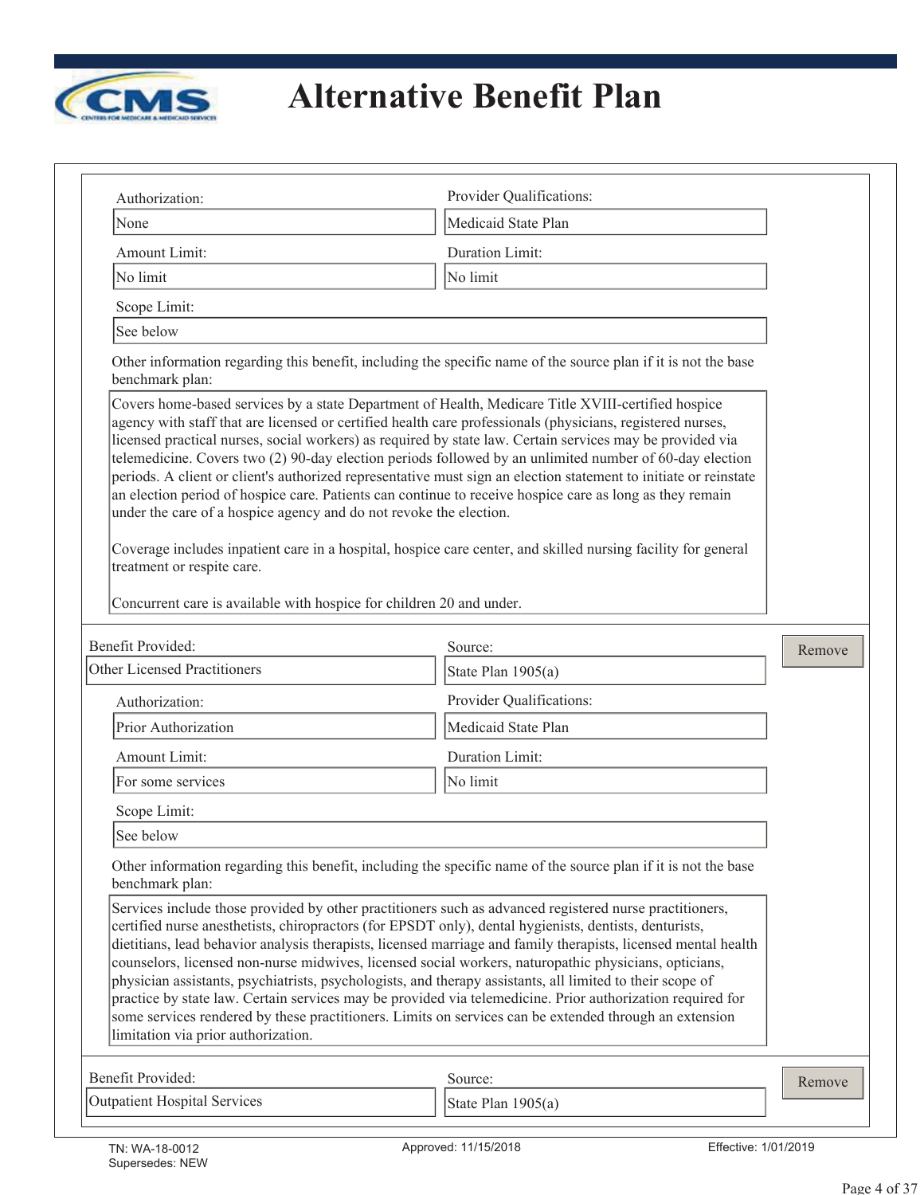# Alternative Benefit Plan

Authorization: None

Provider Qualifications: Medicaid State Plan

Amount Limit: No limit

Duration Limit: No limit

Scope Limit: See below

Other information regarding this benefit, including the specific name of the source plan if it is not the base benchmark plan:

Covers home-based services by a state Department of Health, Medicare Title XVIII-certified hospice agency with staff that are licensed or certified health care professionals (physicians, registered nurses, licensed practical nurses, social workers) as required by state law. Certain services may be provided via telemedicine. Covers two (2) 90-day election periods followed by an unlimited number of 60-day election periods. A client or client's authorized representative must sign an election statement to initiate or reinstate an election period of hospice care. Patients can continue to receive hospice care as long as they remain under the care of a hospice agency and do not revoke the election.

Coverage includes inpatient care in a hospital, hospice care center, and skilled nursing facility for general treatment or respite care.

Concurrent care is available with hospice for children 20 and under.

---

Benefit Provided: Other Licensed Practitioners

Source: State Plan 1905(a)

Authorization: Prior Authorization

Provider Qualifications: Medicaid State Plan

Amount Limit: For some services

Duration Limit: No limit

Scope Limit: See below

Other information regarding this benefit, including the specific name of the source plan if it is not the base benchmark plan:

Services include those provided by other practitioners such as advanced registered nurse practitioners, certified nurse anesthetists, chiropractors (for EPSDT only), dental hygienists, dentists, denturists, dietitians, lead behavior analysis therapists, licensed marriage and family therapists, licensed mental health counselors, licensed non-nurse midwives, licensed social workers, naturopathic physicians, opticians, physician assistants, psychiatrists, psychologists, and therapy assistants, all limited to their scope of practice by state law. Certain services may be provided via telemedicine. Prior authorization required for some services rendered by these practitioners. Limits on services can be extended through an extension limitation via prior authorization.

---

Benefit Provided: Outpatient Hospital Services

Source: State Plan 1905(a)

TN: WA-18-0012
Supersedes: NEW

Approved: 11/15/2018

Effective: 1/01/2019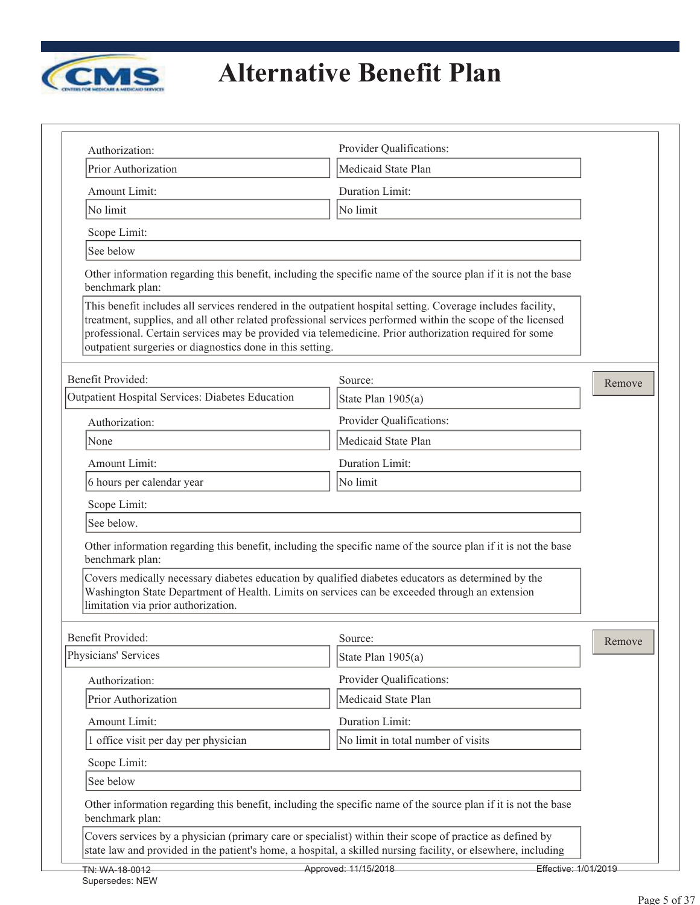# Alternative Benefit Plan

Authorization:
Prior Authorization

Provider Qualifications:
Medicaid State Plan

Amount Limit:
No limit

Duration Limit:
No limit

Scope Limit:
See below

Other information regarding this benefit, including the specific name of the source plan if it is not the base benchmark plan:

This benefit includes all services rendered in the outpatient hospital setting. Coverage includes facility, treatment, supplies, and all other related professional services performed within the scope of the licensed professional. Certain services may be provided via telemedicine. Prior authorization required for some outpatient surgeries or diagnostics done in this setting.

---

Benefit Provided:
Outpatient Hospital Services: Diabetes Education

Source:
State Plan 1905(a)

Authorization:
None

Provider Qualifications:
Medicaid State Plan

Amount Limit:
6 hours per calendar year

Duration Limit:
No limit

Scope Limit:
See below.

Other information regarding this benefit, including the specific name of the source plan if it is not the base benchmark plan:

Covers medically necessary diabetes education by qualified diabetes educators as determined by the Washington State Department of Health. Limits on services can be exceeded through an extension limitation via prior authorization.

---

Benefit Provided:
Physicians' Services

Source:
State Plan 1905(a)

Authorization:
Prior Authorization

Provider Qualifications:
Medicaid State Plan

Amount Limit:
1 office visit per day per physician

Duration Limit:
No limit in total number of visits

Scope Limit:
See below

Other information regarding this benefit, including the specific name of the source plan if it is not the base benchmark plan:

Covers services by a physician (primary care or specialist) within their scope of practice as defined by state law and provided in the patient's home, a hospital, a skilled nursing facility, or elsewhere, including

TN: WA-18-0012 Approved: 11/15/2018 Effective: 1/01/2019
Supersedes: NEW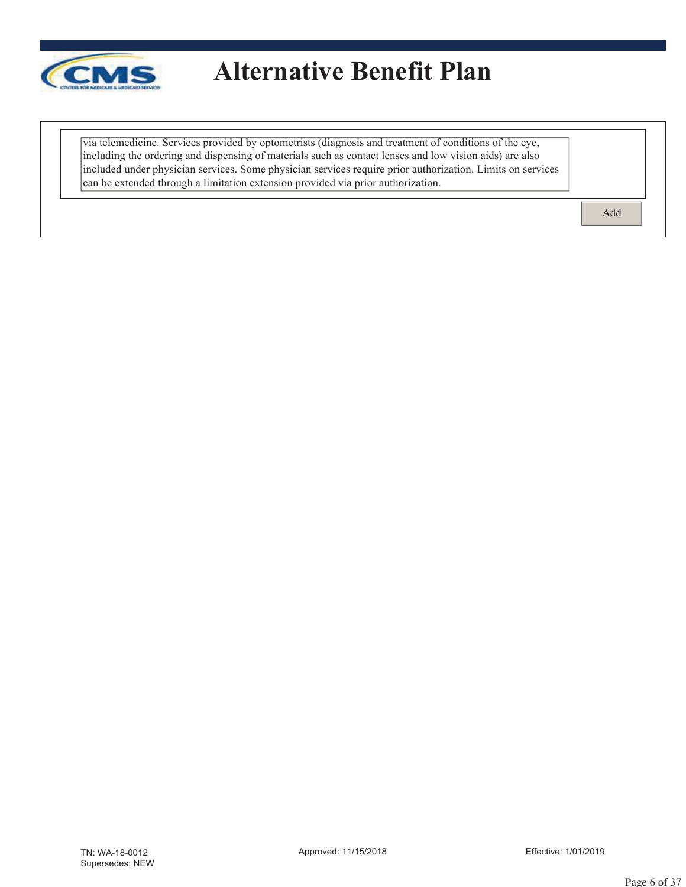via telemedicine. Services provided by optometrists (diagnosis and treatment of conditions of the eye, including the ordering and dispensing of materials such as contact lenses and low vision aids) are also included under physician services. Some physician services require prior authorization. Limits on services can be extended through a limitation extension provided via prior authorization.

Add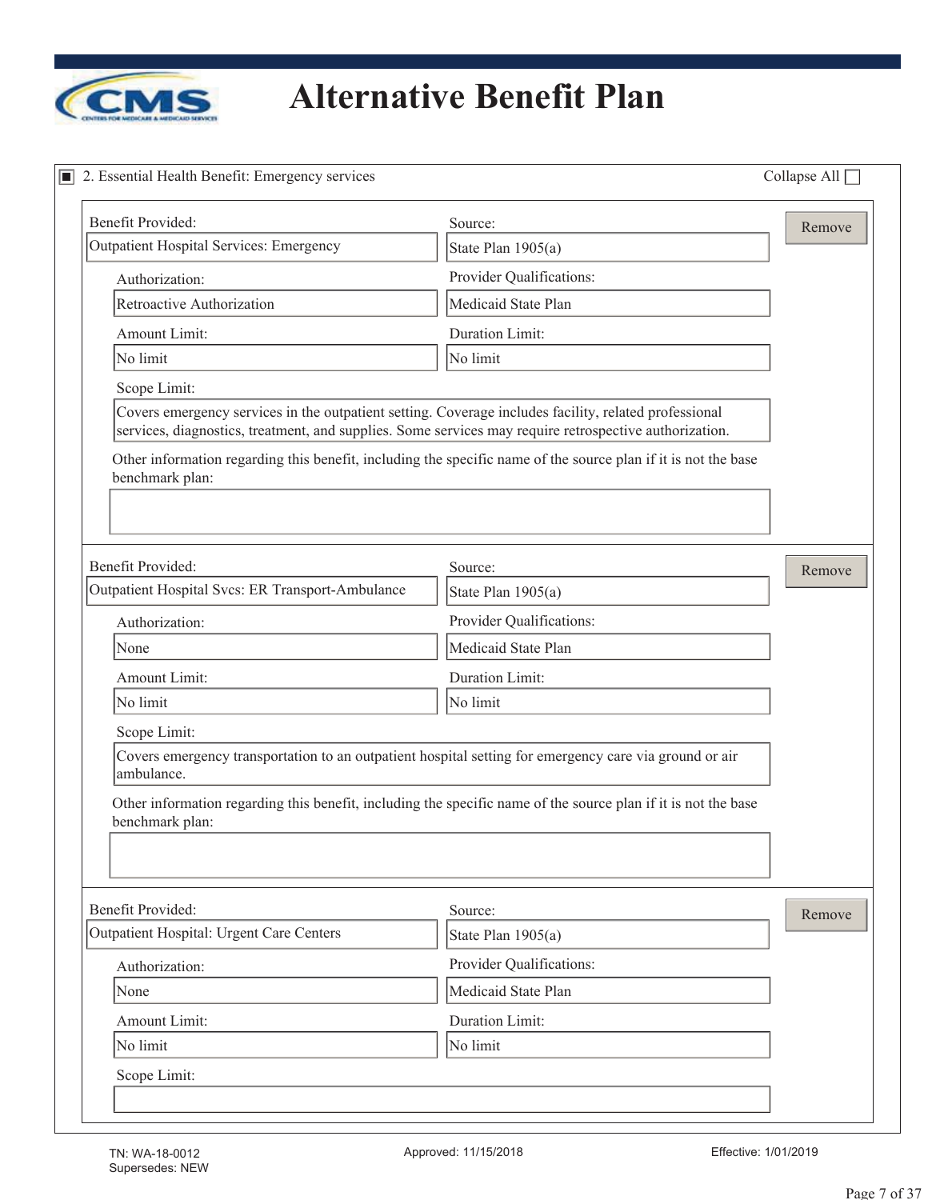# Alternative Benefit Plan

## 2. Essential Health Benefit: Emergency services

Collapse All

---

**Benefit Provided:** Outpatient Hospital Services: Emergency

**Source:** State Plan 1905(a)

**Authorization:** Retroactive Authorization

**Provider Qualifications:** Medicaid State Plan

**Amount Limit:** No limit

**Duration Limit:** No limit

**Scope Limit:**
Covers emergency services in the outpatient setting. Coverage includes facility, related professional services, diagnostics, treatment, and supplies. Some services may require retrospective authorization.

**Other information regarding this benefit, including the specific name of the source plan if it is not the base benchmark plan:**

---

**Benefit Provided:** Outpatient Hospital Svcs: ER Transport-Ambulance

**Source:** State Plan 1905(a)

**Authorization:** None

**Provider Qualifications:** Medicaid State Plan

**Amount Limit:** No limit

**Duration Limit:** No limit

**Scope Limit:**
Covers emergency transportation to an outpatient hospital setting for emergency care via ground or air ambulance.

**Other information regarding this benefit, including the specific name of the source plan if it is not the base benchmark plan:**

---

**Benefit Provided:** Outpatient Hospital: Urgent Care Centers

**Source:** State Plan 1905(a)

**Authorization:** None

**Provider Qualifications:** Medicaid State Plan

**Amount Limit:** No limit

**Duration Limit:** No limit

**Scope Limit:**

---

TN: WA-18-0012
Supersedes: NEW

Approved: 11/15/2018

Effective: 1/01/2019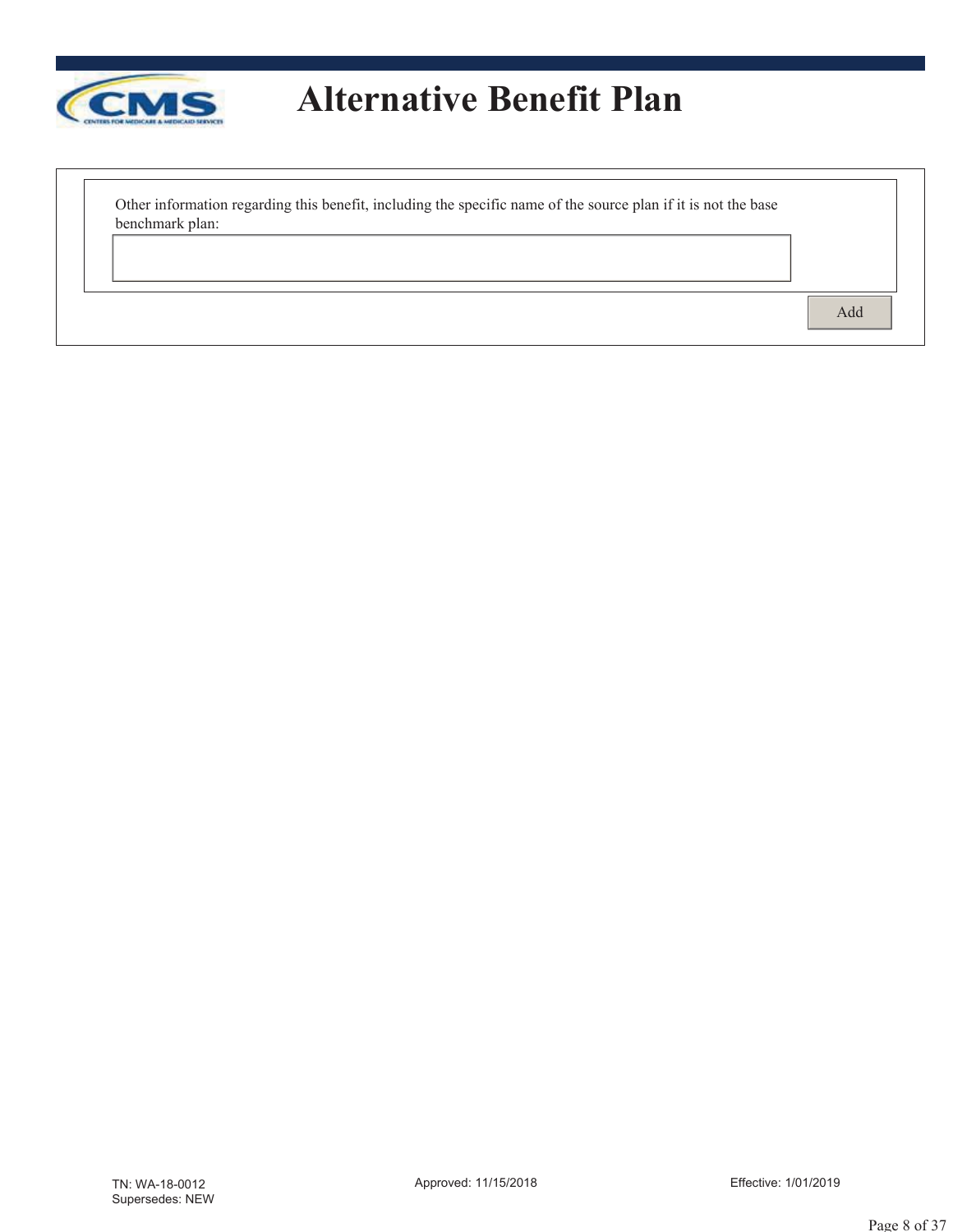# Alternative Benefit Plan

Other information regarding this benefit, including the specific name of the source plan if it is not the base benchmark plan:

Add

TN: WA-18-0012
Supersedes: NEW

Approved: 11/15/2018

Effective: 1/01/2019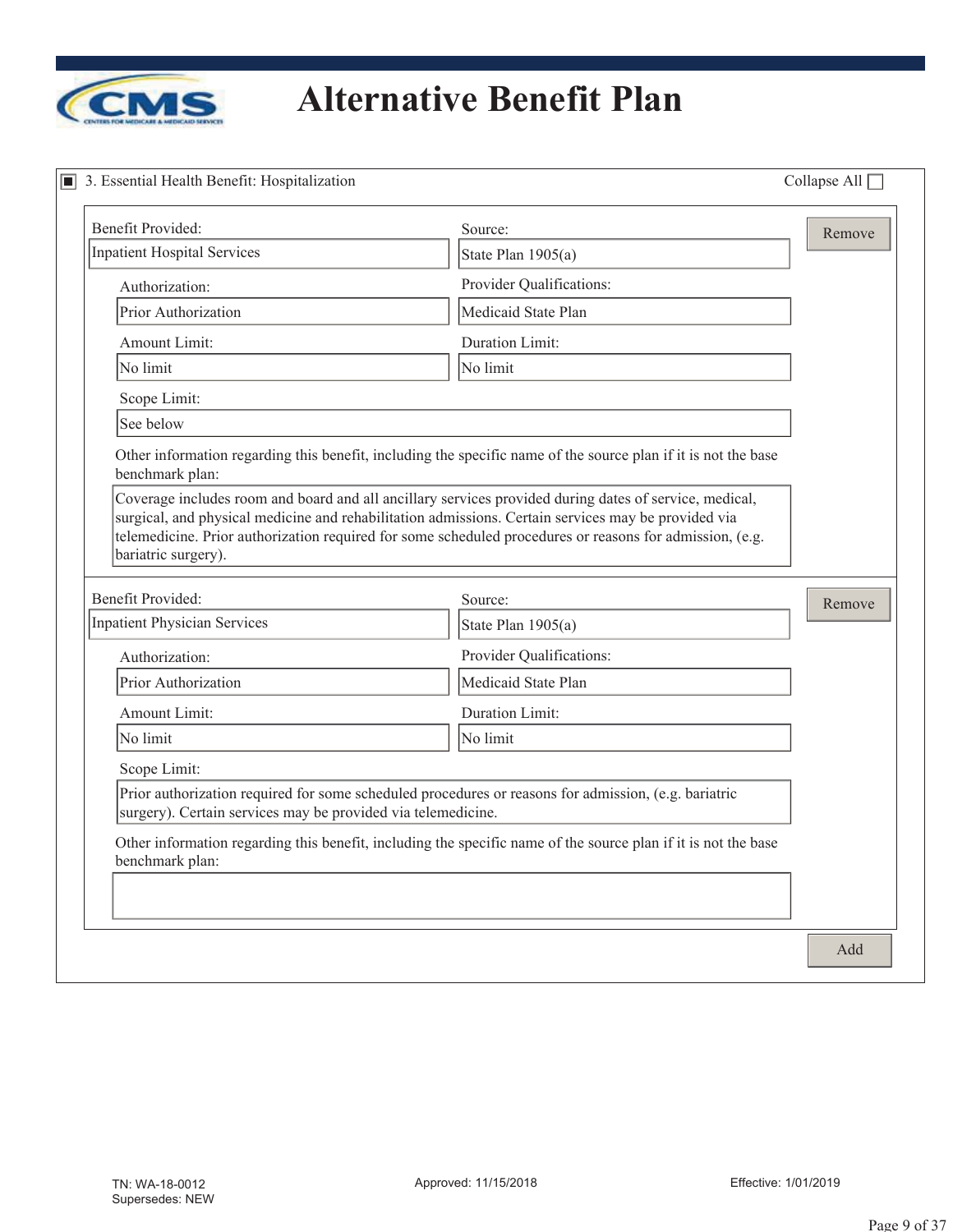# Alternative Benefit Plan

■ 3. Essential Health Benefit: Hospitalization

Collapse All ☐

| Field | Value |
|---|---|
| Benefit Provided: | Inpatient Hospital Services |
| Source: | State Plan 1905(a) |
| Authorization: | Prior Authorization |
| Provider Qualifications: | Medicaid State Plan |
| Amount Limit: | No limit |
| Duration Limit: | No limit |
| Scope Limit: | See below |

Other information regarding this benefit, including the specific name of the source plan if it is not the base benchmark plan:

Coverage includes room and board and all ancillary services provided during dates of service, medical, surgical, and physical medicine and rehabilitation admissions. Certain services may be provided via telemedicine. Prior authorization required for some scheduled procedures or reasons for admission, (e.g. bariatric surgery).

| Field | Value |
|---|---|
| Benefit Provided: | Inpatient Physician Services |
| Source: | State Plan 1905(a) |
| Authorization: | Prior Authorization |
| Provider Qualifications: | Medicaid State Plan |
| Amount Limit: | No limit |
| Duration Limit: | No limit |
| Scope Limit: | Prior authorization required for some scheduled procedures or reasons for admission, (e.g. bariatric surgery). Certain services may be provided via telemedicine. |

Other information regarding this benefit, including the specific name of the source plan if it is not the base benchmark plan:

TN: WA-18-0012
Supersedes: NEW

Approved: 11/15/2018

Effective: 1/01/2019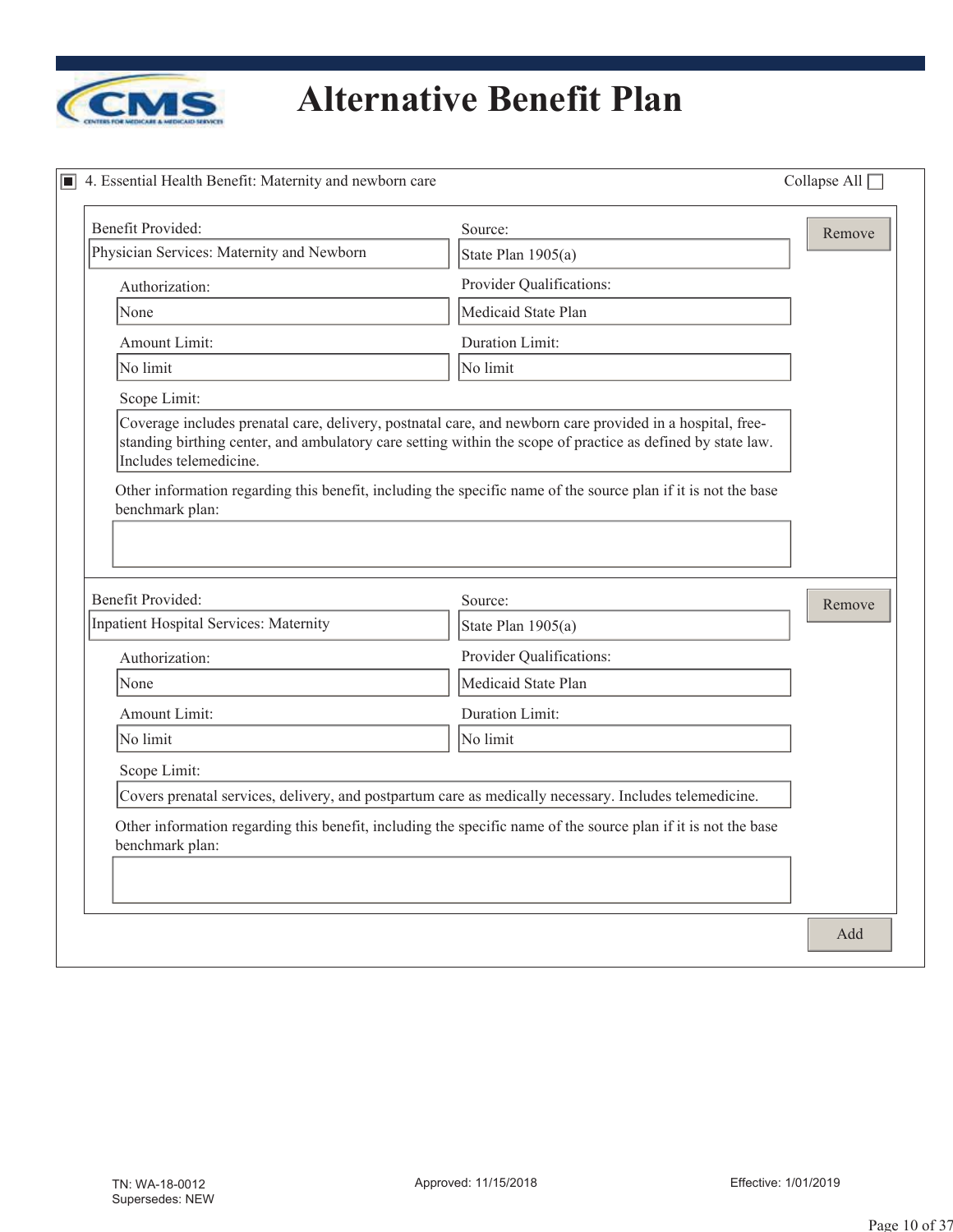# Alternative Benefit Plan

4. Essential Health Benefit: Maternity and newborn care

| Benefit Provided: | Source: |
|---|---|
| Physician Services: Maternity and Newborn | State Plan 1905(a) |
| **Authorization:** | **Provider Qualifications:** |
| None | Medicaid State Plan |
| **Amount Limit:** | **Duration Limit:** |
| No limit | No limit |

Scope Limit:

Coverage includes prenatal care, delivery, postnatal care, and newborn care provided in a hospital, free-standing birthing center, and ambulatory care setting within the scope of practice as defined by state law. Includes telemedicine.

Other information regarding this benefit, including the specific name of the source plan if it is not the base benchmark plan:

| Benefit Provided: | Source: |
|---|---|
| Inpatient Hospital Services: Maternity | State Plan 1905(a) |
| **Authorization:** | **Provider Qualifications:** |
| None | Medicaid State Plan |
| **Amount Limit:** | **Duration Limit:** |
| No limit | No limit |

Scope Limit:

Covers prenatal services, delivery, and postpartum care as medically necessary. Includes telemedicine.

Other information regarding this benefit, including the specific name of the source plan if it is not the base benchmark plan:

TN: WA-18-0012
Supersedes: NEW

Approved: 11/15/2018

Effective: 1/01/2019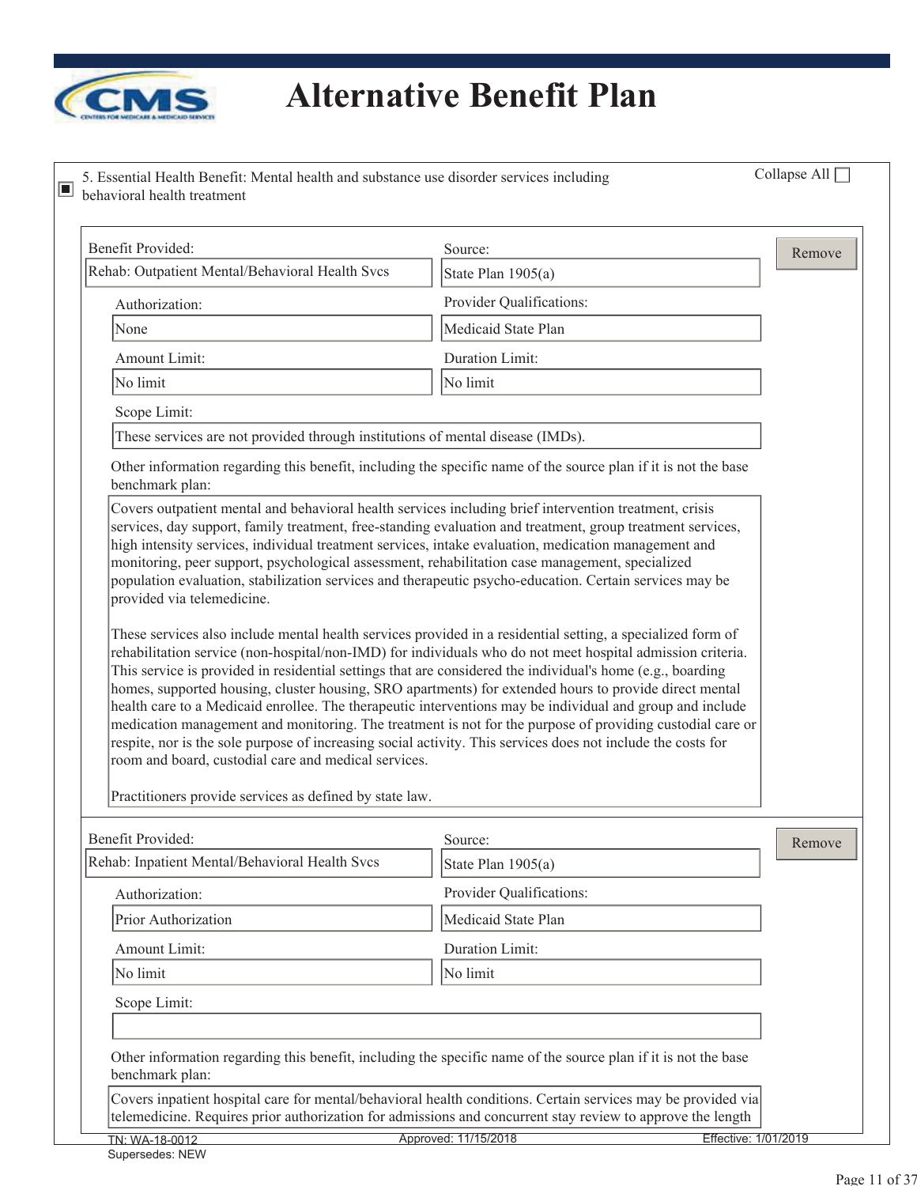# Alternative Benefit Plan

5. Essential Health Benefit: Mental health and substance use disorder services including behavioral health treatment

Collapse All ☐

**Benefit Provided:** Rah: Outpatient Mental/Behavioral Health Svcs

**Source:** State Plan 1905(a)

**Authorization:** None

**Provider Qualifications:** Medicaid State Plan

**Amount Limit:** No limit

**Duration Limit:** No limit

**Scope Limit:** These services are not provided through institutions of mental disease (IMDs).

**Other information regarding this benefit, including the specific name of the source plan if it is not the base benchmark plan:**

Covers outpatient mental and behavioral health services including brief intervention treatment, crisis services, day support, family treatment, free-standing evaluation and treatment, group treatment services, high intensity services, individual treatment services, intake evaluation, medication management and monitoring, peer support, psychological assessment, rehabilitation case management, specialized population evaluation, stabilization services and therapeutic psycho-education. Certain services may be provided via telemedicine.

These services also include mental health services provided in a residential setting, a specialized form of rehabilitation service (non-hospital/non-IMD) for individuals who do not meet hospital admission criteria. This service is provided in residential settings that are considered the individual's home (e.g., boarding homes, supported housing, cluster housing, SRO apartments) for extended hours to provide direct mental health care to a Medicaid enrollee. The therapeutic interventions may be individual and group and include medication management and monitoring. The treatment is not for the purpose of providing custodial care or respite, nor is the sole purpose of increasing social activity. This services does not include the costs for room and board, custodial care and medical services.

Practitioners provide services as defined by state law.

---

**Benefit Provided:** Rehab: Inpatient Mental/Behavioral Health Svcs

**Source:** State Plan 1905(a)

**Authorization:** Prior Authorization

**Provider Qualifications:** Medicaid State Plan

**Amount Limit:** No limit

**Duration Limit:** No limit

**Scope Limit:**

**Other information regarding this benefit, including the specific name of the source plan if it is not the base benchmark plan:**

Covers inpatient hospital care for mental/behavioral health conditions. Certain services may be provided via telemedicine. Requires prior authorization for admissions and concurrent stay review to approve the length

TN: WA-18-0012 Approved: 11/15/2018 Effective: 1/01/2019

Supersedes: NEW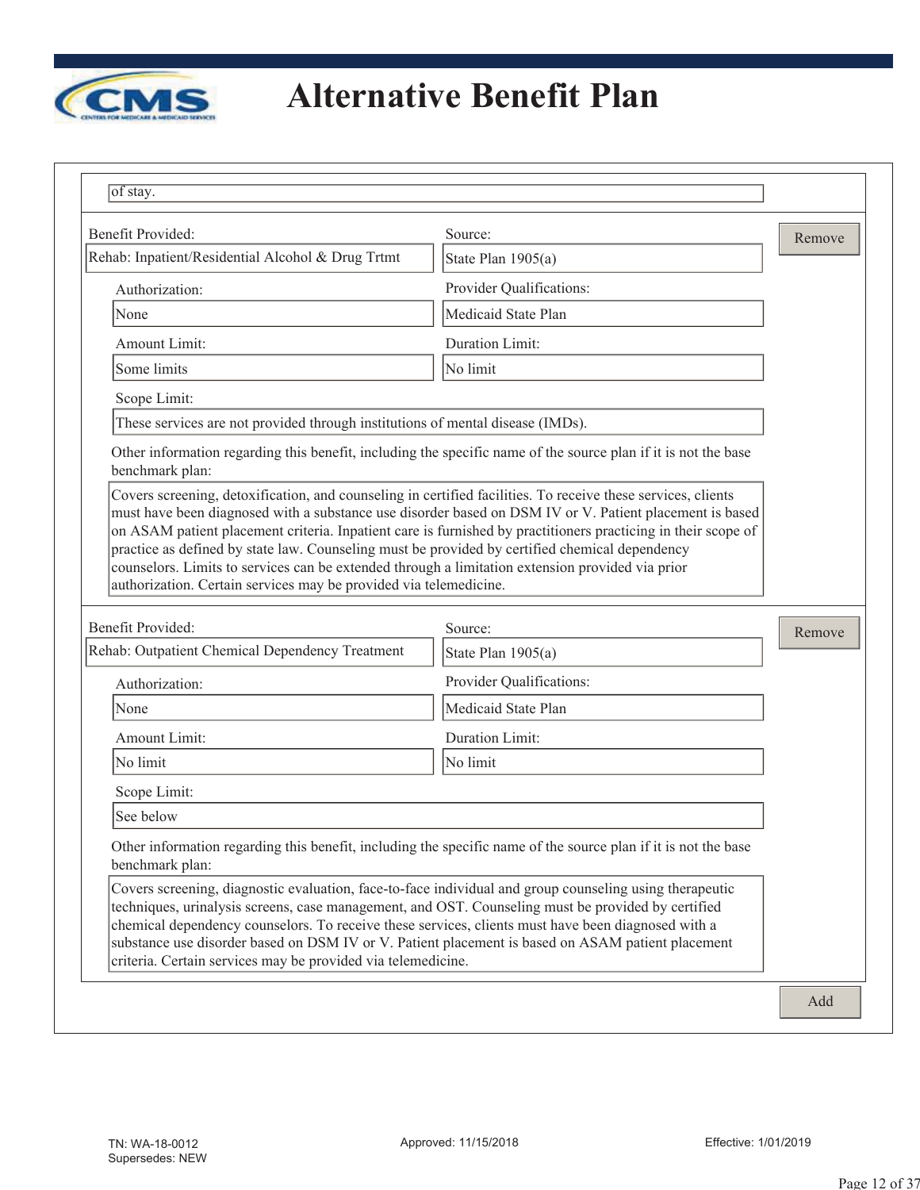# Alternative Benefit Plan

of stay.

Benefit Provided: Rehab: Inpatient/Residential Alcohol & Drug Trtmt

Source: State Plan 1905(a)

Authorization: None

Provider Qualifications: Medicaid State Plan

Amount Limit: Some limits

Duration Limit: No limit

Scope Limit: These services are not provided through institutions of mental disease (IMDs).

Other information regarding this benefit, including the specific name of the source plan if it is not the base benchmark plan:

Covers screening, detoxification, and counseling in certified facilities. To receive these services, clients must have been diagnosed with a substance use disorder based on DSM IV or V. Patient placement is based on ASAM patient placement criteria. Inpatient care is furnished by practitioners practicing in their scope of practice as defined by state law. Counseling must be provided by certified chemical dependency counselors. Limits to services can be extended through a limitation extension provided via prior authorization. Certain services may be provided via telemedicine.

Benefit Provided: Rehab: Outpatient Chemical Dependency Treatment

Source: State Plan 1905(a)

Authorization: None

Provider Qualifications: Medicaid State Plan

Amount Limit: No limit

Duration Limit: No limit

Scope Limit: See below

Other information regarding this benefit, including the specific name of the source plan if it is not the base benchmark plan:

Covers screening, diagnostic evaluation, face-to-face individual and group counseling using therapeutic techniques, urinalysis screens, case management, and OST. Counseling must be provided by certified chemical dependency counselors. To receive these services, clients must have been diagnosed with a substance use disorder based on DSM IV or V. Patient placement is based on ASAM patient placement criteria. Certain services may be provided via telemedicine.

TN: WA-18-0012
Supersedes: NEW

Approved: 11/15/2018

Effective: 1/01/2019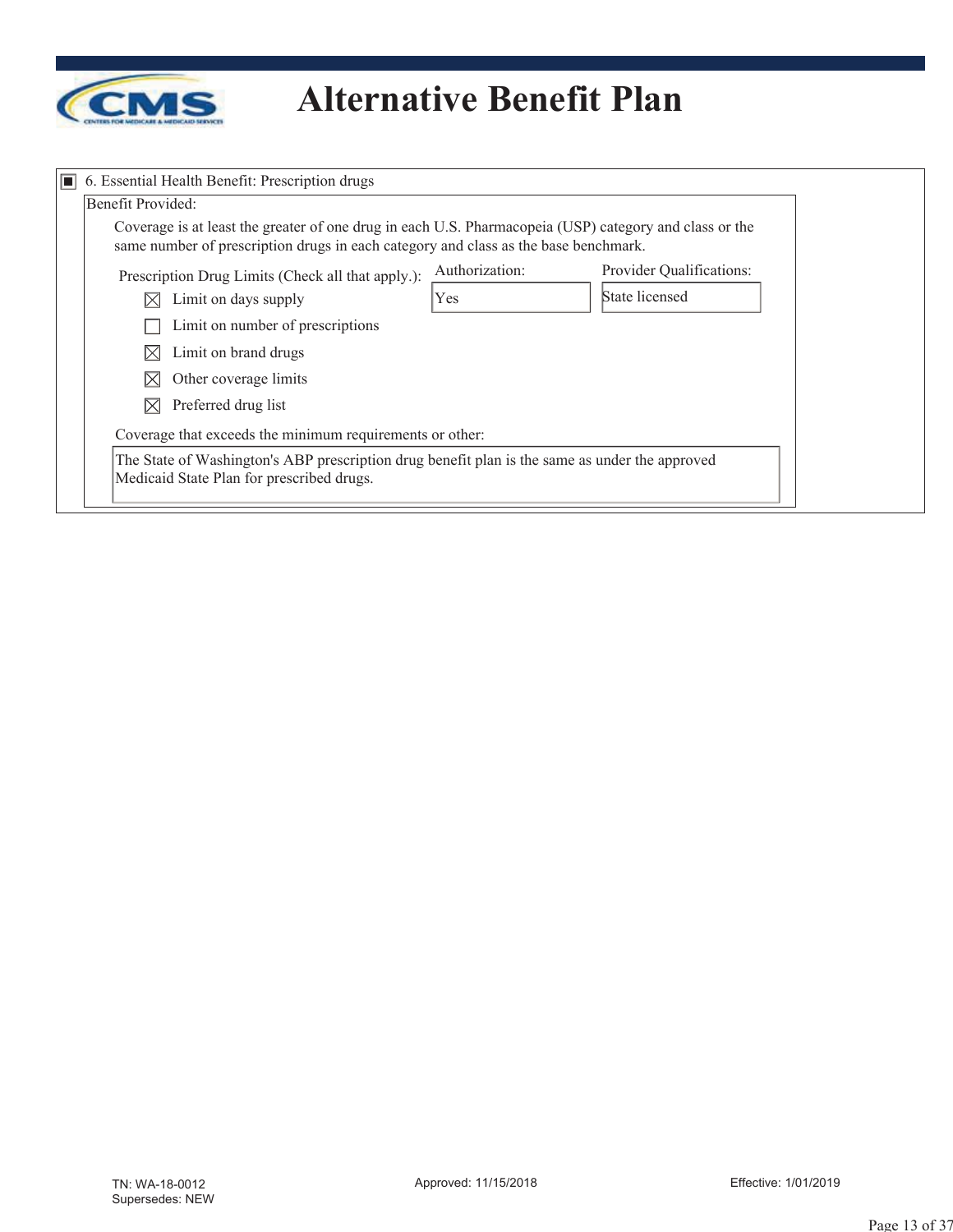# Alternative Benefit Plan

■ 6. Essential Health Benefit: Prescription drugs

Benefit Provided:

Coverage is at least the greater of one drug in each U.S. Pharmacopeia (USP) category and class or the same number of prescription drugs in each category and class as the base benchmark.

Prescription Drug Limits (Check all that apply.):

- ☒ Limit on days supply
- ☐ Limit on number of prescriptions
- ☒ Limit on brand drugs
- ☒ Other coverage limits
- ☒ Preferred drug list

Authorization: Yes

Provider Qualifications: State licensed

Coverage that exceeds the minimum requirements or other:

The State of Washington's ABP prescription drug benefit plan is the same as under the approved Medicaid State Plan for prescribed drugs.

TN: WA-18-0012
Supersedes: NEW

Approved: 11/15/2018

Effective: 1/01/2019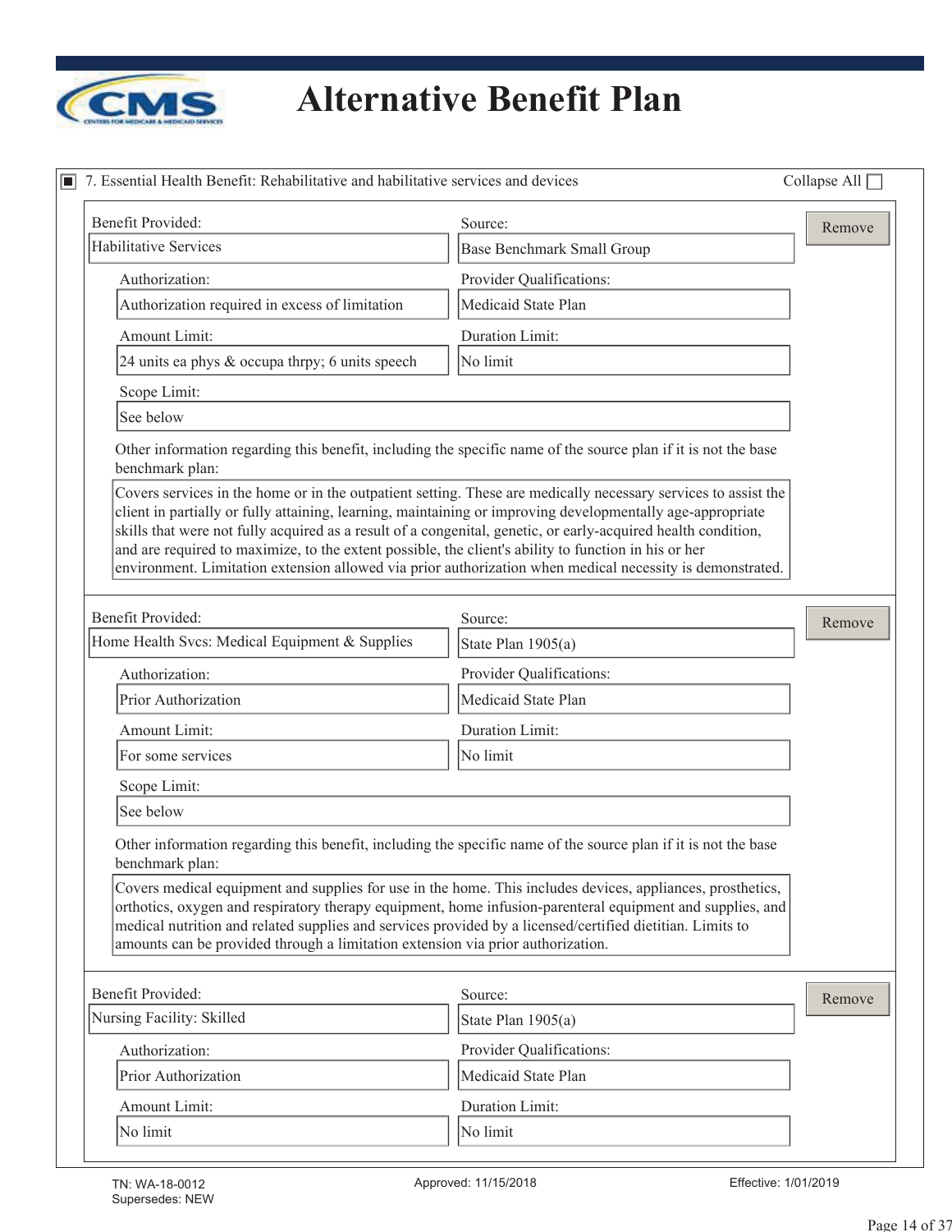# Alternative Benefit Plan

7. Essential Health Benefit: Rehabilitative and habilitative services and devices

Collapse All ☐

**Benefit Provided:** Habilitative Services

**Source:** Base Benchmark Small Group

**Authorization:** Authorization required in excess of limitation

**Provider Qualifications:** Medicaid State Plan

**Amount Limit:** 24 units ea phys & occupa thrpy; 6 units speech

**Duration Limit:** No limit

**Scope Limit:** See below

Other information regarding this benefit, including the specific name of the source plan if it is not the base benchmark plan:

Covers services in the home or in the outpatient setting. These are medically necessary services to assist the client in partially or fully attaining, learning, maintaining or improving developmentally age-appropriate skills that were not fully acquired as a result of a congenital, genetic, or early-acquired health condition, and are required to maximize, to the extent possible, the client's ability to function in his or her environment. Limitation extension allowed via prior authorization when medical necessity is demonstrated.

---

**Benefit Provided:** Home Health Svcs: Medical Equipment & Supplies

**Source:** State Plan 1905(a)

**Authorization:** Prior Authorization

**Provider Qualifications:** Medicaid State Plan

**Amount Limit:** For some services

**Duration Limit:** No limit

**Scope Limit:** See below

Other information regarding this benefit, including the specific name of the source plan if it is not the base benchmark plan:

Covers medical equipment and supplies for use in the home. This includes devices, appliances, prosthetics, orthotics, oxygen and respiratory therapy equipment, home infusion-parenteral equipment and supplies, and medical nutrition and related supplies and services provided by a licensed/certified dietitian. Limits to amounts can be provided through a limitation extension via prior authorization.

---

**Benefit Provided:** Nursing Facility: Skilled

**Source:** State Plan 1905(a)

**Authorization:** Prior Authorization

**Provider Qualifications:** Medicaid State Plan

**Amount Limit:** No limit

**Duration Limit:** No limit

TN: WA-18-0012
Supersedes: NEW

Approved: 11/15/2018

Effective: 1/01/2019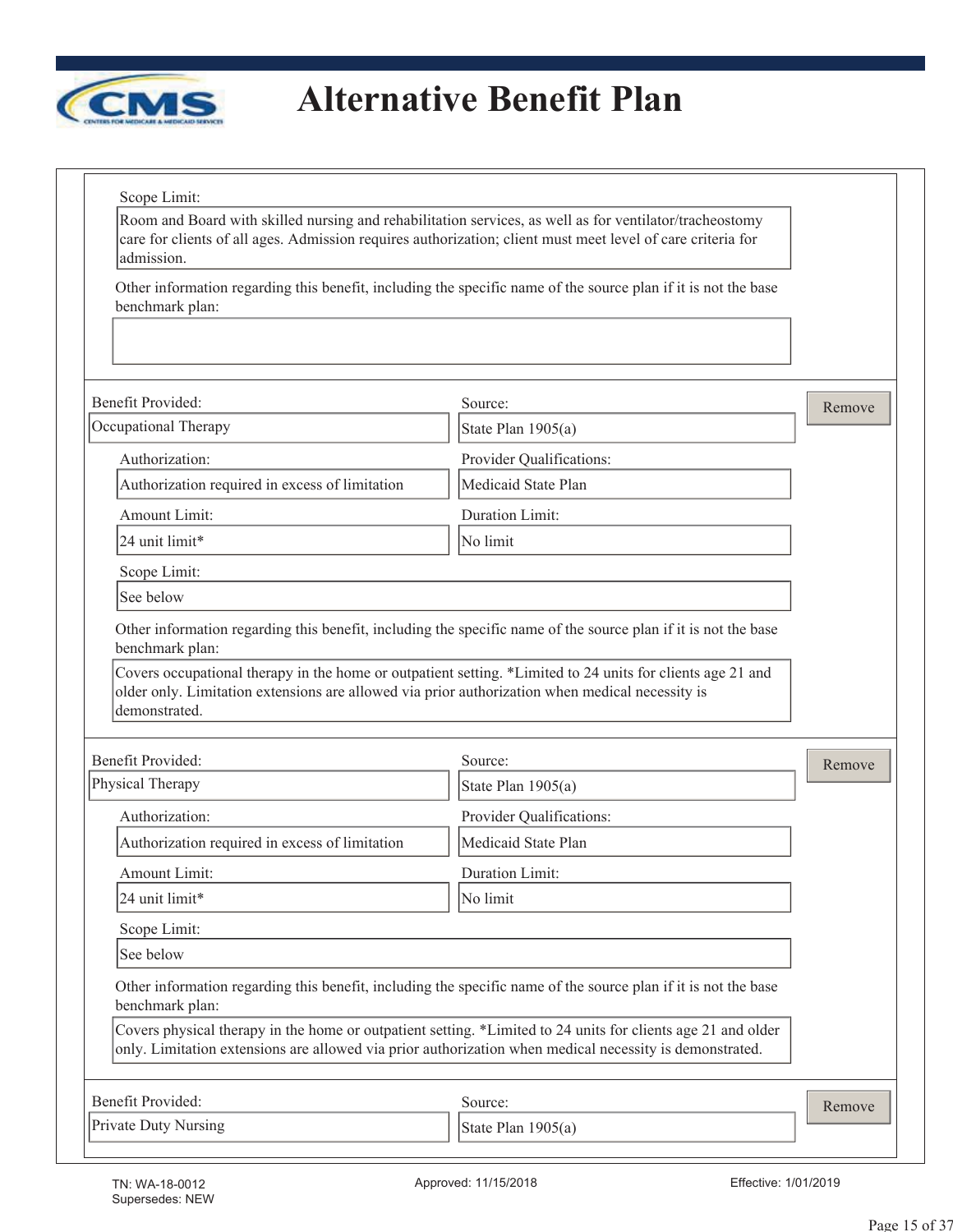# Alternative Benefit Plan

Scope Limit:

Room and Board with skilled nursing and rehabilitation services, as well as for ventilator/tracheostomy care for clients of all ages. Admission requires authorization; client must meet level of care criteria for admission.

Other information regarding this benefit, including the specific name of the source plan if it is not the base benchmark plan:

---

| Benefit Provided: | Source: |
|---|---|
| Occupational Therapy | State Plan 1905(a) |
| **Authorization:** | **Provider Qualifications:** |
| Authorization required in excess of limitation | Medicaid State Plan |
| **Amount Limit:** | **Duration Limit:** |
| 24 unit limit* | No limit |

Scope Limit:

See below

Other information regarding this benefit, including the specific name of the source plan if it is not the base benchmark plan:

Covers occupational therapy in the home or outpatient setting. *Limited to 24 units for clients age 21 and older only. Limitation extensions are allowed via prior authorization when medical necessity is demonstrated.

---

| Benefit Provided: | Source: |
|---|---|
| Physical Therapy | State Plan 1905(a) |
| **Authorization:** | **Provider Qualifications:** |
| Authorization required in excess of limitation | Medicaid State Plan |
| **Amount Limit:** | **Duration Limit:** |
| 24 unit limit* | No limit |

Scope Limit:

See below

Other information regarding this benefit, including the specific name of the source plan if it is not the base benchmark plan:

Covers physical therapy in the home or outpatient setting. *Limited to 24 units for clients age 21 and older only. Limitation extensions are allowed via prior authorization when medical necessity is demonstrated.

---

| Benefit Provided: | Source: |
|---|---|
| Private Duty Nursing | State Plan 1905(a) |

TN: WA-18-0012 
Supersedes: NEW

Approved: 11/15/2018

Effective: 1/01/2019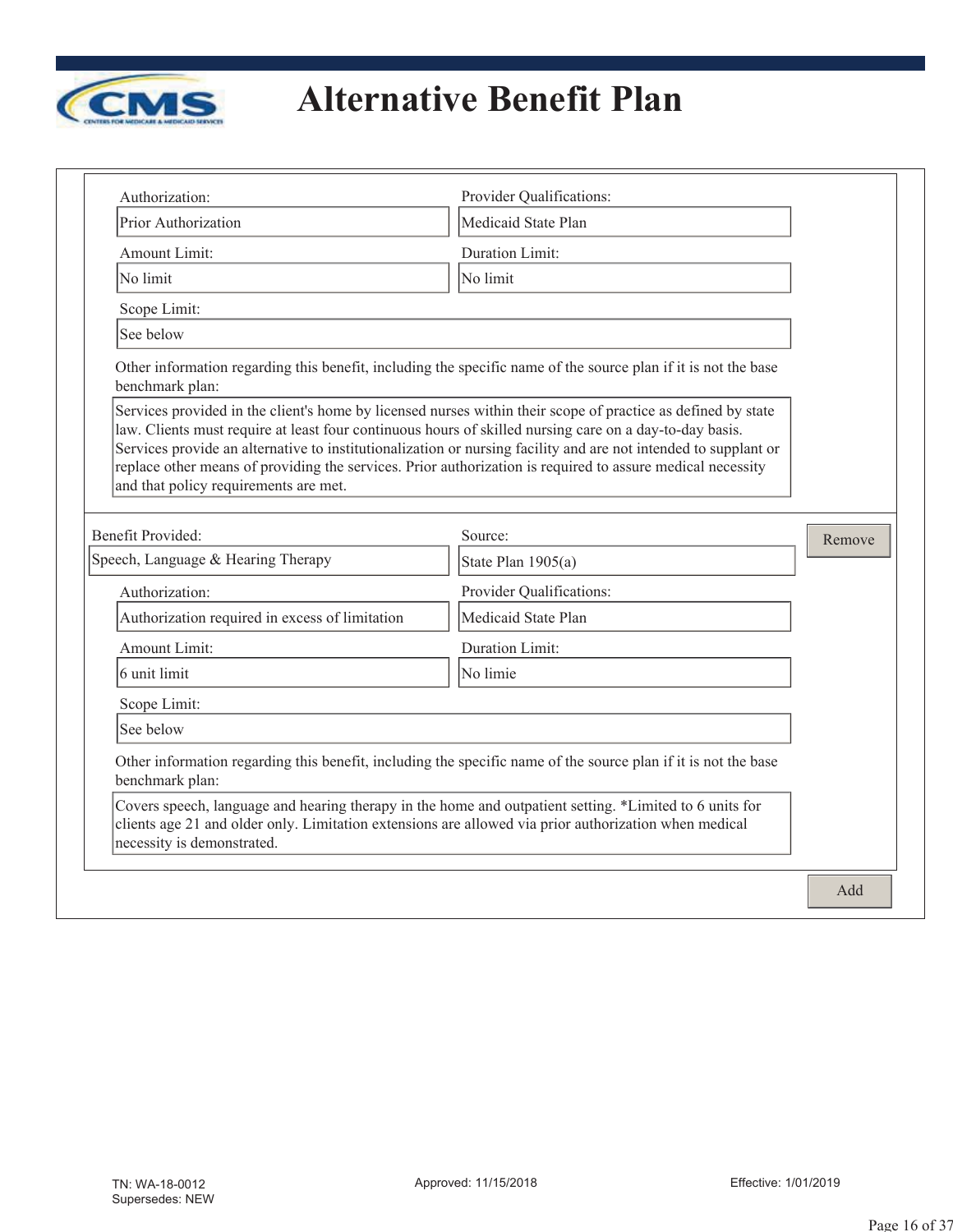# Alternative Benefit Plan

Authorization: Prior Authorization

Provider Qualifications: Medicaid State Plan

Amount Limit: No limit

Duration Limit: No limit

Scope Limit: See below

Other information regarding this benefit, including the specific name of the source plan if it is not the base benchmark plan:

Services provided in the client's home by licensed nurses within their scope of practice as defined by state law. Clients must require at least four continuous hours of skilled nursing care on a day-to-day basis. Services provide an alternative to institutionalization or nursing facility and are not intended to supplant or replace other means of providing the services. Prior authorization is required to assure medical necessity and that policy requirements are met.

---

Benefit Provided: Speech, Language & Hearing Therapy

Source: State Plan 1905(a)

Remove

Authorization: Authorization required in excess of limitation

Provider Qualifications: Medicaid State Plan

Amount Limit: 6 unit limit

Duration Limit: No limie

Scope Limit: See below

Other information regarding this benefit, including the specific name of the source plan if it is not the base benchmark plan:

Covers speech, language and hearing therapy in the home and outpatient setting. *Limited to 6 units for clients age 21 and older only. Limitation extensions are allowed via prior authorization when medical necessity is demonstrated.

Add

TN: WA-18-0012
Supersedes: NEW

Approved: 11/15/2018

Effective: 1/01/2019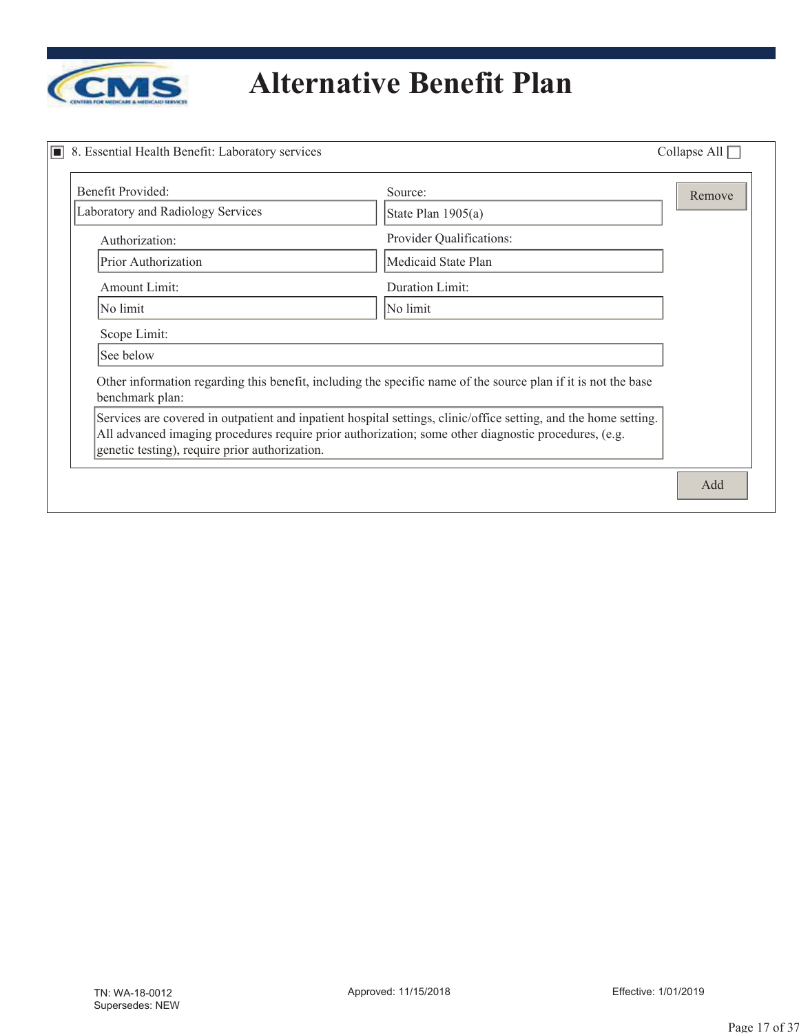# Alternative Benefit Plan

## 8. Essential Health Benefit: Laboratory services

Collapse All ☐

| Field | Value |
|---|---|
| Benefit Provided: | Laboratory and Radiology Services |
| Source: | State Plan 1905(a) |
| Authorization: | Prior Authorization |
| Provider Qualifications: | Medicaid State Plan |
| Amount Limit: | No limit |
| Duration Limit: | No limit |
| Scope Limit: | See below |

Other information regarding this benefit, including the specific name of the source plan if it is not the base benchmark plan:

Services are covered in outpatient and inpatient hospital settings, clinic/office setting, and the home setting. All advanced imaging procedures require prior authorization; some other diagnostic procedures, (e.g. genetic testing), require prior authorization.

Remove

Add

TN: WA-18-0012
Supersedes: NEW

Approved: 11/15/2018

Effective: 1/01/2019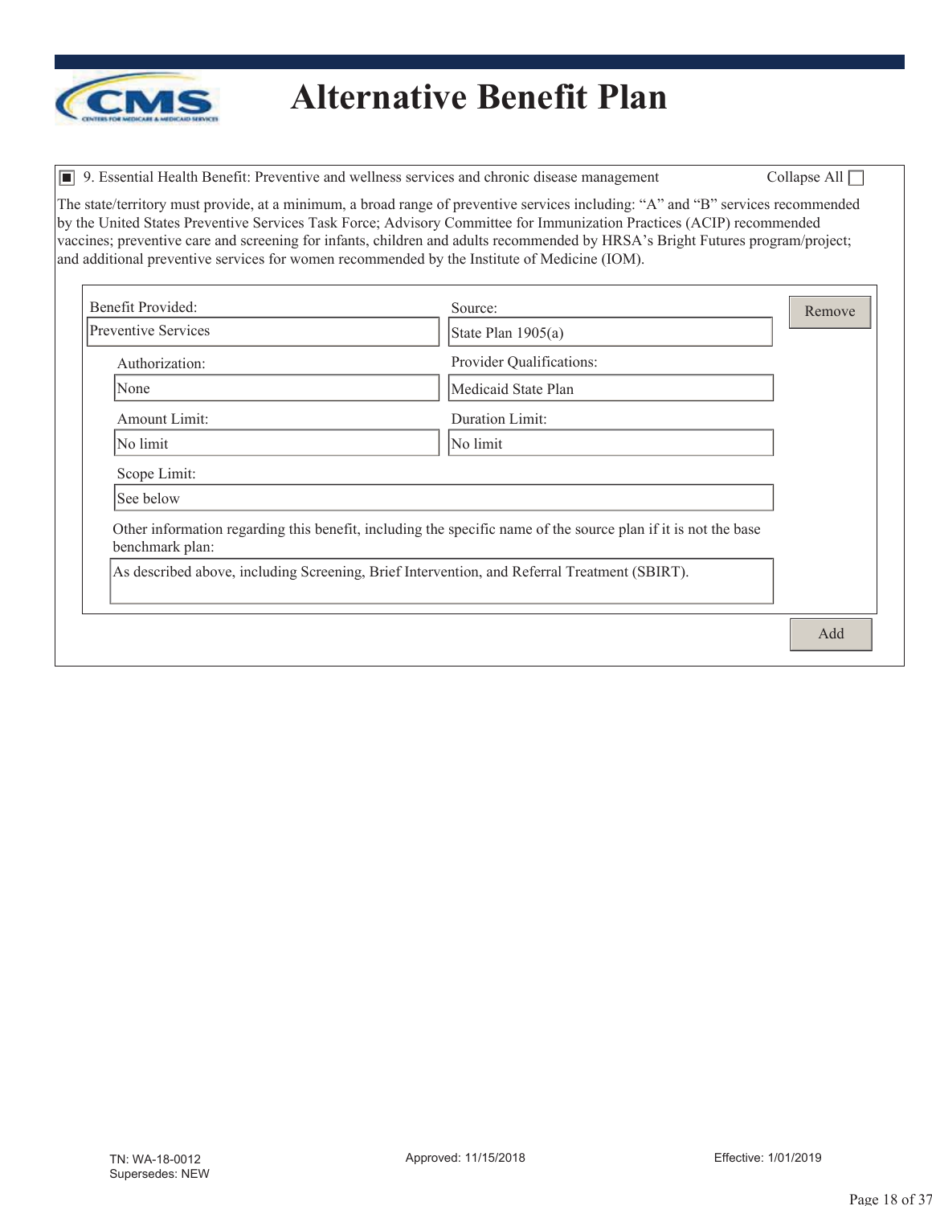# Alternative Benefit Plan

**9. Essential Health Benefit: Preventive and wellness services and chronic disease management** Collapse All

The state/territory must provide, at a minimum, a broad range of preventive services including: "A" and "B" services recommended by the United States Preventive Services Task Force; Advisory Committee for Immunization Practices (ACIP) recommended vaccines; preventive care and screening for infants, children and adults recommended by HRSA's Bright Futures program/project; and additional preventive services for women recommended by the Institute of Medicine (IOM).

| Field | Value |
|---|---|
| Benefit Provided: | Preventive Services |
| Source: | State Plan 1905(a) |
| Authorization: | None |
| Provider Qualifications: | Medicaid State Plan |
| Amount Limit: | No limit |
| Duration Limit: | No limit |
| Scope Limit: | See below |

Other information regarding this benefit, including the specific name of the source plan if it is not the base benchmark plan:

As described above, including Screening, Brief Intervention, and Referral Treatment (SBIRT).

TN: WA-18-0012
Supersedes: NEW

Approved: 11/15/2018

Effective: 1/01/2019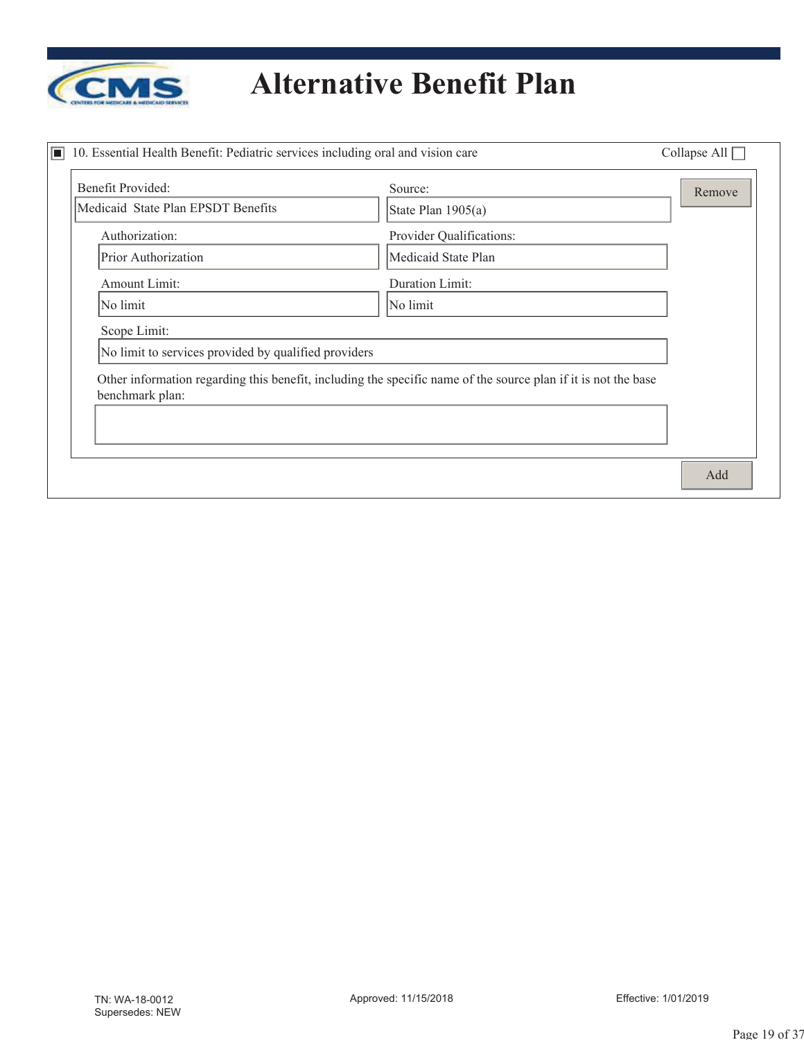# Alternative Benefit Plan

10. Essential Health Benefit: Pediatric services including oral and vision care

Collapse All

| Field | Value |
|---|---|
| Benefit Provided: | Medicaid State Plan EPSDT Benefits |
| Source: | State Plan 1905(a) |
| Authorization: | Prior Authorization |
| Provider Qualifications: | Medicaid State Plan |
| Amount Limit: | No limit |
| Duration Limit: | No limit |
| Scope Limit: | No limit to services provided by qualified providers |

Other information regarding this benefit, including the specific name of the source plan if it is not the base benchmark plan:

TN: WA-18-0012
Supersedes: NEW

Approved: 11/15/2018

Effective: 1/01/2019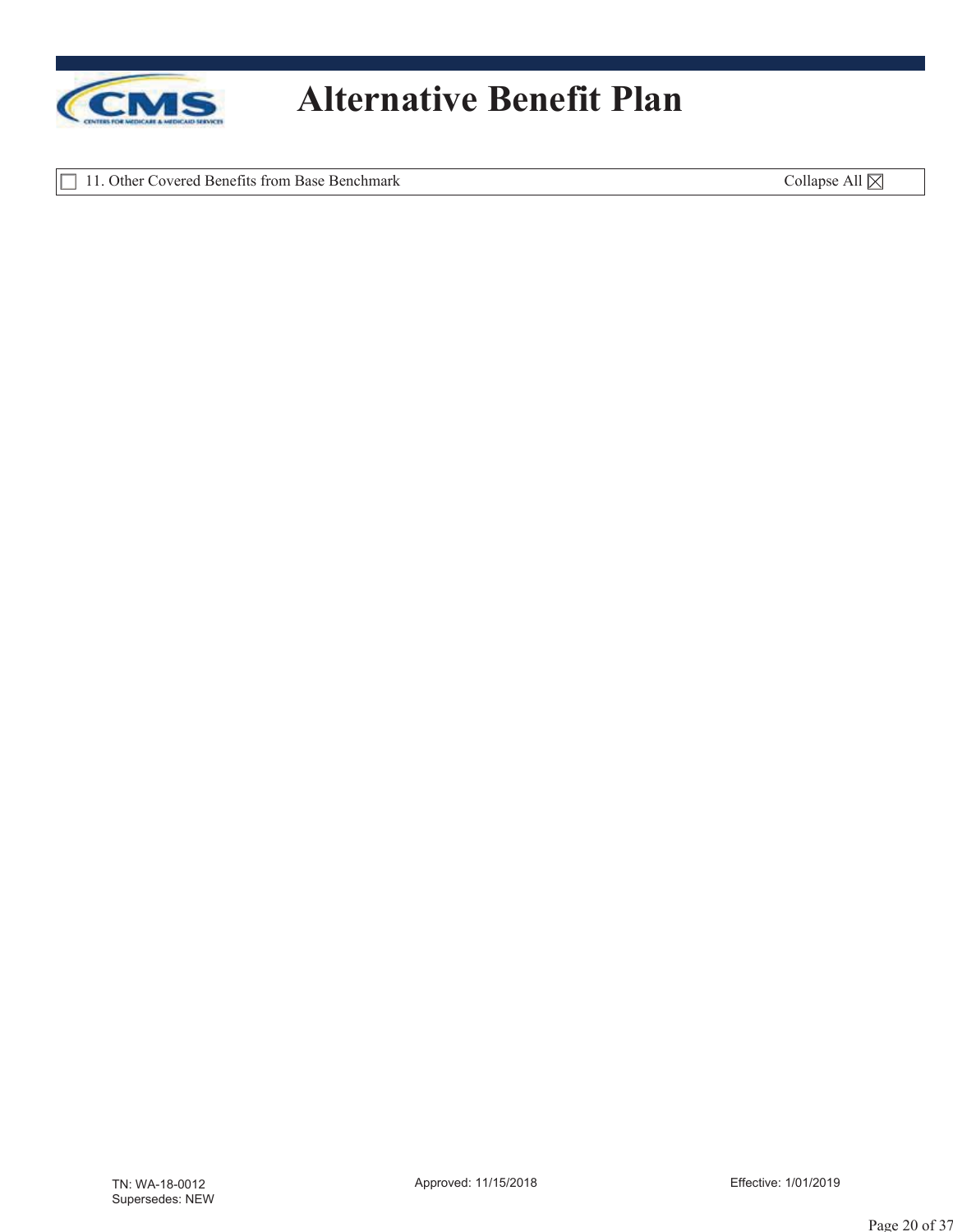# Alternative Benefit Plan

☐ 11. Other Covered Benefits from Base Benchmark — Collapse All ☒

TN: WA-18-0012
Supersedes: NEW

Approved: 11/15/2018

Effective: 1/01/2019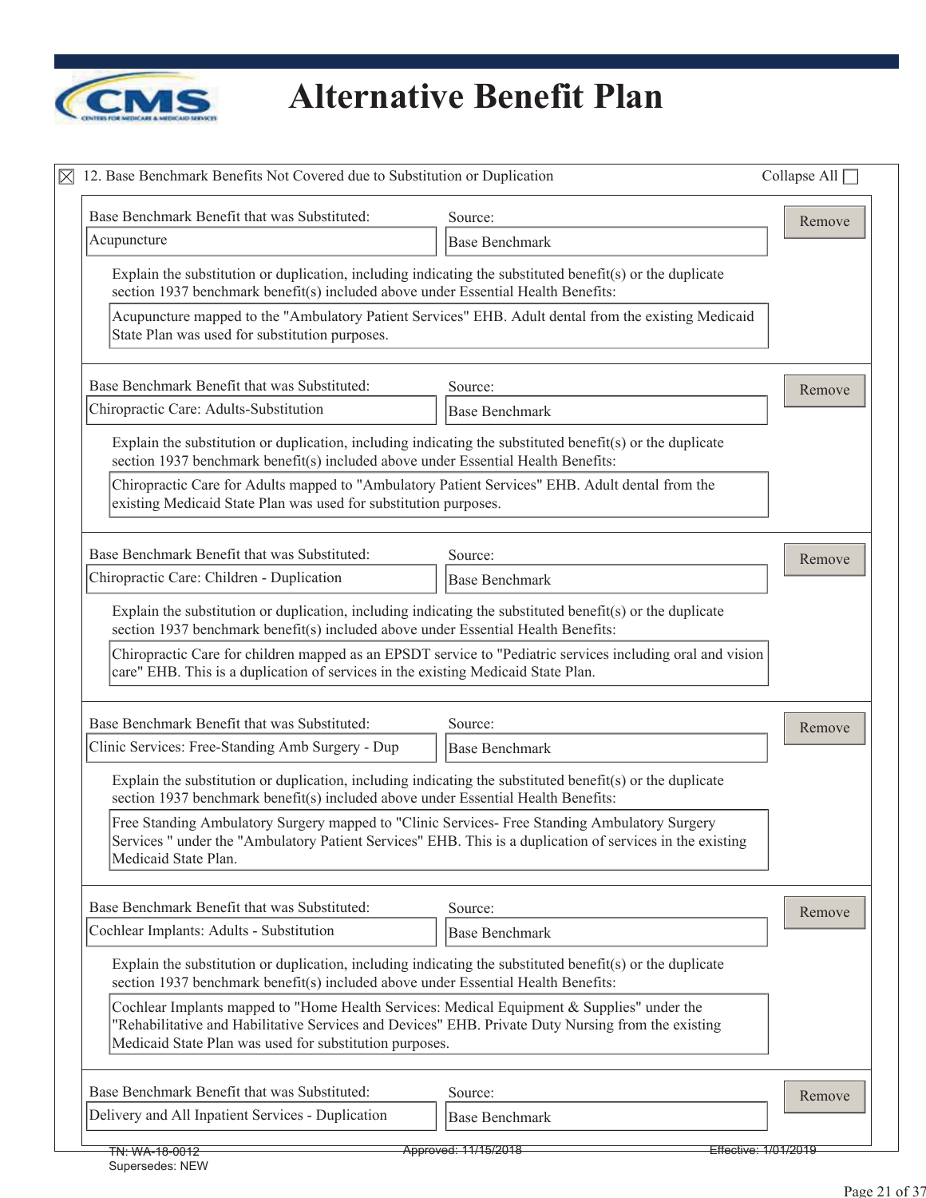# Alternative Benefit Plan

☒ 12. Base Benchmark Benefits Not Covered due to Substitution or Duplication

Collapse All ☐

**Base Benchmark Benefit that was Substituted:** Acupuncture

**Source:** Base Benchmark

Explain the substitution or duplication, including indicating the substituted benefit(s) or the duplicate section 1937 benchmark benefit(s) included above under Essential Health Benefits:

Acupuncture mapped to the "Ambulatory Patient Services" EHB. Adult dental from the existing Medicaid State Plan was used for substitution purposes.

---

**Base Benchmark Benefit that was Substituted:** Chiropractic Care: Adults-Substitution

**Source:** Base Benchmark

Explain the substitution or duplication, including indicating the substituted benefit(s) or the duplicate section 1937 benchmark benefit(s) included above under Essential Health Benefits:

Chiropractic Care for Adults mapped to "Ambulatory Patient Services" EHB. Adult dental from the existing Medicaid State Plan was used for substitution purposes.

---

**Base Benchmark Benefit that was Substituted:** Chiropractic Care: Children - Duplication

**Source:** Base Benchmark

Explain the substitution or duplication, including indicating the substituted benefit(s) or the duplicate section 1937 benchmark benefit(s) included above under Essential Health Benefits:

Chiropractic Care for children mapped as an EPSDT service to "Pediatric services including oral and vision care" EHB. This is a duplication of services in the existing Medicaid State Plan.

---

**Base Benchmark Benefit that was Substituted:** Clinic Services: Free-Standing Amb Surgery - Dup

**Source:** Base Benchmark

Explain the substitution or duplication, including indicating the substituted benefit(s) or the duplicate section 1937 benchmark benefit(s) included above under Essential Health Benefits:

Free Standing Ambulatory Surgery mapped to "Clinic Services- Free Standing Ambulatory Surgery Services " under the "Ambulatory Patient Services" EHB. This is a duplication of services in the existing Medicaid State Plan.

---

**Base Benchmark Benefit that was Substituted:** Cochlear Implants: Adults - Substitution

**Source:** Base Benchmark

Explain the substitution or duplication, including indicating the substituted benefit(s) or the duplicate section 1937 benchmark benefit(s) included above under Essential Health Benefits:

Cochlear Implants mapped to "Home Health Services: Medical Equipment & Supplies" under the "Rehabilitative and Habilitative Services and Devices" EHB. Private Duty Nursing from the existing Medicaid State Plan was used for substitution purposes.

---

**Base Benchmark Benefit that was Substituted:** Delivery and All Inpatient Services - Duplication

**Source:** Base Benchmark

TN: WA-18-0012 Approved: 11/15/2018 Effective: 1/01/2019
Supersedes: NEW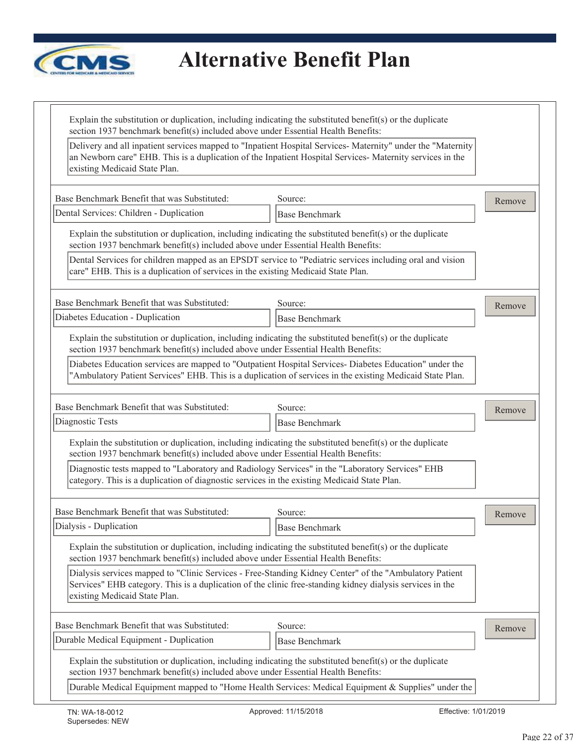# Alternative Benefit Plan

Explain the substitution or duplication, including indicating the substituted benefit(s) or the duplicate section 1937 benchmark benefit(s) included above under Essential Health Benefits:

Delivery and all inpatient services mapped to "Inpatient Hospital Services- Maternity" under the "Maternity an Newborn care" EHB. This is a duplication of the Inpatient Hospital Services- Maternity services in the existing Medicaid State Plan.

| Base Benchmark Benefit that was Substituted: | Source: |
|---|---|
| Dental Services: Children - Duplication | Base Benchmark |

Explain the substitution or duplication, including indicating the substituted benefit(s) or the duplicate section 1937 benchmark benefit(s) included above under Essential Health Benefits:

Dental Services for children mapped as an EPSDT service to "Pediatric services including oral and vision care" EHB. This is a duplication of services in the existing Medicaid State Plan.

| Base Benchmark Benefit that was Substituted: | Source: |
|---|---|
| Diabetes Education - Duplication | Base Benchmark |

Explain the substitution or duplication, including indicating the substituted benefit(s) or the duplicate section 1937 benchmark benefit(s) included above under Essential Health Benefits:

Diabetes Education services are mapped to "Outpatient Hospital Services- Diabetes Education" under the "Ambulatory Patient Services" EHB. This is a duplication of services in the existing Medicaid State Plan.

| Base Benchmark Benefit that was Substituted: | Source: |
|---|---|
| Diagnostic Tests | Base Benchmark |

Explain the substitution or duplication, including indicating the substituted benefit(s) or the duplicate section 1937 benchmark benefit(s) included above under Essential Health Benefits:

Diagnostic tests mapped to "Laboratory and Radiology Services" in the "Laboratory Services" EHB category. This is a duplication of diagnostic services in the existing Medicaid State Plan.

| Base Benchmark Benefit that was Substituted: | Source: |
|---|---|
| Dialysis - Duplication | Base Benchmark |

Explain the substitution or duplication, including indicating the substituted benefit(s) or the duplicate section 1937 benchmark benefit(s) included above under Essential Health Benefits:

Dialysis services mapped to "Clinic Services - Free-Standing Kidney Center" of the "Ambulatory Patient Services" EHB category. This is a duplication of the clinic free-standing kidney dialysis services in the existing Medicaid State Plan.

| Base Benchmark Benefit that was Substituted: | Source: |
|---|---|
| Durable Medical Equipment - Duplication | Base Benchmark |

Explain the substitution or duplication, including indicating the substituted benefit(s) or the duplicate section 1937 benchmark benefit(s) included above under Essential Health Benefits:

Durable Medical Equipment mapped to "Home Health Services: Medical Equipment & Supplies" under the

TN: WA-18-0012 | Approved: 11/15/2018 | Effective: 1/01/2019
Supersedes: NEW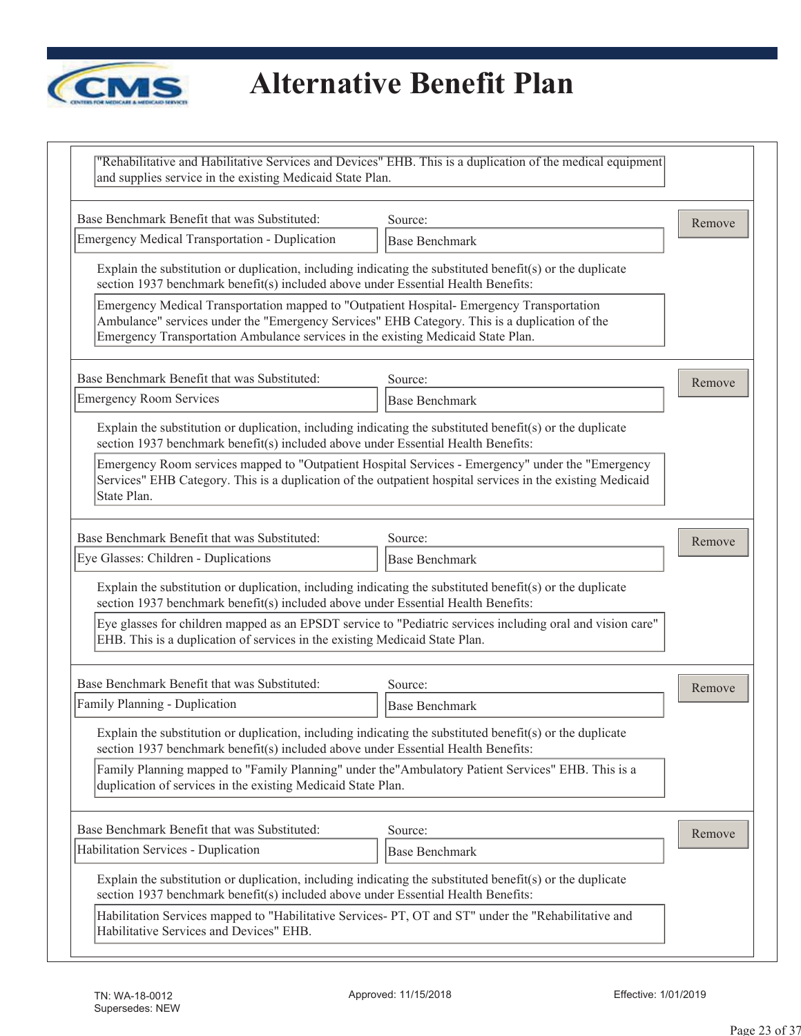# Alternative Benefit Plan

"Rehabilitative and Habilitative Services and Devices" EHB. This is a duplication of the medical equipment and supplies service in the existing Medicaid State Plan.

---

Base Benchmark Benefit that was Substituted: Emergency Medical Transportation - Duplication

Source: Base Benchmark

Explain the substitution or duplication, including indicating the substituted benefit(s) or the duplicate section 1937 benchmark benefit(s) included above under Essential Health Benefits:

Emergency Medical Transportation mapped to "Outpatient Hospital- Emergency Transportation Ambulance" services under the "Emergency Services" EHB Category. This is a duplication of the Emergency Transportation Ambulance services in the existing Medicaid State Plan.

---

Base Benchmark Benefit that was Substituted: Emergency Room Services

Source: Base Benchmark

Explain the substitution or duplication, including indicating the substituted benefit(s) or the duplicate section 1937 benchmark benefit(s) included above under Essential Health Benefits:

Emergency Room services mapped to "Outpatient Hospital Services - Emergency" under the "Emergency Services" EHB Category. This is a duplication of the outpatient hospital services in the existing Medicaid State Plan.

---

Base Benchmark Benefit that was Substituted: Eye Glasses: Children - Duplications

Source: Base Benchmark

Explain the substitution or duplication, including indicating the substituted benefit(s) or the duplicate section 1937 benchmark benefit(s) included above under Essential Health Benefits:

Eye glasses for children mapped as an EPSDT service to "Pediatric services including oral and vision care" EHB. This is a duplication of services in the existing Medicaid State Plan.

---

Base Benchmark Benefit that was Substituted: Family Planning - Duplication

Source: Base Benchmark

Explain the substitution or duplication, including indicating the substituted benefit(s) or the duplicate section 1937 benchmark benefit(s) included above under Essential Health Benefits:

Family Planning mapped to "Family Planning" under the"Ambulatory Patient Services" EHB. This is a duplication of services in the existing Medicaid State Plan.

---

Base Benchmark Benefit that was Substituted: Habilitation Services - Duplication

Source: Base Benchmark

Explain the substitution or duplication, including indicating the substituted benefit(s) or the duplicate section 1937 benchmark benefit(s) included above under Essential Health Benefits:

Habilitation Services mapped to "Habilitative Services- PT, OT and ST" under the "Rehabilitative and Habilitative Services and Devices" EHB.

TN: WA-18-0012
Supersedes: NEW

Approved: 11/15/2018

Effective: 1/01/2019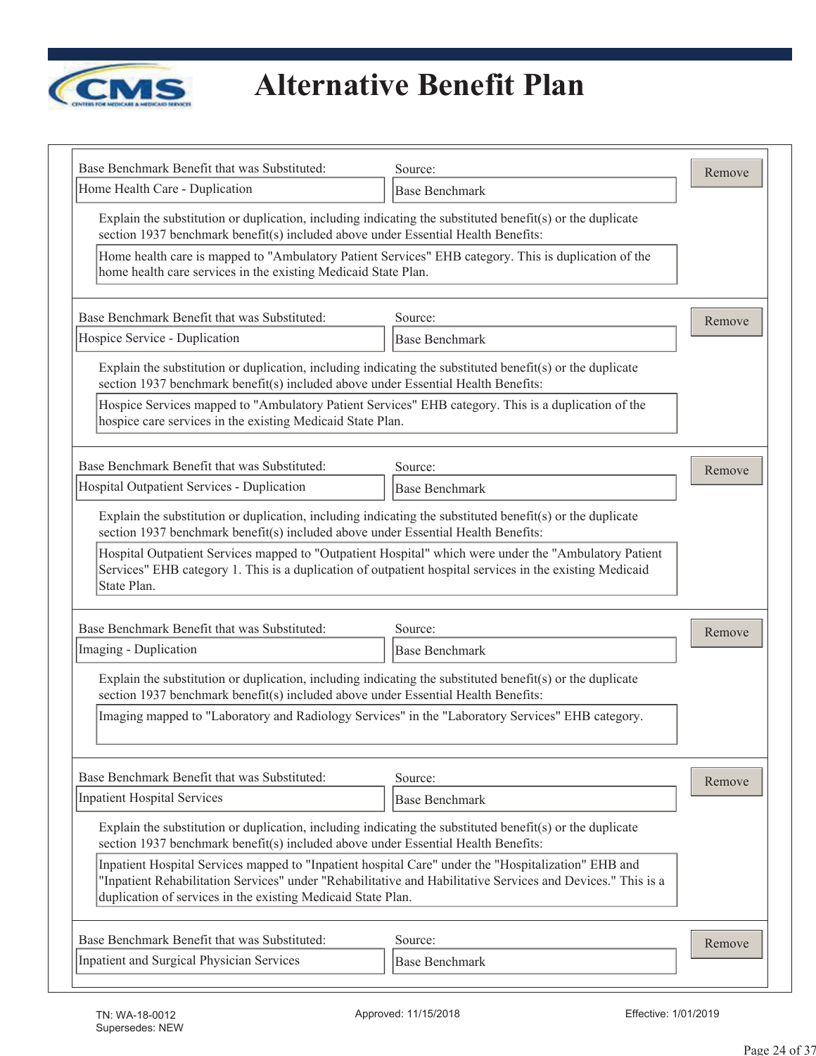# Alternative Benefit Plan

| Base Benchmark Benefit that was Substituted: | Source: |
| --- | --- |
| Home Health Care - Duplication | Base Benchmark |

Explain the substitution or duplication, including indicating the substituted benefit(s) or the duplicate section 1937 benchmark benefit(s) included above under Essential Health Benefits:

Home health care is mapped to "Ambulatory Patient Services" EHB category. This is duplication of the home health care services in the existing Medicaid State Plan.

| Base Benchmark Benefit that was Substituted: | Source: |
| --- | --- |
| Hospice Service - Duplication | Base Benchmark |

Explain the substitution or duplication, including indicating the substituted benefit(s) or the duplicate section 1937 benchmark benefit(s) included above under Essential Health Benefits:

Hospice Services mapped to "Ambulatory Patient Services" EHB category. This is a duplication of the hospice care services in the existing Medicaid State Plan.

| Base Benchmark Benefit that was Substituted: | Source: |
| --- | --- |
| Hospital Outpatient Services - Duplication | Base Benchmark |

Explain the substitution or duplication, including indicating the substituted benefit(s) or the duplicate section 1937 benchmark benefit(s) included above under Essential Health Benefits:

Hospital Outpatient Services mapped to "Outpatient Hospital" which were under the "Ambulatory Patient Services" EHB category 1. This is a duplication of outpatient hospital services in the existing Medicaid State Plan.

| Base Benchmark Benefit that was Substituted: | Source: |
| --- | --- |
| Imaging - Duplication | Base Benchmark |

Explain the substitution or duplication, including indicating the substituted benefit(s) or the duplicate section 1937 benchmark benefit(s) included above under Essential Health Benefits:

Imaging mapped to "Laboratory and Radiology Services" in the "Laboratory Services" EHB category.

| Base Benchmark Benefit that was Substituted: | Source: |
| --- | --- |
| Inpatient Hospital Services | Base Benchmark |

Explain the substitution or duplication, including indicating the substituted benefit(s) or the duplicate section 1937 benchmark benefit(s) included above under Essential Health Benefits:

Inpatient Hospital Services mapped to "Inpatient hospital Care" under the "Hospitalization" EHB and "Inpatient Rehabilitation Services" under "Rehabilitative and Habilitative Services and Devices." This is a duplication of services in the existing Medicaid State Plan.

| Base Benchmark Benefit that was Substituted: | Source: |
| --- | --- |
| Inpatient and Surgical Physician Services | Base Benchmark |

TN: WA-18-0012
Supersedes: NEW

Approved: 11/15/2018

Effective: 1/01/2019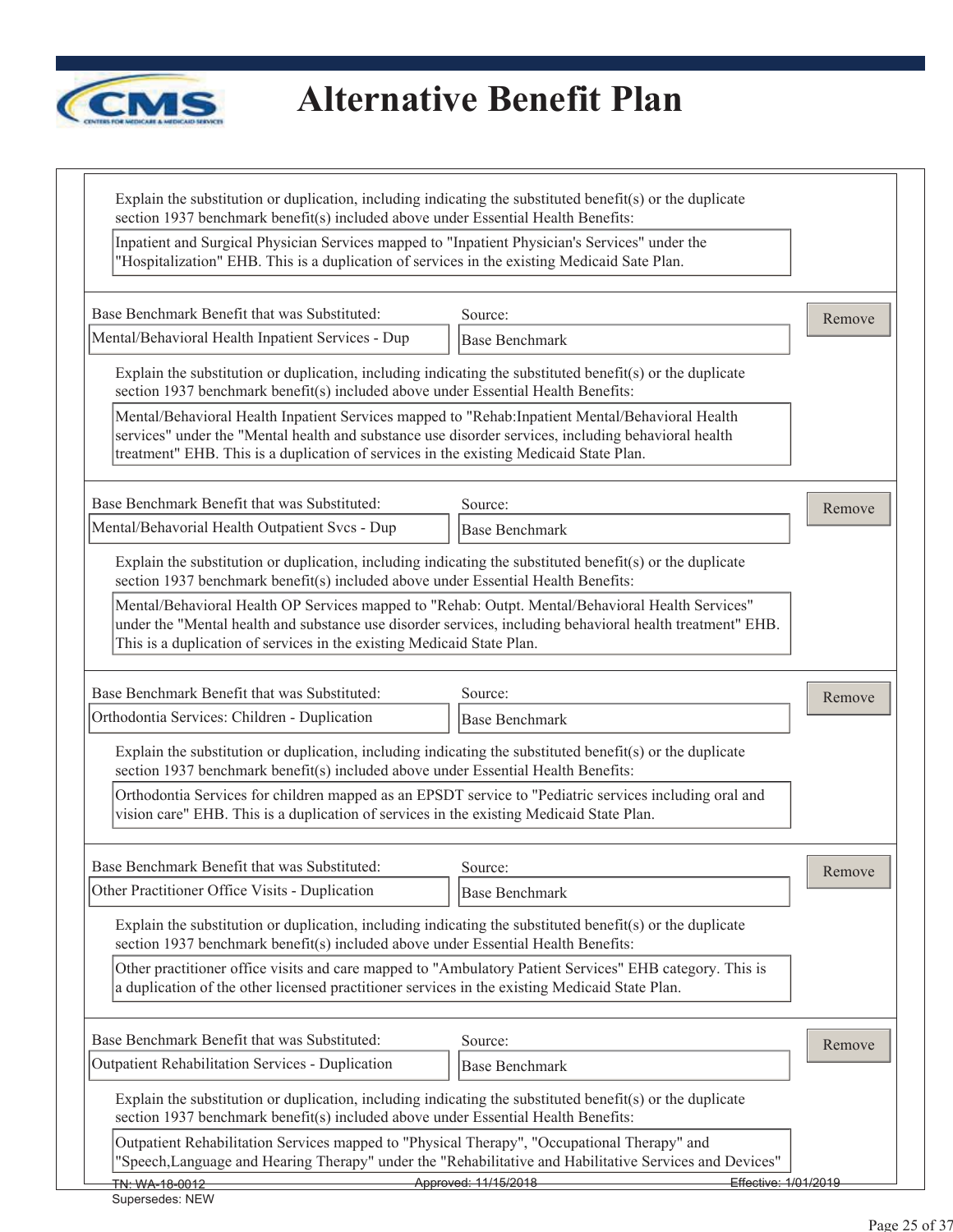# Alternative Benefit Plan

Explain the substitution or duplication, including indicating the substituted benefit(s) or the duplicate section 1937 benchmark benefit(s) included above under Essential Health Benefits:

Inpatient and Surgical Physician Services mapped to "Inpatient Physician's Services" under the "Hospitalization" EHB. This is a duplication of services in the existing Medicaid Sate Plan.

---

| Base Benchmark Benefit that was Substituted: | Source: |
|---|---|
| Mental/Behavioral Health Inpatient Services - Dup | Base Benchmark |

Explain the substitution or duplication, including indicating the substituted benefit(s) or the duplicate section 1937 benchmark benefit(s) included above under Essential Health Benefits:

Mental/Behavioral Health Inpatient Services mapped to "Rehab:Inpatient Mental/Behavioral Health services" under the "Mental health and substance use disorder services, including behavioral health treatment" EHB. This is a duplication of services in the existing Medicaid State Plan.

---

| Base Benchmark Benefit that was Substituted: | Source: |
|---|---|
| Mental/Behavorial Health Outpatient Svcs - Dup | Base Benchmark |

Explain the substitution or duplication, including indicating the substituted benefit(s) or the duplicate section 1937 benchmark benefit(s) included above under Essential Health Benefits:

Mental/Behavioral Health OP Services mapped to "Rehab: Outpt. Mental/Behavioral Health Services" under the "Mental health and substance use disorder services, including behavioral health treatment" EHB. This is a duplication of services in the existing Medicaid State Plan.

---

| Base Benchmark Benefit that was Substituted: | Source: |
|---|---|
| Orthodontia Services: Children - Duplication | Base Benchmark |

Explain the substitution or duplication, including indicating the substituted benefit(s) or the duplicate section 1937 benchmark benefit(s) included above under Essential Health Benefits:

Orthodontia Services for children mapped as an EPSDT service to "Pediatric services including oral and vision care" EHB. This is a duplication of services in the existing Medicaid State Plan.

---

| Base Benchmark Benefit that was Substituted: | Source: |
|---|---|
| Other Practitioner Office Visits - Duplication | Base Benchmark |

Explain the substitution or duplication, including indicating the substituted benefit(s) or the duplicate section 1937 benchmark benefit(s) included above under Essential Health Benefits:

Other practitioner office visits and care mapped to "Ambulatory Patient Services" EHB category. This is a duplication of the other licensed practitioner services in the existing Medicaid State Plan.

---

| Base Benchmark Benefit that was Substituted: | Source: |
|---|---|
| Outpatient Rehabilitation Services - Duplication | Base Benchmark |

Explain the substitution or duplication, including indicating the substituted benefit(s) or the duplicate section 1937 benchmark benefit(s) included above under Essential Health Benefits:

Outpatient Rehabilitation Services mapped to "Physical Therapy", "Occupational Therapy" and "Speech,Language and Hearing Therapy" under the "Rehabilitative and Habilitative Services and Devices"

TN: WA-18-0012 Approved: 11/15/2018 Effective: 1/01/2019
Supersedes: NEW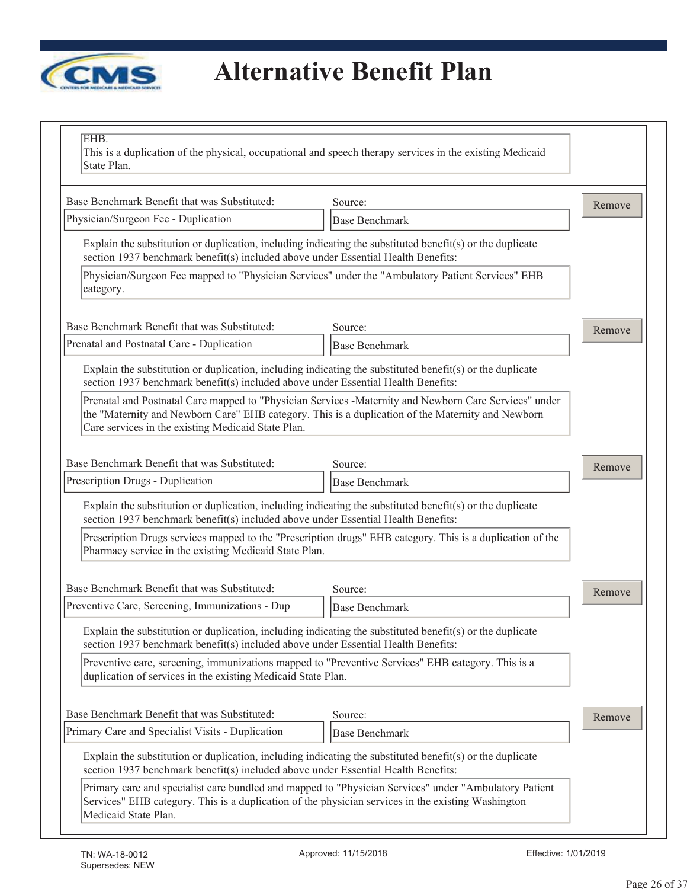# Alternative Benefit Plan

EHB.
This is a duplication of the physical, occupational and speech therapy services in the existing Medicaid State Plan.

---

Base Benchmark Benefit that was Substituted: Physician/Surgeon Fee - Duplication

Source: Base Benchmark

Explain the substitution or duplication, including indicating the substituted benefit(s) or the duplicate section 1937 benchmark benefit(s) included above under Essential Health Benefits:

Physician/Surgeon Fee mapped to "Physician Services" under the "Ambulatory Patient Services" EHB category.

---

Base Benchmark Benefit that was Substituted: Prenatal and Postnatal Care - Duplication

Source: Base Benchmark

Explain the substitution or duplication, including indicating the substituted benefit(s) or the duplicate section 1937 benchmark benefit(s) included above under Essential Health Benefits:

Prenatal and Postnatal Care mapped to "Physician Services -Maternity and Newborn Care Services" under the "Maternity and Newborn Care" EHB category. This is a duplication of the Maternity and Newborn Care services in the existing Medicaid State Plan.

---

Base Benchmark Benefit that was Substituted: Prescription Drugs - Duplication

Source: Base Benchmark

Explain the substitution or duplication, including indicating the substituted benefit(s) or the duplicate section 1937 benchmark benefit(s) included above under Essential Health Benefits:

Prescription Drugs services mapped to the "Prescription drugs" EHB category. This is a duplication of the Pharmacy service in the existing Medicaid State Plan.

---

Base Benchmark Benefit that was Substituted: Preventive Care, Screening, Immunizations - Dup

Source: Base Benchmark

Explain the substitution or duplication, including indicating the substituted benefit(s) or the duplicate section 1937 benchmark benefit(s) included above under Essential Health Benefits:

Preventive care, screening, immunizations mapped to "Preventive Services" EHB category. This is a duplication of services in the existing Medicaid State Plan.

---

Base Benchmark Benefit that was Substituted: Primary Care and Specialist Visits - Duplication

Source: Base Benchmark

Explain the substitution or duplication, including indicating the substituted benefit(s) or the duplicate section 1937 benchmark benefit(s) included above under Essential Health Benefits:

Primary care and specialist care bundled and mapped to "Physician Services" under "Ambulatory Patient Services" EHB category. This is a duplication of the physician services in the existing Washington Medicaid State Plan.

TN: WA-18-0012
Supersedes: NEW

Approved: 11/15/2018

Effective: 1/01/2019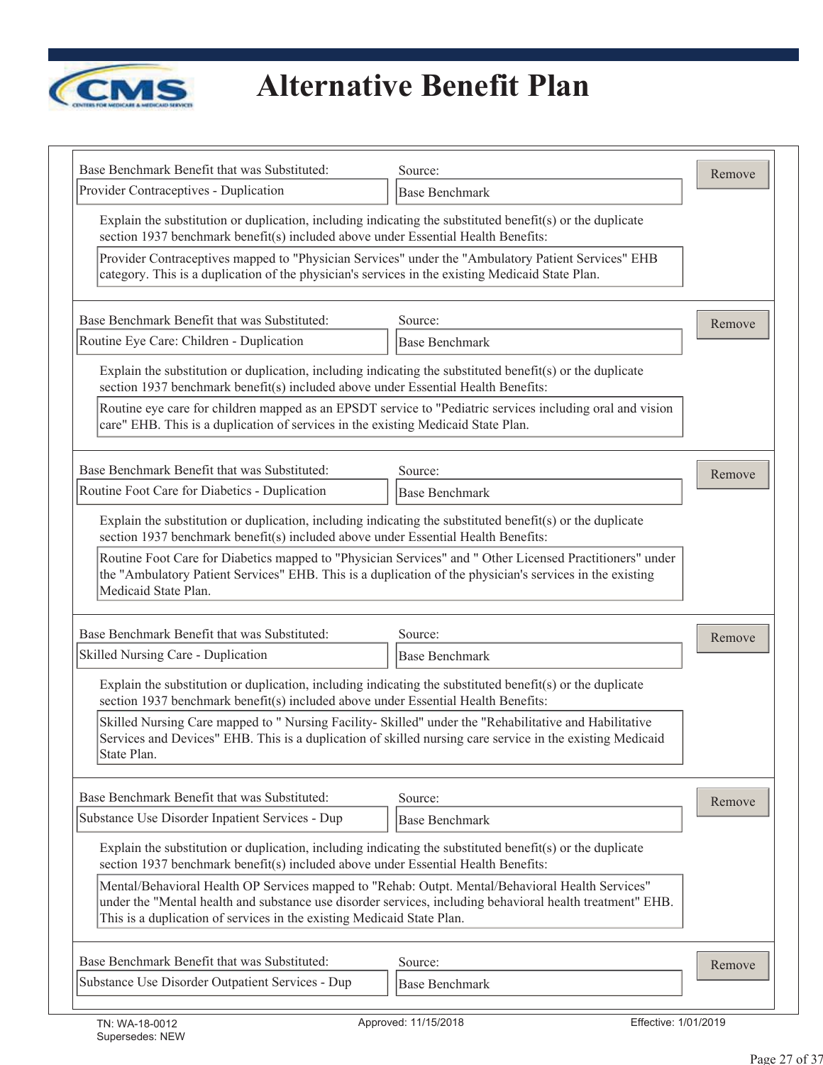# Alternative Benefit Plan

Base Benchmark Benefit that was Substituted: Provider Contraceptives - Duplication

Source: Base Benchmark

Explain the substitution or duplication, including indicating the substituted benefit(s) or the duplicate section 1937 benchmark benefit(s) included above under Essential Health Benefits:

Provider Contraceptives mapped to "Physician Services" under the "Ambulatory Patient Services" EHB category. This is a duplication of the physician's services in the existing Medicaid State Plan.

---

Base Benchmark Benefit that was Substituted: Routine Eye Care: Children - Duplication

Source: Base Benchmark

Explain the substitution or duplication, including indicating the substituted benefit(s) or the duplicate section 1937 benchmark benefit(s) included above under Essential Health Benefits:

Routine eye care for children mapped as an EPSDT service to "Pediatric services including oral and vision care" EHB. This is a duplication of services in the existing Medicaid State Plan.

---

Base Benchmark Benefit that was Substituted: Routine Foot Care for Diabetics - Duplication

Source: Base Benchmark

Explain the substitution or duplication, including indicating the substituted benefit(s) or the duplicate section 1937 benchmark benefit(s) included above under Essential Health Benefits:

Routine Foot Care for Diabetics mapped to "Physician Services" and " Other Licensed Practitioners" under the "Ambulatory Patient Services" EHB. This is a duplication of the physician's services in the existing Medicaid State Plan.

---

Base Benchmark Benefit that was Substituted: Skilled Nursing Care - Duplication

Source: Base Benchmark

Explain the substitution or duplication, including indicating the substituted benefit(s) or the duplicate section 1937 benchmark benefit(s) included above under Essential Health Benefits:

Skilled Nursing Care mapped to " Nursing Facility- Skilled" under the "Rehabilitative and Habilitative Services and Devices" EHB. This is a duplication of skilled nursing care service in the existing Medicaid State Plan.

---

Base Benchmark Benefit that was Substituted: Substance Use Disorder Inpatient Services - Dup

Source: Base Benchmark

Explain the substitution or duplication, including indicating the substituted benefit(s) or the duplicate section 1937 benchmark benefit(s) included above under Essential Health Benefits:

Mental/Behavioral Health OP Services mapped to "Rehab: Outpt. Mental/Behavioral Health Services" under the "Mental health and substance use disorder services, including behavioral health treatment" EHB. This is a duplication of services in the existing Medicaid State Plan.

---

Base Benchmark Benefit that was Substituted: Substance Use Disorder Outpatient Services - Dup

Source: Base Benchmark

TN: WA-18-0012 | Approved: 11/15/2018 | Effective: 1/01/2019
Supersedes: NEW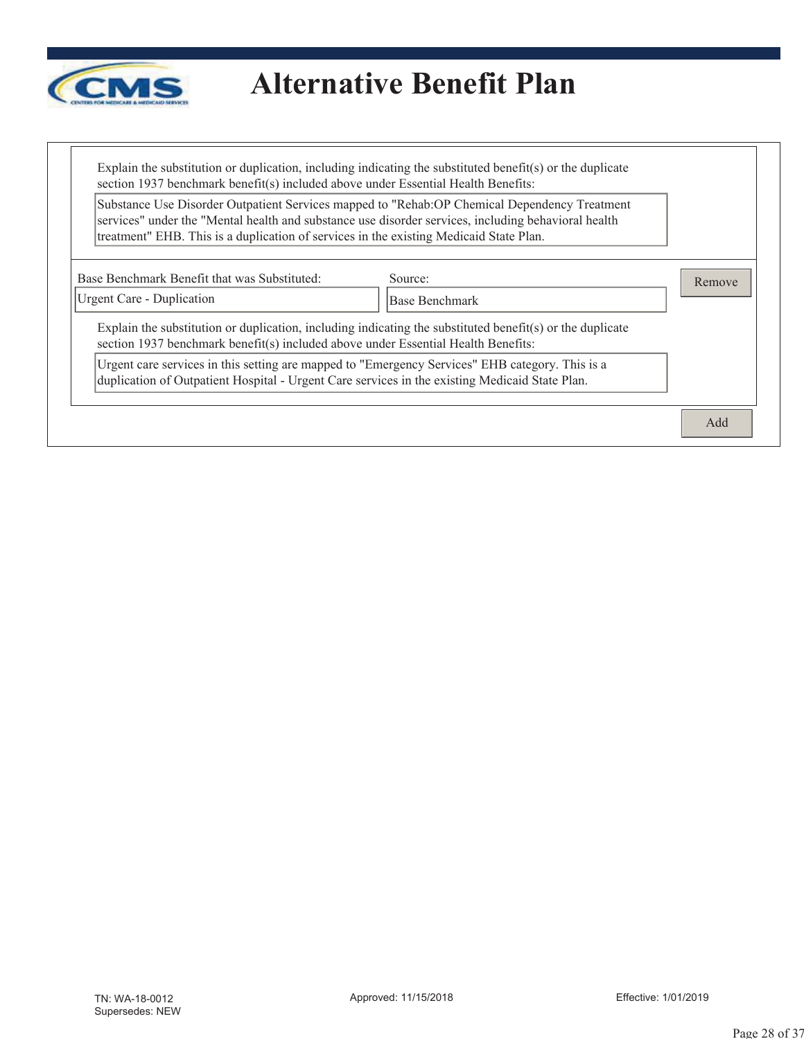# Alternative Benefit Plan

Explain the substitution or duplication, including indicating the substituted benefit(s) or the duplicate section 1937 benchmark benefit(s) included above under Essential Health Benefits:

Substance Use Disorder Outpatient Services mapped to "Rehab:OP Chemical Dependency Treatment services" under the "Mental health and substance use disorder services, including behavioral health treatment" EHB. This is a duplication of services in the existing Medicaid State Plan.

| Base Benchmark Benefit that was Substituted: | Source: |
|---|---|
| Urgent Care - Duplication | Base Benchmark |

Remove

Explain the substitution or duplication, including indicating the substituted benefit(s) or the duplicate section 1937 benchmark benefit(s) included above under Essential Health Benefits:

Urgent care services in this setting are mapped to "Emergency Services" EHB category. This is a duplication of Outpatient Hospital - Urgent Care services in the existing Medicaid State Plan.

Add

TN: WA-18-0012
Supersedes: NEW

Approved: 11/15/2018

Effective: 1/01/2019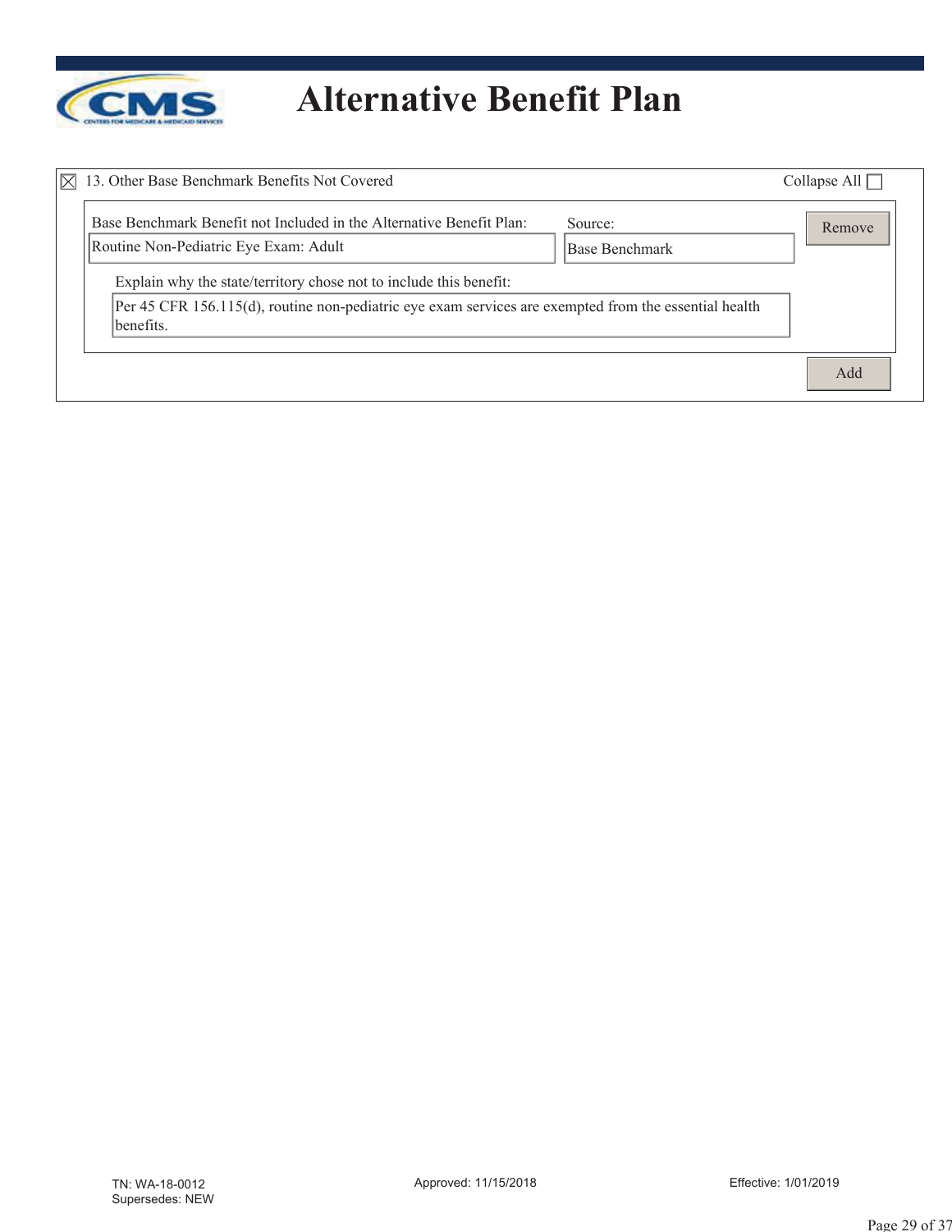# Alternative Benefit Plan

☒ 13. Other Base Benchmark Benefits Not Covered

Collapse All ☐

Base Benchmark Benefit not Included in the Alternative Benefit Plan: Routine Non-Pediatric Eye Exam: Adult

Source: Base Benchmark

Remove

Explain why the state/territory chose not to include this benefit:

Per 45 CFR 156.115(d), routine non-pediatric eye exam services are exempted from the essential health benefits.

Add

TN: WA-18-0012
Supersedes: NEW

Approved: 11/15/2018

Effective: 1/01/2019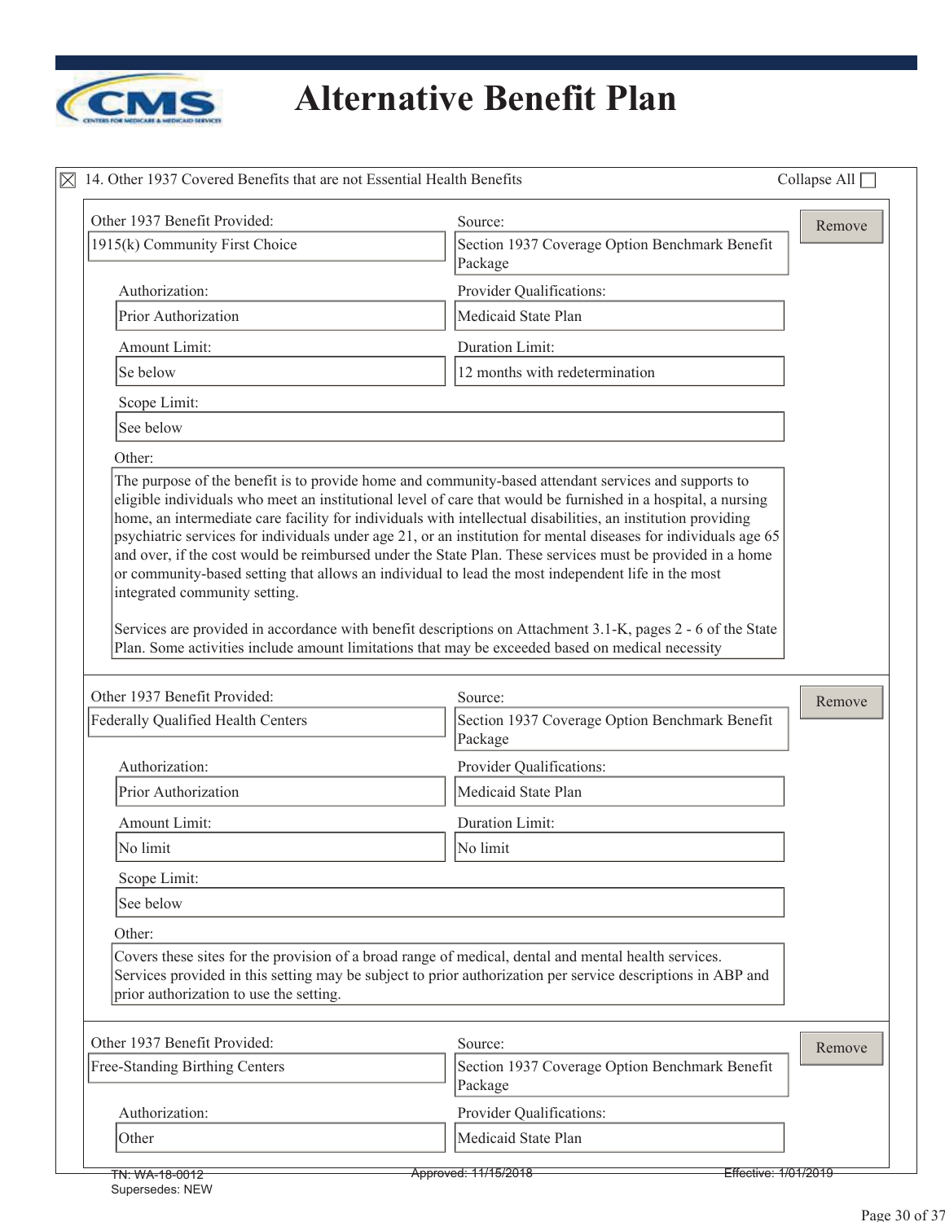# Alternative Benefit Plan

☒ 14. Other 1937 Covered Benefits that are not Essential Health Benefits

Collapse All ☐

**Other 1937 Benefit Provided:** 1915(k) Community First Choice

**Source:** Section 1937 Coverage Option Benchmark Benefit Package

**Authorization:** Prior Authorization

**Provider Qualifications:** Medicaid State Plan

**Amount Limit:** Se below

**Duration Limit:** 12 months with redetermination

**Scope Limit:** See below

**Other:**

The purpose of the benefit is to provide home and community-based attendant services and supports to eligible individuals who meet an institutional level of care that would be furnished in a hospital, a nursing home, an intermediate care facility for individuals with intellectual disabilities, an institution providing psychiatric services for individuals under age 21, or an institution for mental diseases for individuals age 65 and over, if the cost would be reimbursed under the State Plan. These services must be provided in a home or community-based setting that allows an individual to lead the most independent life in the most integrated community setting.

Services are provided in accordance with benefit descriptions on Attachment 3.1-K, pages 2 - 6 of the State Plan. Some activities include amount limitations that may be exceeded based on medical necessity

---

**Other 1937 Benefit Provided:** Federally Qualified Health Centers

**Source:** Section 1937 Coverage Option Benchmark Benefit Package

**Authorization:** Prior Authorization

**Provider Qualifications:** Medicaid State Plan

**Amount Limit:** No limit

**Duration Limit:** No limit

**Scope Limit:** See below

**Other:**

Covers these sites for the provision of a broad range of medical, dental and mental health services. Services provided in this setting may be subject to prior authorization per service descriptions in ABP and prior authorization to use the setting.

---

**Other 1937 Benefit Provided:** Free-Standing Birthing Centers

**Source:** Section 1937 Coverage Option Benchmark Benefit Package

**Authorization:** Other

**Provider Qualifications:** Medicaid State Plan

TN: WA-18-0012 Approved: 11/15/2018 Effective: 1/01/2019

Supersedes: NEW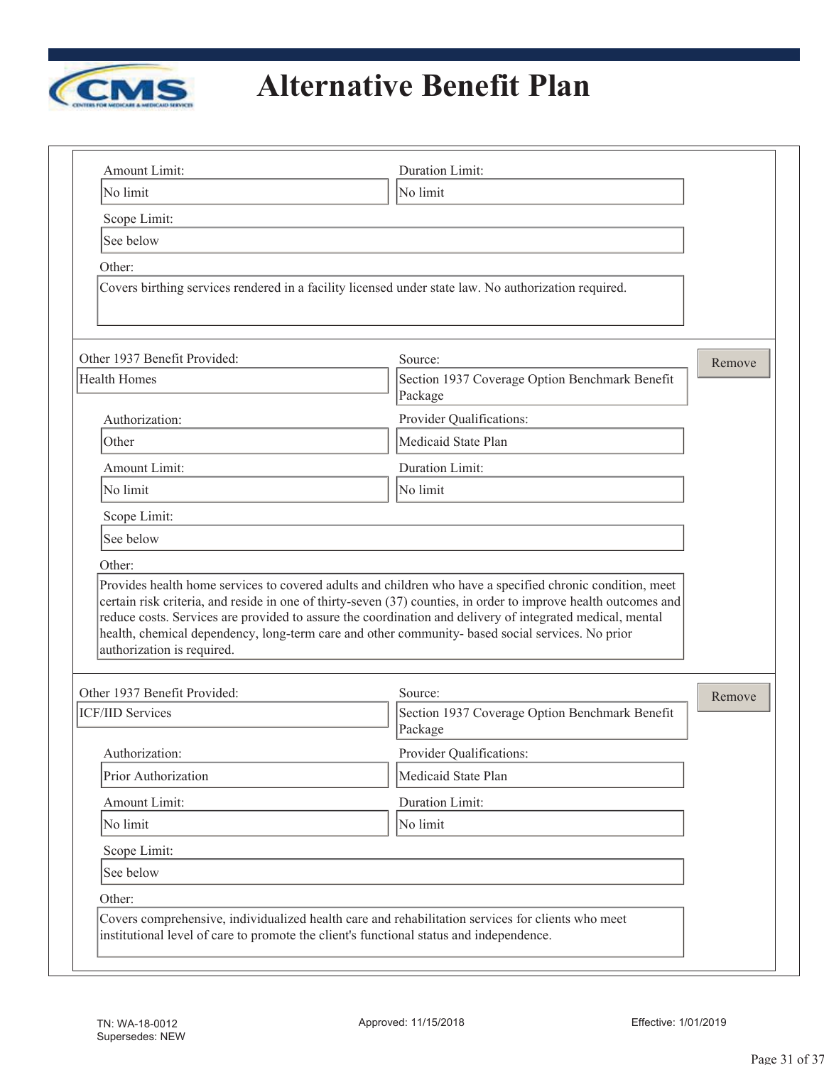# Alternative Benefit Plan

Amount Limit: No limit

Duration Limit: No limit

Scope Limit: See below

Other:

Covers birthing services rendered in a facility licensed under state law. No authorization required.

---

Other 1937 Benefit Provided: Health Homes

Source: Section 1937 Coverage Option Benchmark Benefit Package

Authorization: Other

Provider Qualifications: Medicaid State Plan

Amount Limit: No limit

Duration Limit: No limit

Scope Limit: See below

Other:

Provides health home services to covered adults and children who have a specified chronic condition, meet certain risk criteria, and reside in one of thirty-seven (37) counties, in order to improve health outcomes and reduce costs. Services are provided to assure the coordination and delivery of integrated medical, mental health, chemical dependency, long-term care and other community- based social services. No prior authorization is required.

---

Other 1937 Benefit Provided: ICF/IID Services

Source: Section 1937 Coverage Option Benchmark Benefit Package

Authorization: Prior Authorization

Provider Qualifications: Medicaid State Plan

Amount Limit: No limit

Duration Limit: No limit

Scope Limit: See below

Other:

Covers comprehensive, individualized health care and rehabilitation services for clients who meet institutional level of care to promote the client's functional status and independence.

TN: WA-18-0012
Supersedes: NEW

Approved: 11/15/2018

Effective: 1/01/2019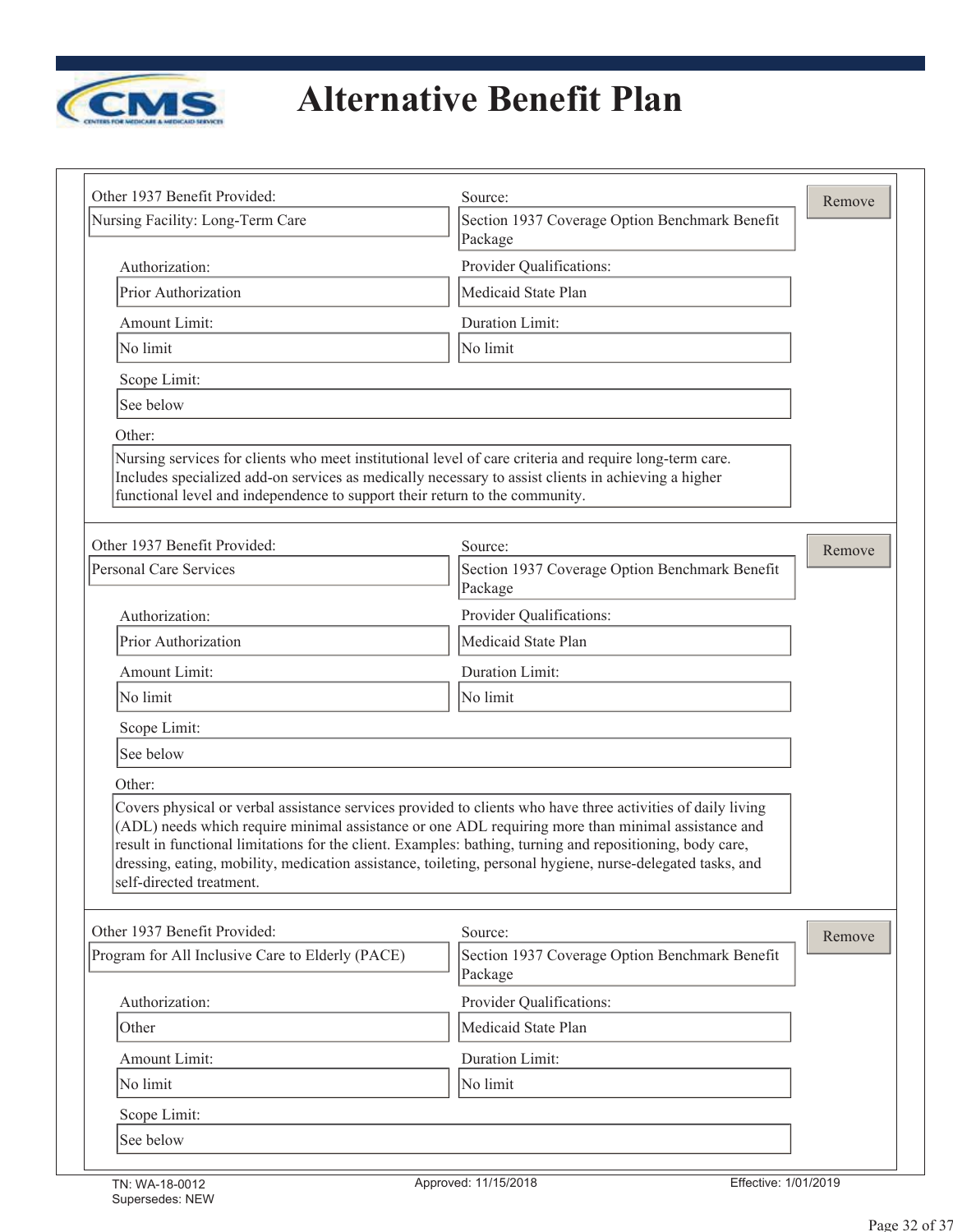# Alternative Benefit Plan

| Other 1937 Benefit Provided: | Source: |
|---|---|
| Nursing Facility: Long-Term Care | Section 1937 Coverage Option Benchmark Benefit Package |

| Authorization: | Provider Qualifications: |
|---|---|
| Prior Authorization | Medicaid State Plan |

| Amount Limit: | Duration Limit: |
|---|---|
| No limit | No limit |

Scope Limit:

See below

Other:

Nursing services for clients who meet institutional level of care criteria and require long-term care. Includes specialized add-on services as medically necessary to assist clients in achieving a higher functional level and independence to support their return to the community.

---

| Other 1937 Benefit Provided: | Source: |
|---|---|
| Personal Care Services | Section 1937 Coverage Option Benchmark Benefit Package |

| Authorization: | Provider Qualifications: |
|---|---|
| Prior Authorization | Medicaid State Plan |

| Amount Limit: | Duration Limit: |
|---|---|
| No limit | No limit |

Scope Limit:

See below

Other:

Covers physical or verbal assistance services provided to clients who have three activities of daily living (ADL) needs which require minimal assistance or one ADL requiring more than minimal assistance and result in functional limitations for the client. Examples: bathing, turning and repositioning, body care, dressing, eating, mobility, medication assistance, toileting, personal hygiene, nurse-delegated tasks, and self-directed treatment.

---

| Other 1937 Benefit Provided: | Source: |
|---|---|
| Program for All Inclusive Care to Elderly (PACE) | Section 1937 Coverage Option Benchmark Benefit Package |

| Authorization: | Provider Qualifications: |
|---|---|
| Other | Medicaid State Plan |

| Amount Limit: | Duration Limit: |
|---|---|
| No limit | No limit |

Scope Limit:

See below

TN: WA-18-0012
Supersedes: NEW

Approved: 11/15/2018

Effective: 1/01/2019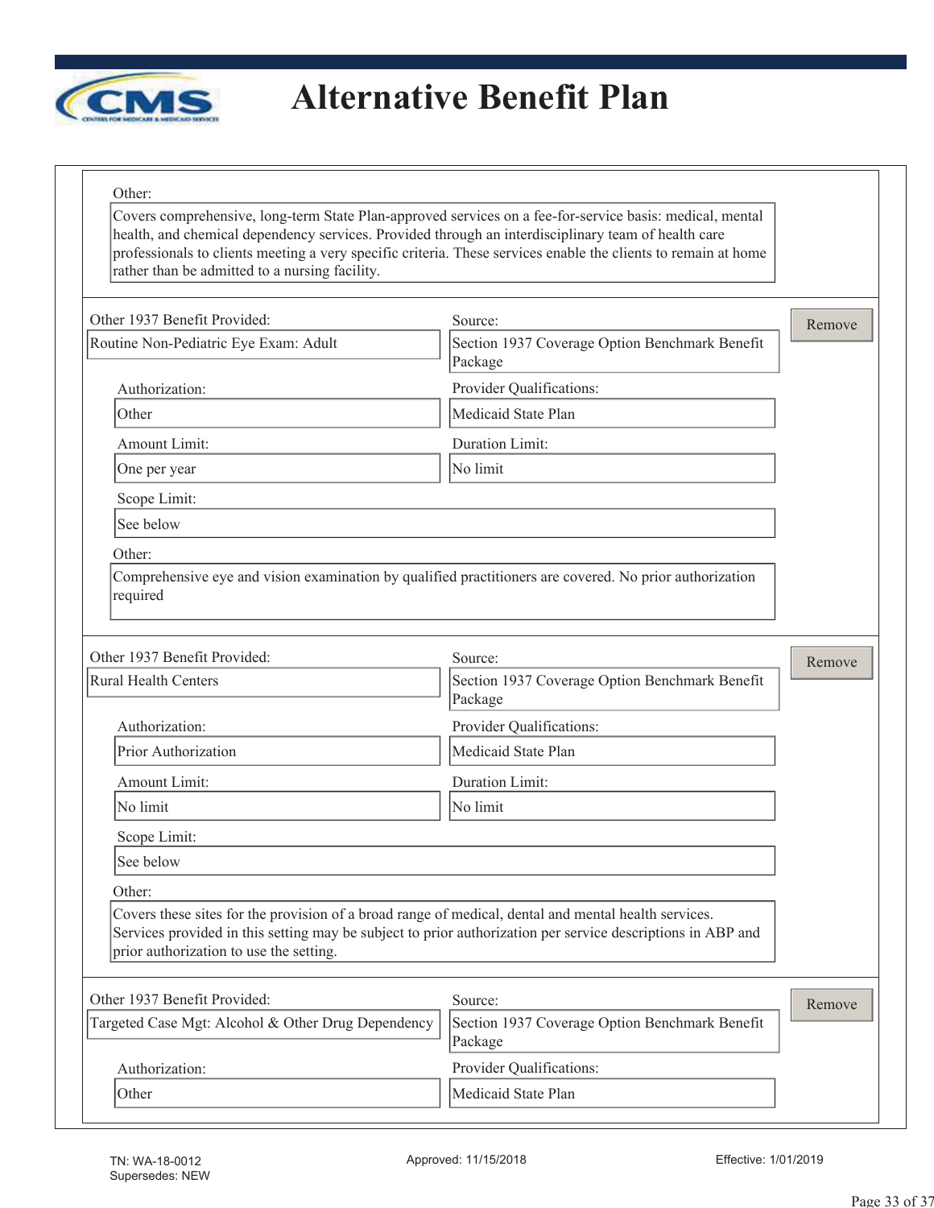Other:

Covers comprehensive, long-term State Plan-approved services on a fee-for-service basis: medical, mental health, and chemical dependency services. Provided through an interdisciplinary team of health care professionals to clients meeting a very specific criteria. These services enable the clients to remain at home rather than be admitted to a nursing facility.

---

**Other 1937 Benefit Provided:** Routine Non-Pediatric Eye Exam: Adult

**Source:** Section 1937 Coverage Option Benchmark Benefit Package

**Authorization:** Other

**Provider Qualifications:** Medicaid State Plan

**Amount Limit:** One per year

**Duration Limit:** No limit

**Scope Limit:** See below

**Other:**

Comprehensive eye and vision examination by qualified practitioners are covered. No prior authorization required

---

**Other 1937 Benefit Provided:** Rural Health Centers

**Source:** Section 1937 Coverage Option Benchmark Benefit Package

**Authorization:** Prior Authorization

**Provider Qualifications:** Medicaid State Plan

**Amount Limit:** No limit

**Duration Limit:** No limit

**Scope Limit:** See below

**Other:**

Covers these sites for the provision of a broad range of medical, dental and mental health services. Services provided in this setting may be subject to prior authorization per service descriptions in ABP and prior authorization to use the setting.

---

**Other 1937 Benefit Provided:** Targeted Case Mgt: Alcohol & Other Drug Dependency

**Source:** Section 1937 Coverage Option Benchmark Benefit Package

**Authorization:** Other

**Provider Qualifications:** Medicaid State Plan

TN: WA-18-0012
Supersedes: NEW

Approved: 11/15/2018

Effective: 1/01/2019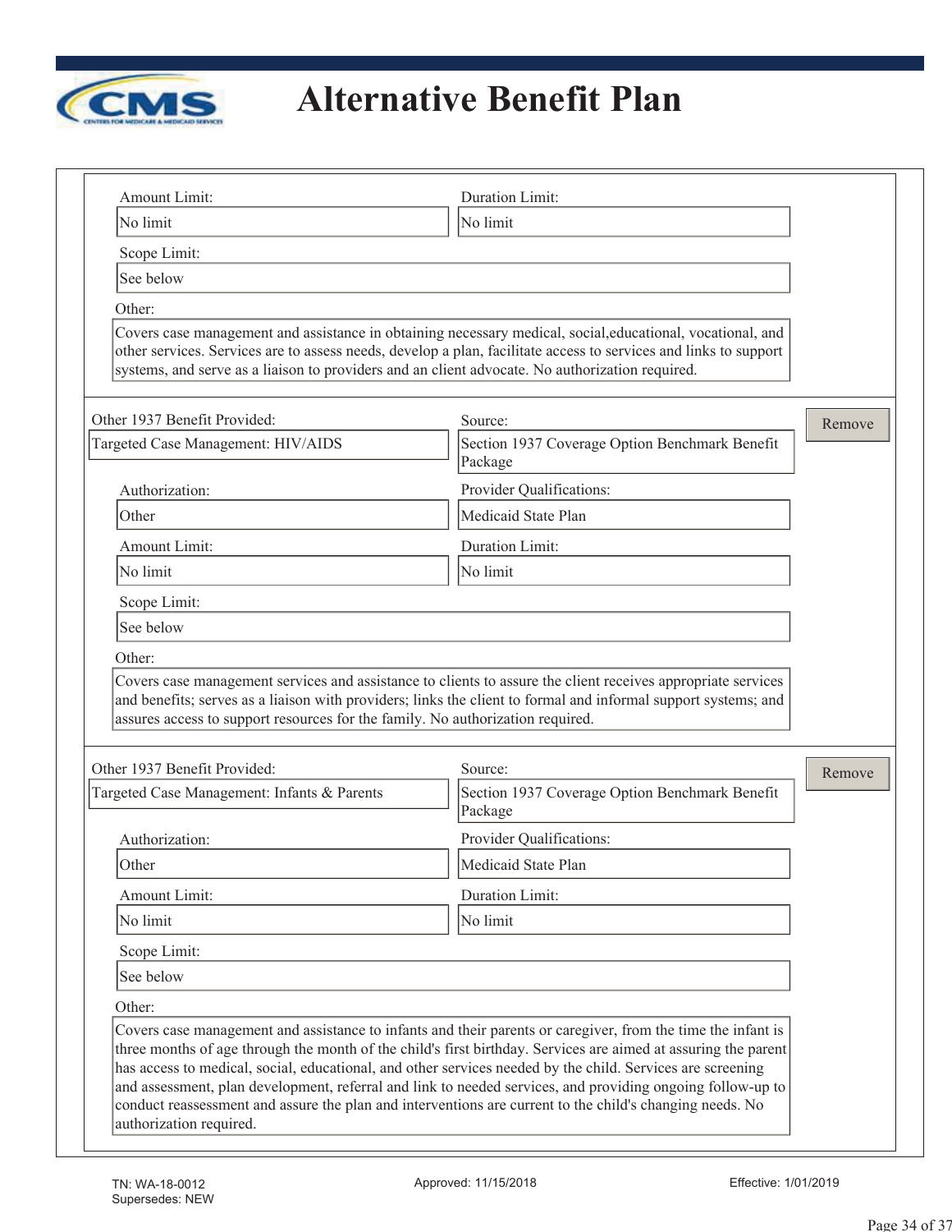# Alternative Benefit Plan

Amount Limit: No limit

Duration Limit: No limit

Scope Limit: See below

Other:

Covers case management and assistance in obtaining necessary medical, social,educational, vocational, and other services. Services are to assess needs, develop a plan, facilitate access to services and links to support systems, and serve as a liaison to providers and an client advocate. No authorization required.

---

Other 1937 Benefit Provided: Targeted Case Management: HIV/AIDS

Source: Section 1937 Coverage Option Benchmark Benefit Package

Authorization: Other

Provider Qualifications: Medicaid State Plan

Amount Limit: No limit

Duration Limit: No limit

Scope Limit: See below

Other:

Covers case management services and assistance to clients to assure the client receives appropriate services and benefits; serves as a liaison with providers; links the client to formal and informal support systems; and assures access to support resources for the family. No authorization required.

---

Other 1937 Benefit Provided: Targeted Case Management: Infants & Parents

Source: Section 1937 Coverage Option Benchmark Benefit Package

Authorization: Other

Provider Qualifications: Medicaid State Plan

Amount Limit: No limit

Duration Limit: No limit

Scope Limit: See below

Other:

Covers case management and assistance to infants and their parents or caregiver, from the time the infant is three months of age through the month of the child's first birthday. Services are aimed at assuring the parent has access to medical, social, educational, and other services needed by the child. Services are screening and assessment, plan development, referral and link to needed services, and providing ongoing follow-up to conduct reassessment and assure the plan and interventions are current to the child's changing needs. No authorization required.

TN: WA-18-0012 Approved: 11/15/2018 Effective: 1/01/2019

Supersedes: NEW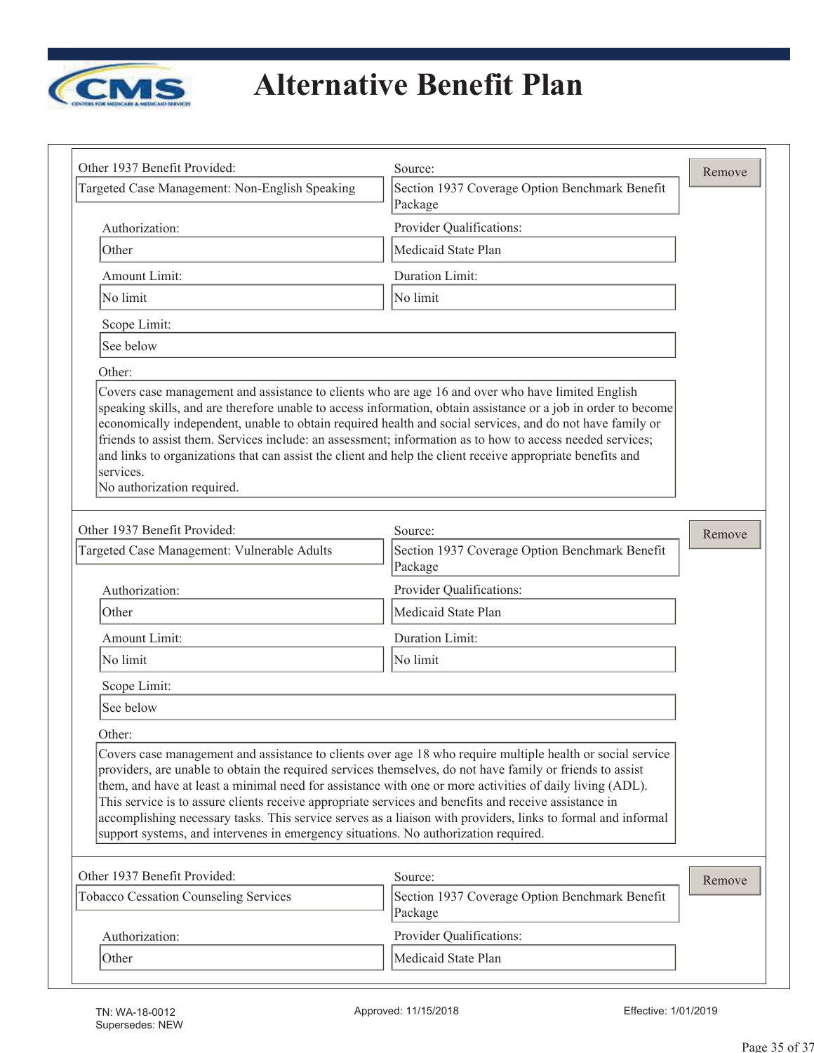# Alternative Benefit Plan

| Other 1937 Benefit Provided: | Source: |
|---|---|
| Targeted Case Management: Non-English Speaking | Section 1937 Coverage Option Benchmark Benefit Package |

| Authorization: | Provider Qualifications: |
|---|---|
| Other | Medicaid State Plan |

| Amount Limit: | Duration Limit: |
|---|---|
| No limit | No limit |

Scope Limit:

See below

Other:

Covers case management and assistance to clients who are age 16 and over who have limited English speaking skills, and are therefore unable to access information, obtain assistance or a job in order to become economically independent, unable to obtain required health and social services, and do not have family or friends to assist them. Services include: an assessment; information as to how to access needed services; and links to organizations that can assist the client and help the client receive appropriate benefits and services.
No authorization required.

| Other 1937 Benefit Provided: | Source: |
|---|---|
| Targeted Case Management: Vulnerable Adults | Section 1937 Coverage Option Benchmark Benefit Package |

| Authorization: | Provider Qualifications: |
|---|---|
| Other | Medicaid State Plan |

| Amount Limit: | Duration Limit: |
|---|---|
| No limit | No limit |

Scope Limit:

See below

Other:

Covers case management and assistance to clients over age 18 who require multiple health or social service providers, are unable to obtain the required services themselves, do not have family or friends to assist them, and have at least a minimal need for assistance with one or more activities of daily living (ADL). This service is to assure clients receive appropriate services and benefits and receive assistance in accomplishing necessary tasks. This service serves as a liaison with providers, links to formal and informal support systems, and intervenes in emergency situations. No authorization required.

| Other 1937 Benefit Provided: | Source: |
|---|---|
| Tobacco Cessation Counseling Services | Section 1937 Coverage Option Benchmark Benefit Package |

| Authorization: | Provider Qualifications: |
|---|---|
| Other | Medicaid State Plan |

TN: WA-18-0012
Supersedes: NEW

Approved: 11/15/2018

Effective: 1/01/2019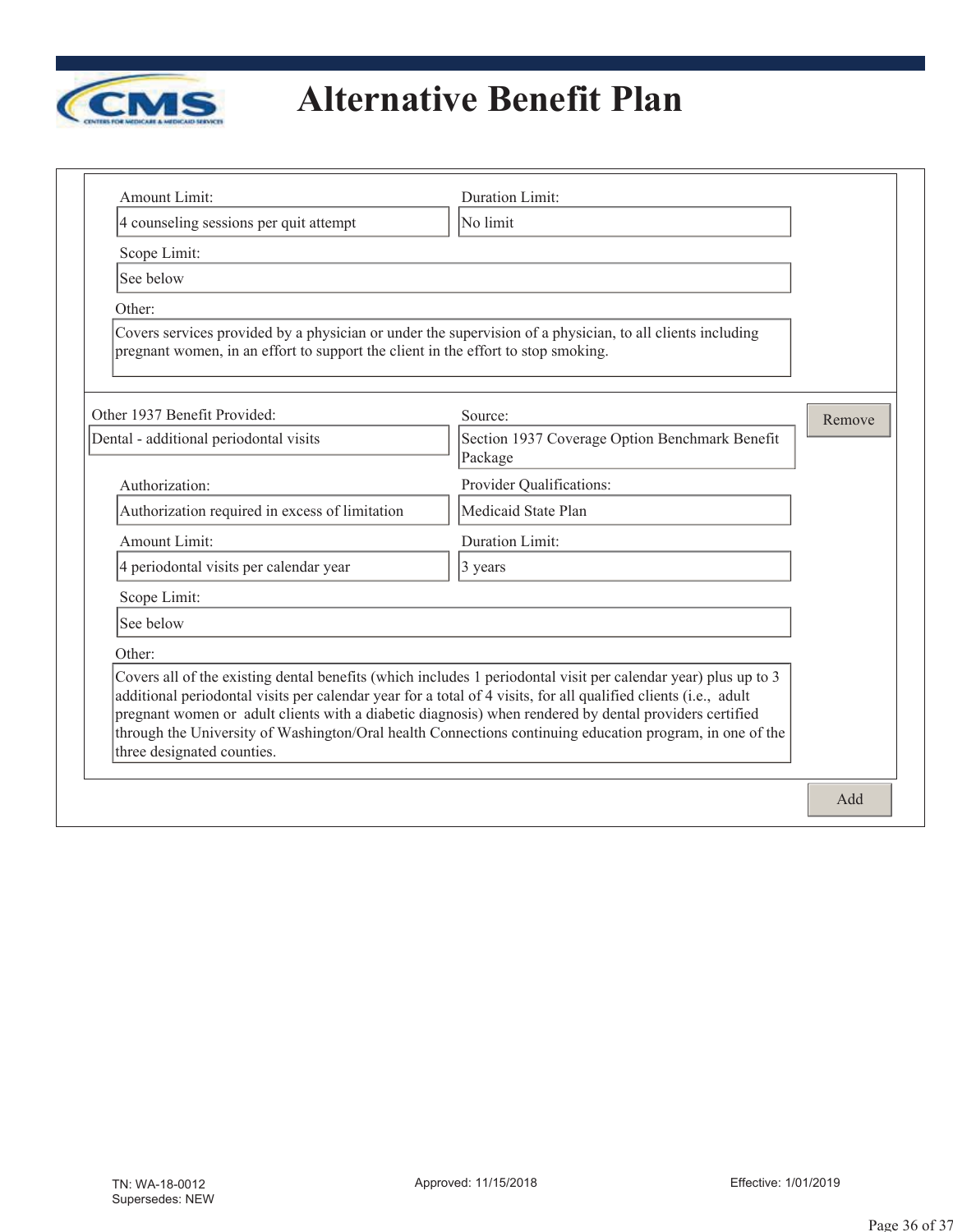# Alternative Benefit Plan

Amount Limit:
4 counseling sessions per quit attempt

Duration Limit:
No limit

Scope Limit:
See below

Other:
Covers services provided by a physician or under the supervision of a physician, to all clients including pregnant women, in an effort to support the client in the effort to stop smoking.

---

Other 1937 Benefit Provided:
Dental - additional periodontal visits

Source:
Section 1937 Coverage Option Benchmark Benefit Package

Remove

Authorization:
Authorization required in excess of limitation

Provider Qualifications:
Medicaid State Plan

Amount Limit:
4 periodontal visits per calendar year

Duration Limit:
3 years

Scope Limit:
See below

Other:
Covers all of the existing dental benefits (which includes 1 periodontal visit per calendar year) plus up to 3 additional periodontal visits per calendar year for a total of 4 visits, for all qualified clients (i.e., adult pregnant women or adult clients with a diabetic diagnosis) when rendered by dental providers certified through the University of Washington/Oral health Connections continuing education program, in one of the three designated counties.

Add

TN: WA-18-0012
Supersedes: NEW

Approved: 11/15/2018

Effective: 1/01/2019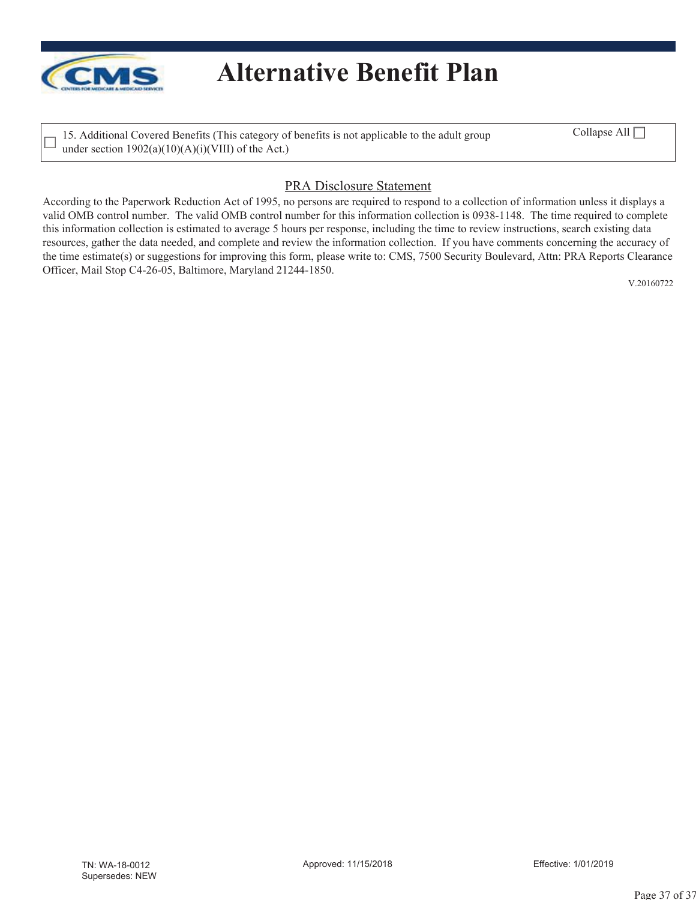# Alternative Benefit Plan

☐ 15. Additional Covered Benefits (This category of benefits is not applicable to the adult group under section 1902(a)(10)(A)(i)(VIII) of the Act.)

Collapse All ☐

## PRA Disclosure Statement

According to the Paperwork Reduction Act of 1995, no persons are required to respond to a collection of information unless it displays a valid OMB control number. The valid OMB control number for this information collection is 0938-1148. The time required to complete this information collection is estimated to average 5 hours per response, including the time to review instructions, search existing data resources, gather the data needed, and complete and review the information collection. If you have comments concerning the accuracy of the time estimate(s) or suggestions for improving this form, please write to: CMS, 7500 Security Boulevard, Attn: PRA Reports Clearance Officer, Mail Stop C4-26-05, Baltimore, Maryland 21244-1850.

V.20160722

TN: WA-18-0012
Supersedes: NEW

Approved: 11/15/2018

Effective: 1/01/2019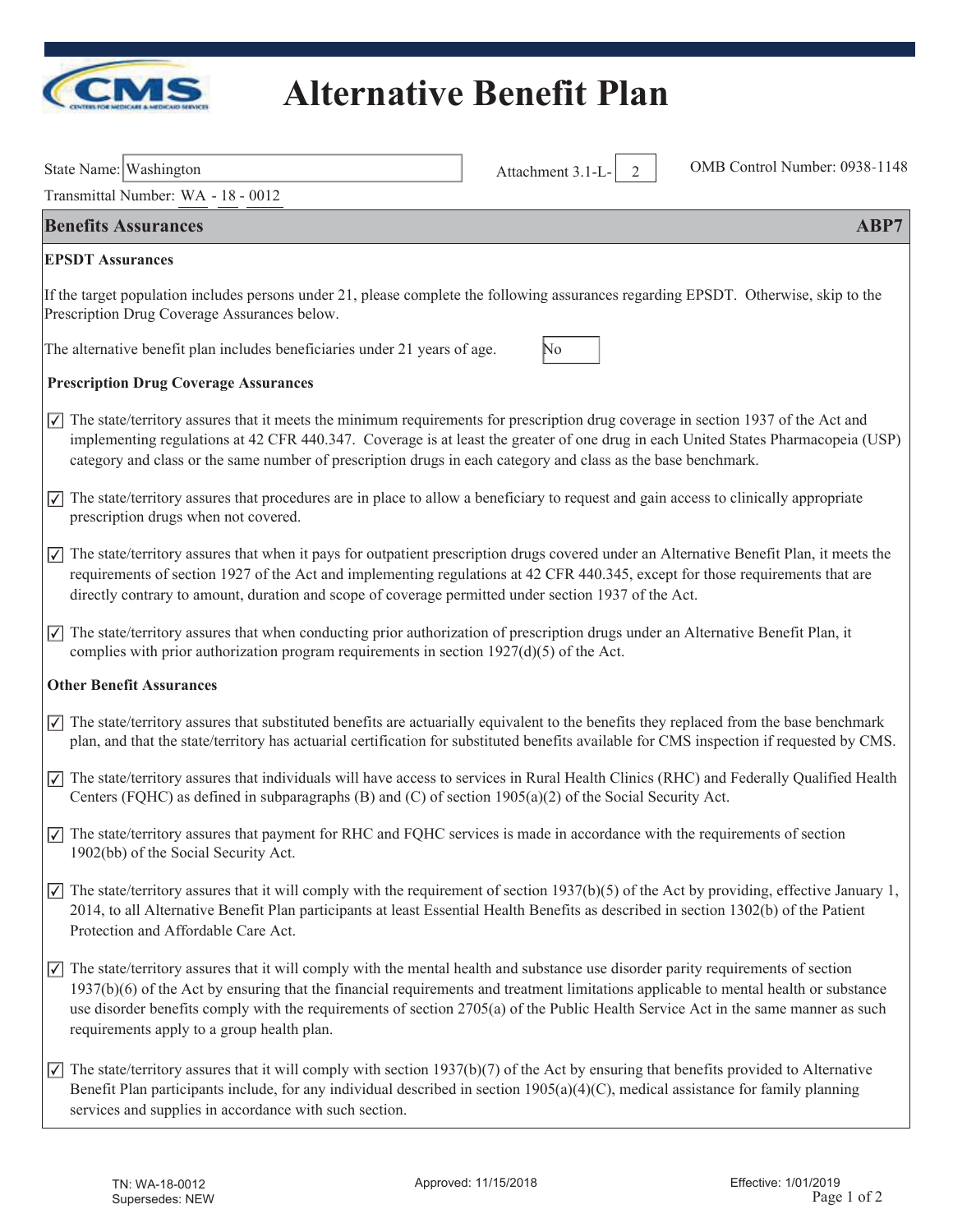# Alternative Benefit Plan

State Name: Washington

Attachment 3.1-L- 2

OMB Control Number: 0938-1148

Transmittal Number: WA - 18 - 0012

## Benefits Assurances ABP7

**EPSDT Assurances**

If the target population includes persons under 21, please complete the following assurances regarding EPSDT. Otherwise, skip to the Prescription Drug Coverage Assurances below.

The alternative benefit plan includes beneficiaries under 21 years of age. No

**Prescription Drug Coverage Assurances**

- ☑ The state/territory assures that it meets the minimum requirements for prescription drug coverage in section 1937 of the Act and implementing regulations at 42 CFR 440.347. Coverage is at least the greater of one drug in each United States Pharmacopeia (USP) category and class or the same number of prescription drugs in each category and class as the base benchmark.

- ☑ The state/territory assures that procedures are in place to allow a beneficiary to request and gain access to clinically appropriate prescription drugs when not covered.

- ☑ The state/territory assures that when it pays for outpatient prescription drugs covered under an Alternative Benefit Plan, it meets the requirements of section 1927 of the Act and implementing regulations at 42 CFR 440.345, except for those requirements that are directly contrary to amount, duration and scope of coverage permitted under section 1937 of the Act.

- ☑ The state/territory assures that when conducting prior authorization of prescription drugs under an Alternative Benefit Plan, it complies with prior authorization program requirements in section 1927(d)(5) of the Act.

**Other Benefit Assurances**

- ☑ The state/territory assures that substituted benefits are actuarially equivalent to the benefits they replaced from the base benchmark plan, and that the state/territory has actuarial certification for substituted benefits available for CMS inspection if requested by CMS.

- ☑ The state/territory assures that individuals will have access to services in Rural Health Clinics (RHC) and Federally Qualified Health Centers (FQHC) as defined in subparagraphs (B) and (C) of section 1905(a)(2) of the Social Security Act.

- ☑ The state/territory assures that payment for RHC and FQHC services is made in accordance with the requirements of section 1902(bb) of the Social Security Act.

- ☑ The state/territory assures that it will comply with the requirement of section 1937(b)(5) of the Act by providing, effective January 1, 2014, to all Alternative Benefit Plan participants at least Essential Health Benefits as described in section 1302(b) of the Patient Protection and Affordable Care Act.

- ☑ The state/territory assures that it will comply with the mental health and substance use disorder parity requirements of section 1937(b)(6) of the Act by ensuring that the financial requirements and treatment limitations applicable to mental health or substance use disorder benefits comply with the requirements of section 2705(a) of the Public Health Service Act in the same manner as such requirements apply to a group health plan.

- ☑ The state/territory assures that it will comply with section 1937(b)(7) of the Act by ensuring that benefits provided to Alternative Benefit Plan participants include, for any individual described in section 1905(a)(4)(C), medical assistance for family planning services and supplies in accordance with such section.

TN: WA-18-0012
Supersedes: NEW

Approved: 11/15/2018

Effective: 1/01/2019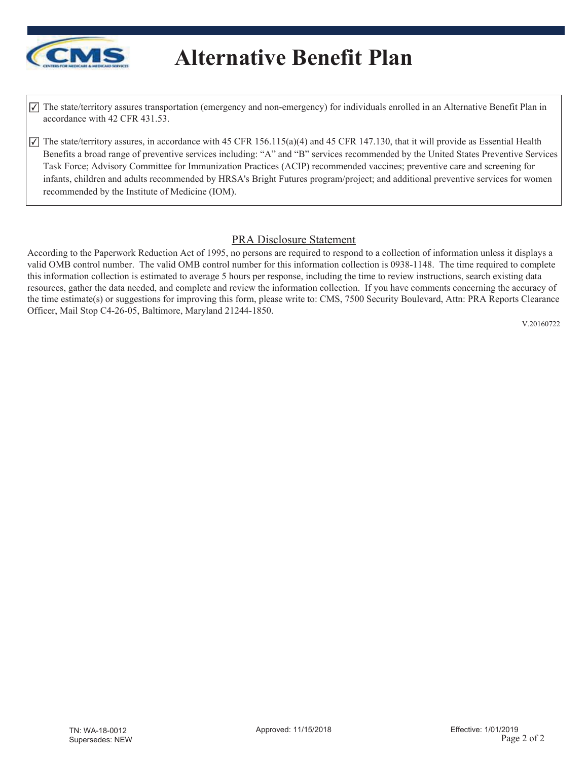# Alternative Benefit Plan

☑ The state/territory assures transportation (emergency and non-emergency) for individuals enrolled in an Alternative Benefit Plan in accordance with 42 CFR 431.53.

☑ The state/territory assures, in accordance with 45 CFR 156.115(a)(4) and 45 CFR 147.130, that it will provide as Essential Health Benefits a broad range of preventive services including: "A" and "B" services recommended by the United States Preventive Services Task Force; Advisory Committee for Immunization Practices (ACIP) recommended vaccines; preventive care and screening for infants, children and adults recommended by HRSA's Bright Futures program/project; and additional preventive services for women recommended by the Institute of Medicine (IOM).

## PRA Disclosure Statement

According to the Paperwork Reduction Act of 1995, no persons are required to respond to a collection of information unless it displays a valid OMB control number. The valid OMB control number for this information collection is 0938-1148. The time required to complete this information collection is estimated to average 5 hours per response, including the time to review instructions, search existing data resources, gather the data needed, and complete and review the information collection. If you have comments concerning the accuracy of the time estimate(s) or suggestions for improving this form, please write to: CMS, 7500 Security Boulevard, Attn: PRA Reports Clearance Officer, Mail Stop C4-26-05, Baltimore, Maryland 21244-1850.

V.20160722

TN: WA-18-0012
Supersedes: NEW

Approved: 11/15/2018

Effective: 1/01/2019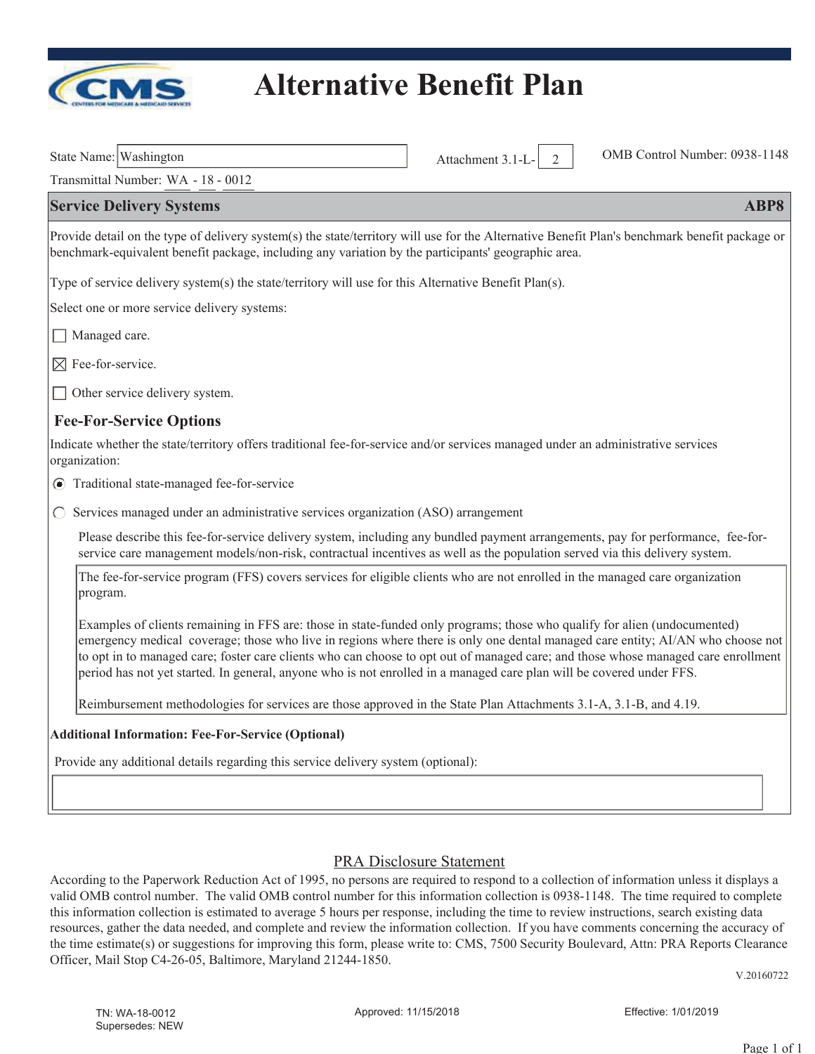# Alternative Benefit Plan

State Name: Washington | Attachment 3.1-L- 2 | OMB Control Number: 0938-1148

Transmittal Number: WA - 18 - 0012

## Service Delivery Systems — ABP8

Provide detail on the type of delivery system(s) the state/territory will use for the Alternative Benefit Plan's benchmark benefit package or benchmark-equivalent benefit package, including any variation by the participants' geographic area.

Type of service delivery system(s) the state/territory will use for this Alternative Benefit Plan(s).

Select one or more service delivery systems:

- [ ] Managed care.
- [x] Fee-for-service.
- [ ] Other service delivery system.

### Fee-For-Service Options

Indicate whether the state/territory offers traditional fee-for-service and/or services managed under an administrative services organization:

- (●) Traditional state-managed fee-for-service
- ( ) Services managed under an administrative services organization (ASO) arrangement

Please describe this fee-for-service delivery system, including any bundled payment arrangements, pay for performance, fee-for-service care management models/non-risk, contractual incentives as well as the population served via this delivery system.

The fee-for-service program (FFS) covers services for eligible clients who are not enrolled in the managed care organization program.

Examples of clients remaining in FFS are: those in state-funded only programs; those who qualify for alien (undocumented) emergency medical coverage; those who live in regions where there is only one dental managed care entity; AI/AN who choose not to opt in to managed care; foster care clients who can choose to opt out of managed care; and those whose managed care enrollment period has not yet started. In general, anyone who is not enrolled in a managed care plan will be covered under FFS.

Reimbursement methodologies for services are those approved in the State Plan Attachments 3.1-A, 3.1-B, and 4.19.

**Additional Information: Fee-For-Service (Optional)**

Provide any additional details regarding this service delivery system (optional):

PRA Disclosure Statement

According to the Paperwork Reduction Act of 1995, no persons are required to respond to a collection of information unless it displays a valid OMB control number. The valid OMB control number for this information collection is 0938-1148. The time required to complete this information collection is estimated to average 5 hours per response, including the time to review instructions, search existing data resources, gather the data needed, and complete and review the information collection. If you have comments concerning the accuracy of the time estimate(s) or suggestions for improving this form, please write to: CMS, 7500 Security Boulevard, Attn: PRA Reports Clearance Officer, Mail Stop C4-26-05, Baltimore, Maryland 21244-1850.

V.20160722

TN: WA-18-0012 | Approved: 11/15/2018 | Effective: 1/01/2019

Supersedes: NEW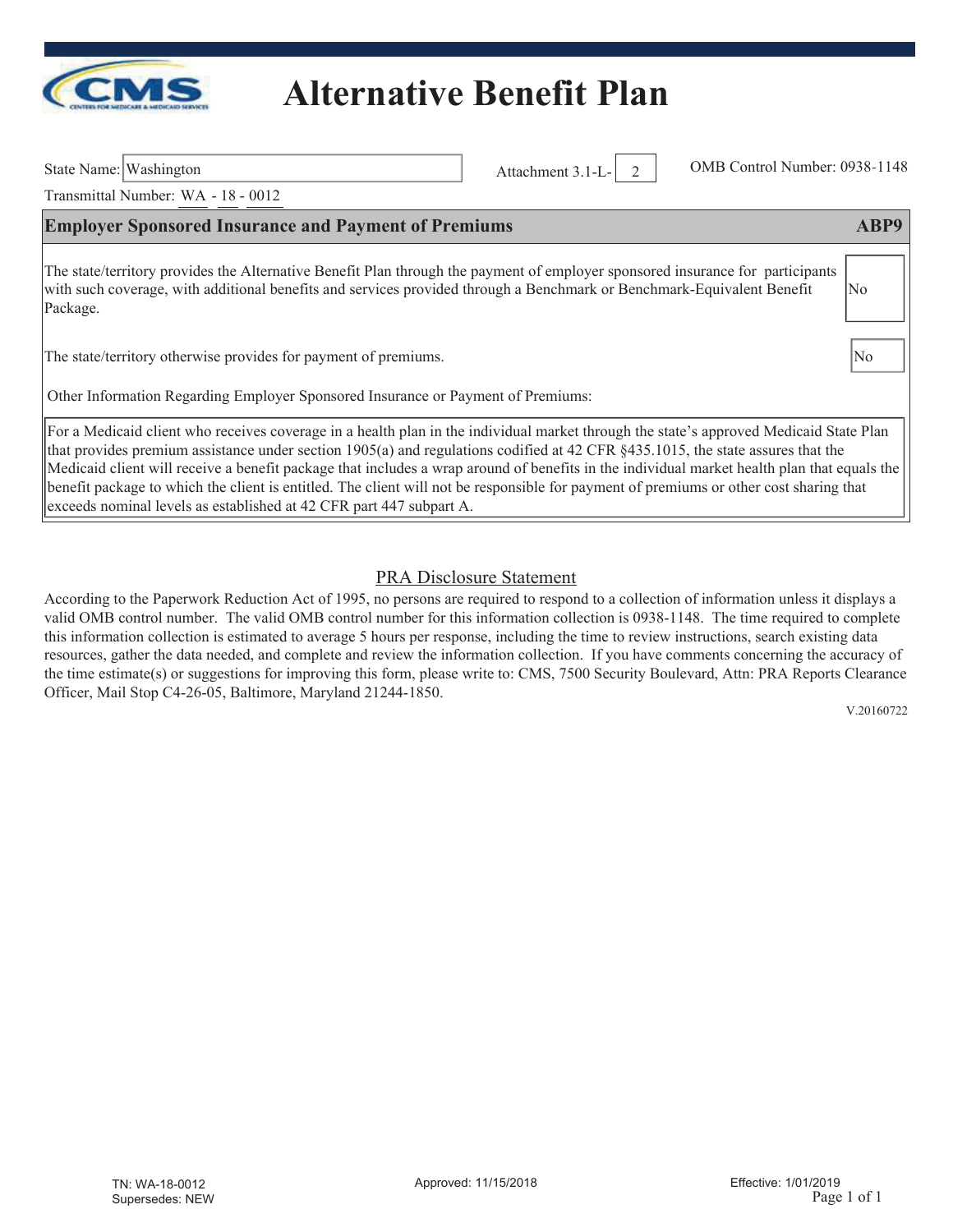# Alternative Benefit Plan

State Name: Washington

Attachment 3.1-L- 2

OMB Control Number: 0938-1148

Transmittal Number: WA - 18 - 0012

## Employer Sponsored Insurance and Payment of Premiums — ABP9

| | |
|---|---|
| The state/territory provides the Alternative Benefit Plan through the payment of employer sponsored insurance for participants with such coverage, with additional benefits and services provided through a Benchmark or Benchmark-Equivalent Benefit Package. | No |
| The state/territory otherwise provides for payment of premiums. | No |

Other Information Regarding Employer Sponsored Insurance or Payment of Premiums:

For a Medicaid client who receives coverage in a health plan in the individual market through the state's approved Medicaid State Plan that provides premium assistance under section 1905(a) and regulations codified at 42 CFR §435.1015, the state assures that the Medicaid client will receive a benefit package that includes a wrap around of benefits in the individual market health plan that equals the benefit package to which the client is entitled. The client will not be responsible for payment of premiums or other cost sharing that exceeds nominal levels as established at 42 CFR part 447 subpart A.

### PRA Disclosure Statement

According to the Paperwork Reduction Act of 1995, no persons are required to respond to a collection of information unless it displays a valid OMB control number. The valid OMB control number for this information collection is 0938-1148. The time required to complete this information collection is estimated to average 5 hours per response, including the time to review instructions, search existing data resources, gather the data needed, and complete and review the information collection. If you have comments concerning the accuracy of the time estimate(s) or suggestions for improving this form, please write to: CMS, 7500 Security Boulevard, Attn: PRA Reports Clearance Officer, Mail Stop C4-26-05, Baltimore, Maryland 21244-1850.

V.20160722

TN: WA-18-0012
Supersedes: NEW

Approved: 11/15/2018

Effective: 1/01/2019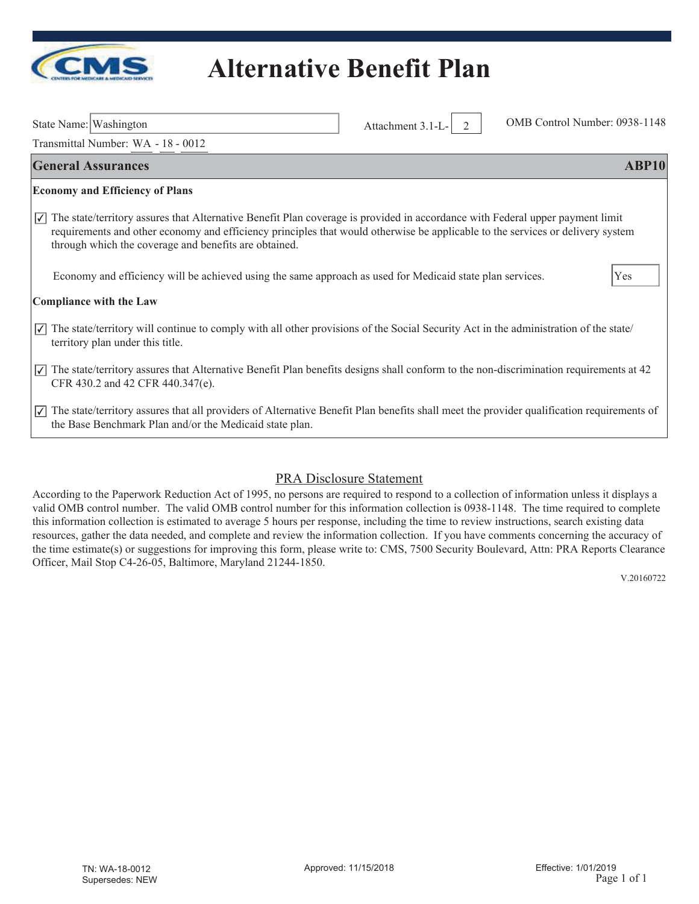# Alternative Benefit Plan

State Name: Washington

Attachment 3.1-L- 2

OMB Control Number: 0938-1148

Transmittal Number: WA - 18 - 0012

## General Assurances — ABP10

### Economy and Efficiency of Plans

☑ The state/territory assures that Alternative Benefit Plan coverage is provided in accordance with Federal upper payment limit requirements and other economy and efficiency principles that would otherwise be applicable to the services or delivery system through which the coverage and benefits are obtained.

Economy and efficiency will be achieved using the same approach as used for Medicaid state plan services. Yes

### Compliance with the Law

☑ The state/territory will continue to comply with all other provisions of the Social Security Act in the administration of the state/territory plan under this title.

☑ The state/territory assures that Alternative Benefit Plan benefits designs shall conform to the non-discrimination requirements at 42 CFR 430.2 and 42 CFR 440.347(e).

☑ The state/territory assures that all providers of Alternative Benefit Plan benefits shall meet the provider qualification requirements of the Base Benchmark Plan and/or the Medicaid state plan.

## PRA Disclosure Statement

According to the Paperwork Reduction Act of 1995, no persons are required to respond to a collection of information unless it displays a valid OMB control number. The valid OMB control number for this information collection is 0938-1148. The time required to complete this information collection is estimated to average 5 hours per response, including the time to review instructions, search existing data resources, gather the data needed, and complete and review the information collection. If you have comments concerning the accuracy of the time estimate(s) or suggestions for improving this form, please write to: CMS, 7500 Security Boulevard, Attn: PRA Reports Clearance Officer, Mail Stop C4-26-05, Baltimore, Maryland 21244-1850.

V.20160722

TN: WA-18-0012
Supersedes: NEW

Approved: 11/15/2018

Effective: 1/01/2019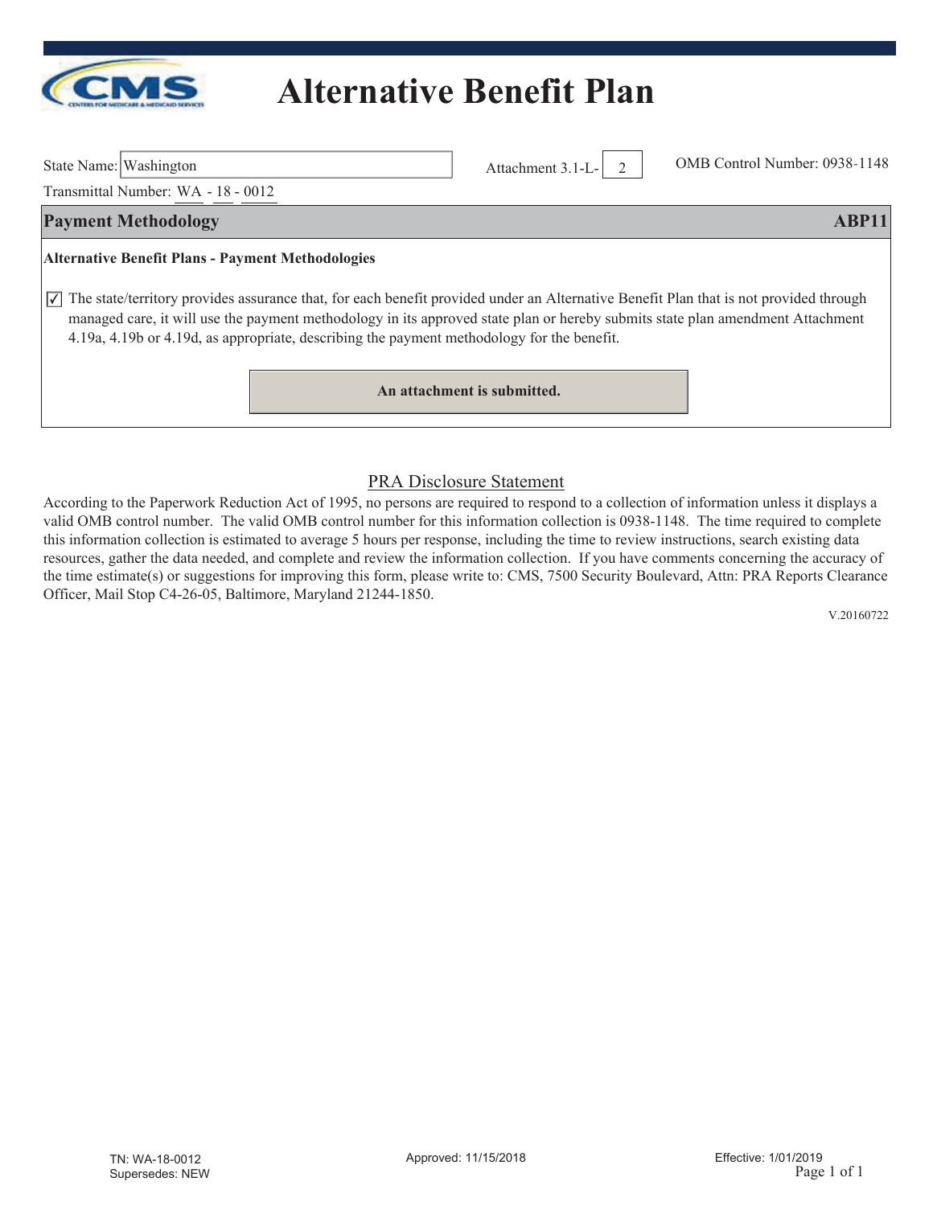# Alternative Benefit Plan

State Name: Washington

Attachment 3.1-L- 2

OMB Control Number: 0938-1148

Transmittal Number: WA - 18 - 0012

## Payment Methodology ABP11

**Alternative Benefit Plans - Payment Methodologies**

☑ The state/territory provides assurance that, for each benefit provided under an Alternative Benefit Plan that is not provided through managed care, it will use the payment methodology in its approved state plan or hereby submits state plan amendment Attachment 4.19a, 4.19b or 4.19d, as appropriate, describing the payment methodology for the benefit.

**An attachment is submitted.**

PRA Disclosure Statement

According to the Paperwork Reduction Act of 1995, no persons are required to respond to a collection of information unless it displays a valid OMB control number. The valid OMB control number for this information collection is 0938-1148. The time required to complete this information collection is estimated to average 5 hours per response, including the time to review instructions, search existing data resources, gather the data needed, and complete and review the information collection. If you have comments concerning the accuracy of the time estimate(s) or suggestions for improving this form, please write to: CMS, 7500 Security Boulevard, Attn: PRA Reports Clearance Officer, Mail Stop C4-26-05, Baltimore, Maryland 21244-1850.

V.20160722

TN: WA-18-0012
Supersedes: NEW

Approved: 11/15/2018

Effective: 1/01/2019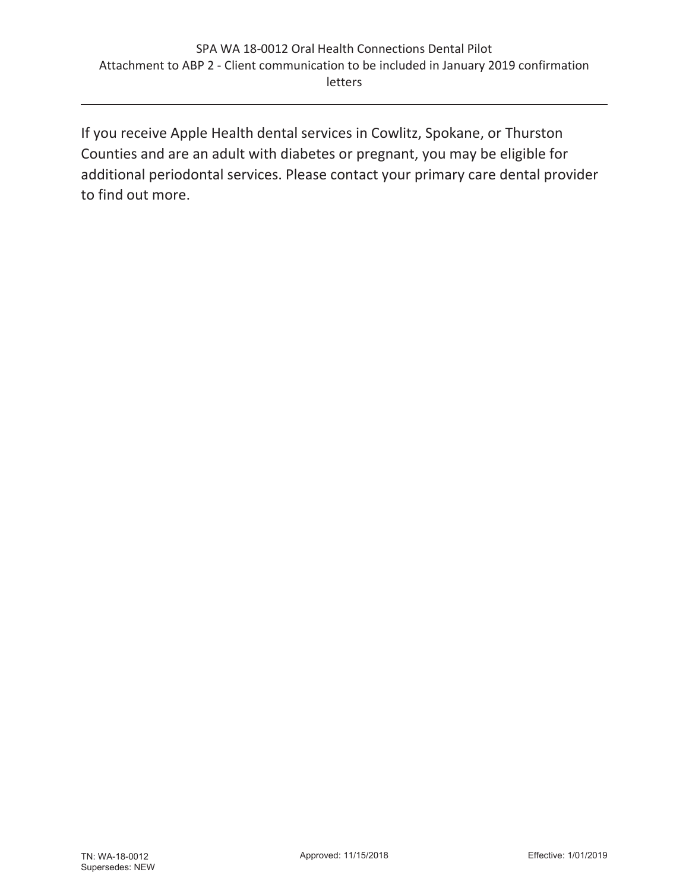SPA WA 18-0012 Oral Health Connections Dental Pilot
Attachment to ABP 2 - Client communication to be included in January 2019 confirmation letters

---

If you receive Apple Health dental services in Cowlitz, Spokane, or Thurston Counties and are an adult with diabetes or pregnant, you may be eligible for additional periodontal services. Please contact your primary care dental provider to find out more.

TN: WA-18-0012
Supersedes: NEW

Approved: 11/15/2018

Effective: 1/01/2019